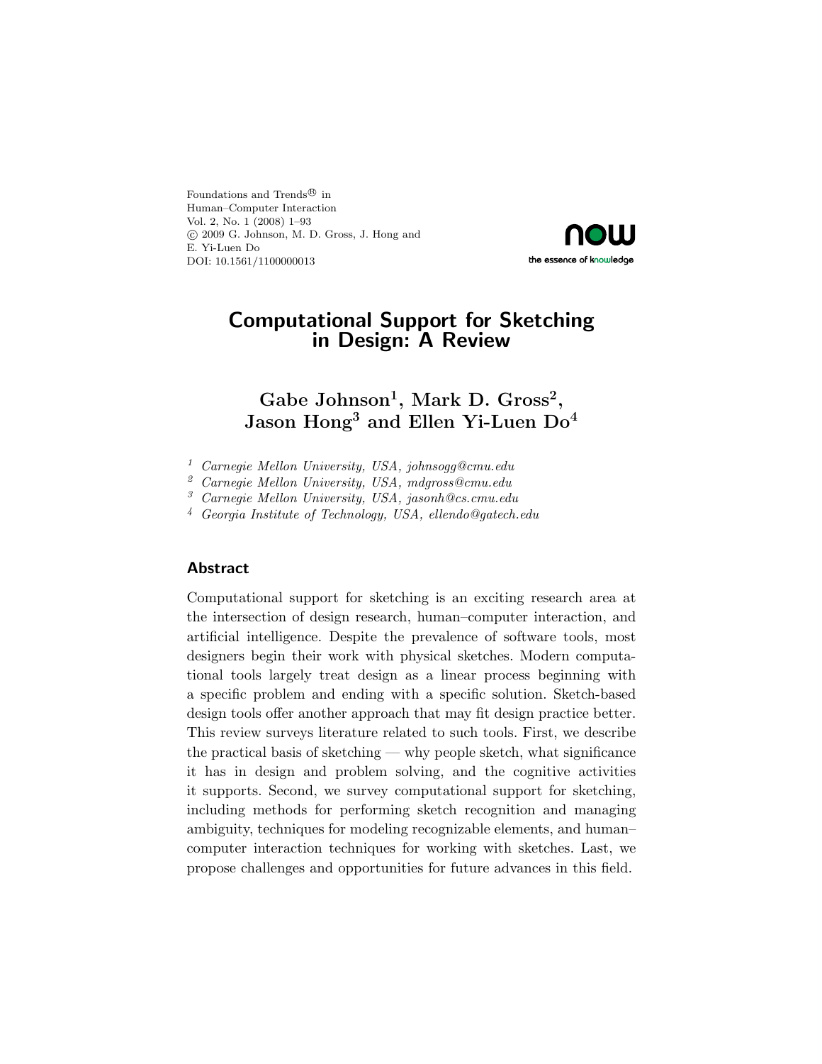Foundations and Trends® in
Human–Computer Interaction
Vol. 2, No. 1 (2008) 1–93
© 2009 G. Johnson, M. D. Gross, J. Hong and
E. Yi-Luen Do
DOI: 10.1561/1100000013

now
the essence of knowledge

# Computational Support for Sketching in Design: A Review

**Gabe Johnson[1], Mark D. Gross[2], Jason Hong[3] and Ellen Yi-Luen Do[4]**

[1] *Carnegie Mellon University, USA, johnsogg@cmu.edu*
[2] *Carnegie Mellon University, USA, mdgross@cmu.edu*
[3] *Carnegie Mellon University, USA, jasonh@cs.cmu.edu*
[4] *Georgia Institute of Technology, USA, ellendo@gatech.edu*

## Abstract

Computational support for sketching is an exciting research area at the intersection of design research, human–computer interaction, and artificial intelligence. Despite the prevalence of software tools, most designers begin their work with physical sketches. Modern computational tools largely treat design as a linear process beginning with a specific problem and ending with a specific solution. Sketch-based design tools offer another approach that may fit design practice better. This review surveys literature related to such tools. First, we describe the practical basis of sketching — why people sketch, what significance it has in design and problem solving, and the cognitive activities it supports. Second, we survey computational support for sketching, including methods for performing sketch recognition and managing ambiguity, techniques for modeling recognizable elements, and human–computer interaction techniques for working with sketches. Last, we propose challenges and opportunities for future advances in this field.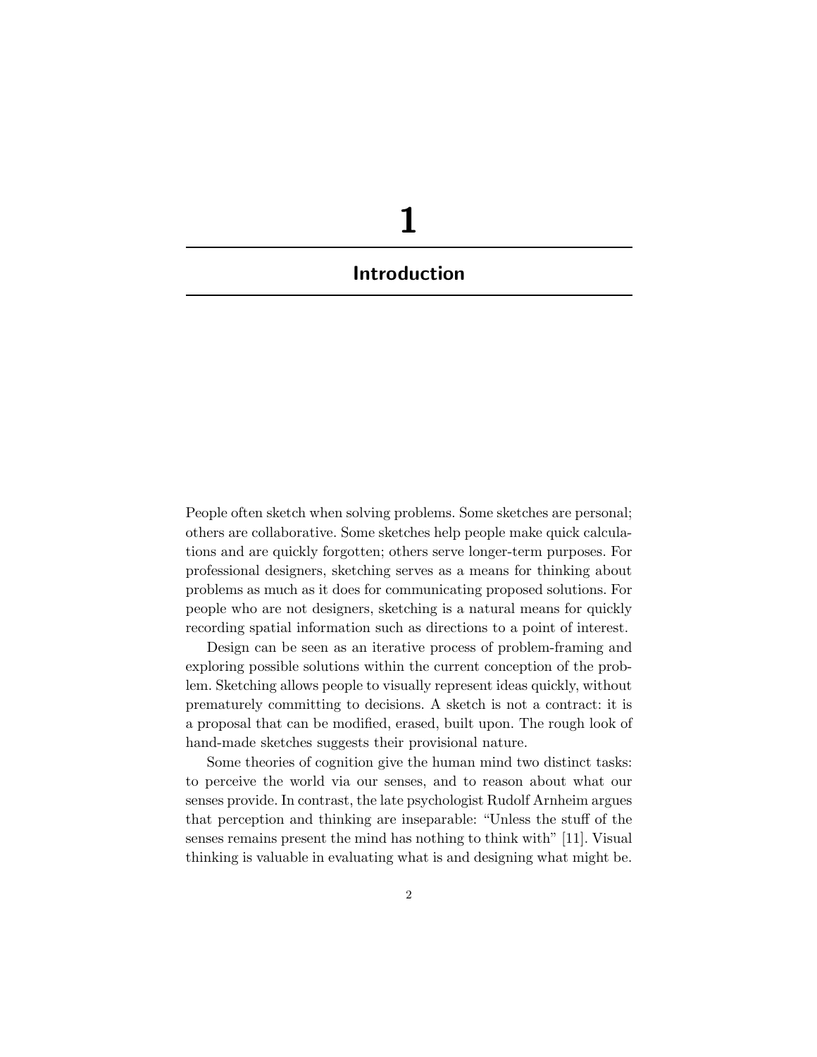# 1

# Introduction

People often sketch when solving problems. Some sketches are personal; others are collaborative. Some sketches help people make quick calculations and are quickly forgotten; others serve longer-term purposes. For professional designers, sketching serves as a means for thinking about problems as much as it does for communicating proposed solutions. For people who are not designers, sketching is a natural means for quickly recording spatial information such as directions to a point of interest.

Design can be seen as an iterative process of problem-framing and exploring possible solutions within the current conception of the problem. Sketching allows people to visually represent ideas quickly, without prematurely committing to decisions. A sketch is not a contract: it is a proposal that can be modified, erased, built upon. The rough look of hand-made sketches suggests their provisional nature.

Some theories of cognition give the human mind two distinct tasks: to perceive the world via our senses, and to reason about what our senses provide. In contrast, the late psychologist Rudolf Arnheim argues that perception and thinking are inseparable: "Unless the stuff of the senses remains present the mind has nothing to think with" [11]. Visual thinking is valuable in evaluating what is and designing what might be.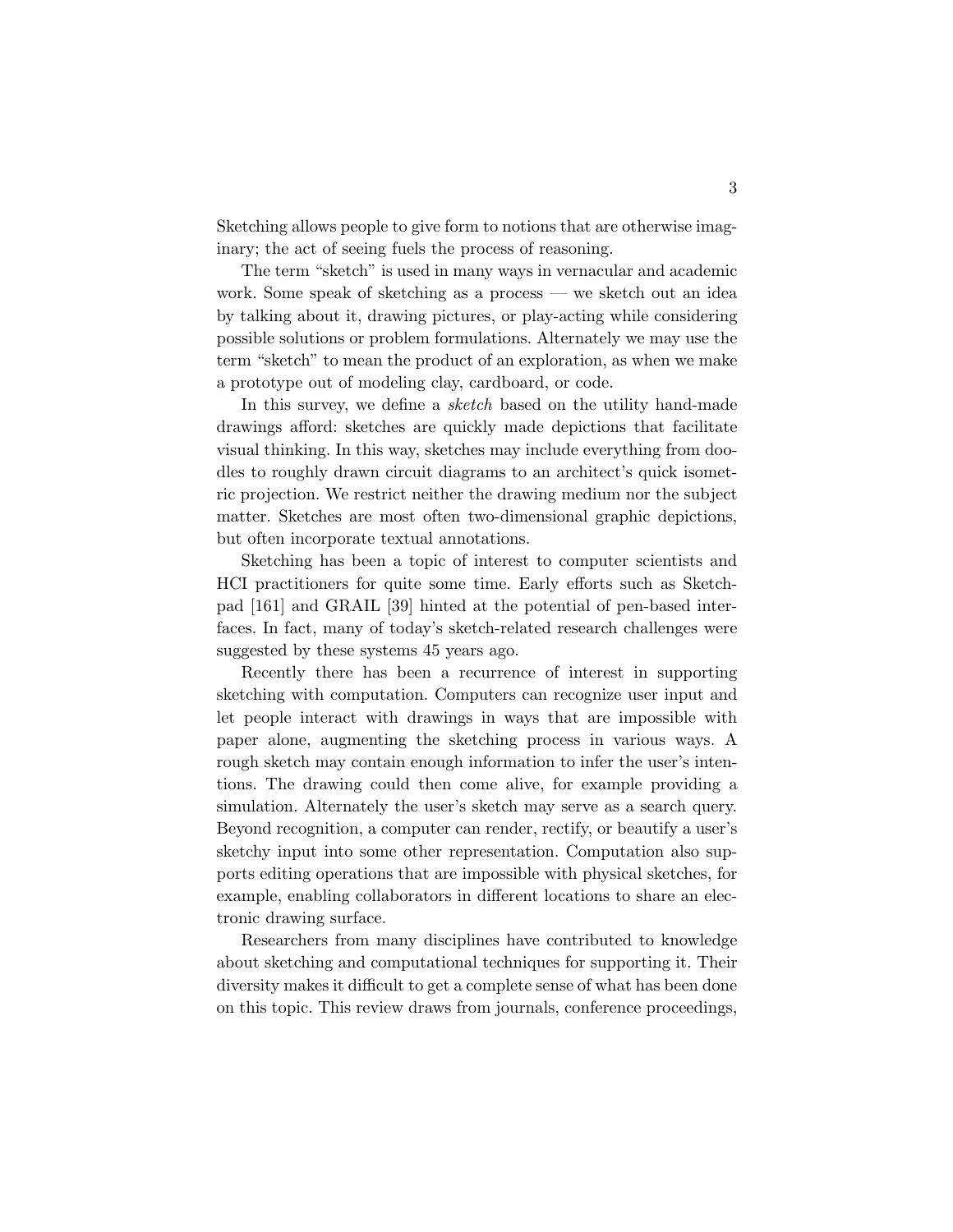Sketching allows people to give form to notions that are otherwise imaginary; the act of seeing fuels the process of reasoning.

The term "sketch" is used in many ways in vernacular and academic work. Some speak of sketching as a process — we sketch out an idea by talking about it, drawing pictures, or play-acting while considering possible solutions or problem formulations. Alternately we may use the term "sketch" to mean the product of an exploration, as when we make a prototype out of modeling clay, cardboard, or code.

In this survey, we define a *sketch* based on the utility hand-made drawings afford: sketches are quickly made depictions that facilitate visual thinking. In this way, sketches may include everything from doodles to roughly drawn circuit diagrams to an architect's quick isometric projection. We restrict neither the drawing medium nor the subject matter. Sketches are most often two-dimensional graphic depictions, but often incorporate textual annotations.

Sketching has been a topic of interest to computer scientists and HCI practitioners for quite some time. Early efforts such as Sketchpad [161] and GRAIL [39] hinted at the potential of pen-based interfaces. In fact, many of today's sketch-related research challenges were suggested by these systems 45 years ago.

Recently there has been a recurrence of interest in supporting sketching with computation. Computers can recognize user input and let people interact with drawings in ways that are impossible with paper alone, augmenting the sketching process in various ways. A rough sketch may contain enough information to infer the user's intentions. The drawing could then come alive, for example providing a simulation. Alternately the user's sketch may serve as a search query. Beyond recognition, a computer can render, rectify, or beautify a user's sketchy input into some other representation. Computation also supports editing operations that are impossible with physical sketches, for example, enabling collaborators in different locations to share an electronic drawing surface.

Researchers from many disciplines have contributed to knowledge about sketching and computational techniques for supporting it. Their diversity makes it difficult to get a complete sense of what has been done on this topic. This review draws from journals, conference proceedings,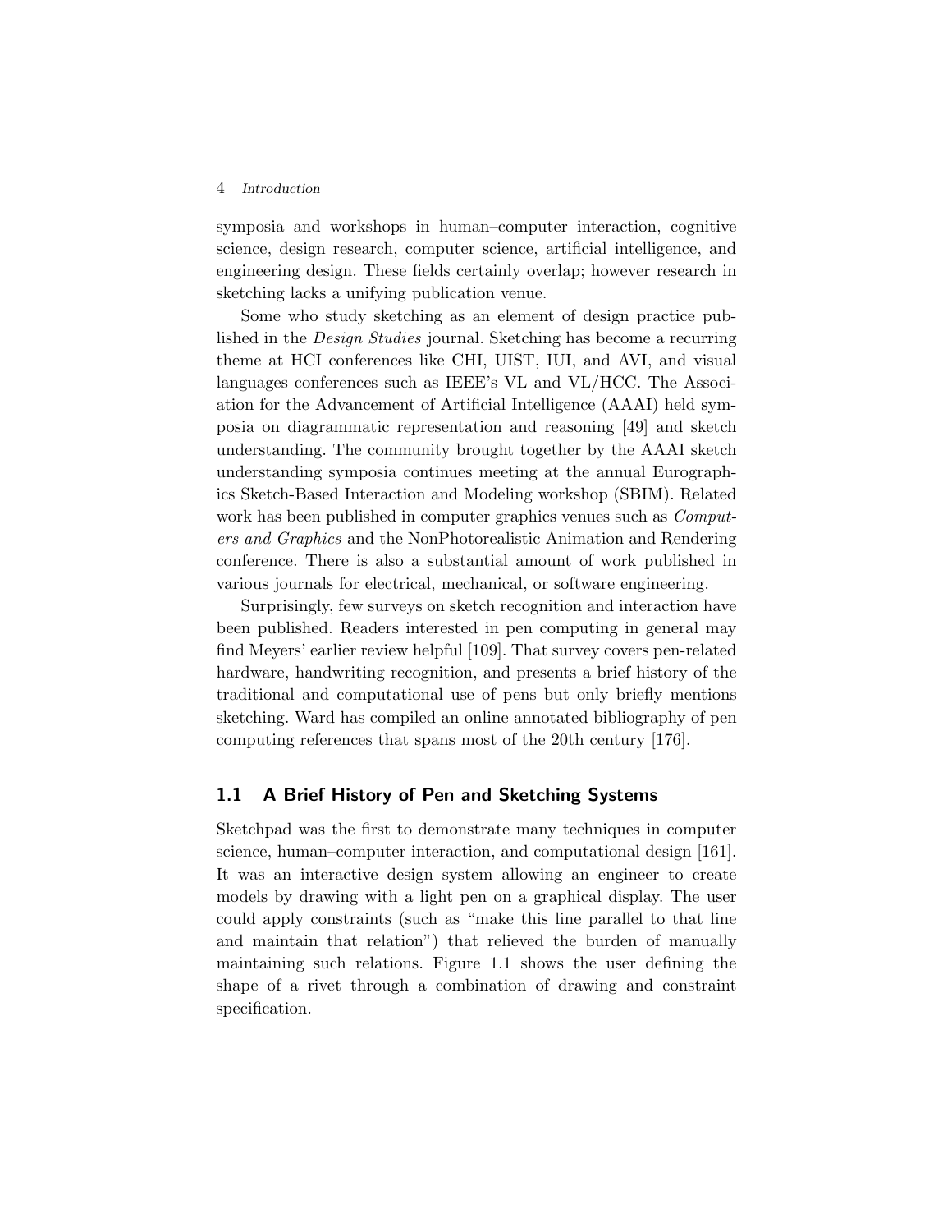symposia and workshops in human–computer interaction, cognitive science, design research, computer science, artificial intelligence, and engineering design. These fields certainly overlap; however research in sketching lacks a unifying publication venue.

Some who study sketching as an element of design practice published in the *Design Studies* journal. Sketching has become a recurring theme at HCI conferences like CHI, UIST, IUI, and AVI, and visual languages conferences such as IEEE's VL and VL/HCC. The Association for the Advancement of Artificial Intelligence (AAAI) held symposia on diagrammatic representation and reasoning [49] and sketch understanding. The community brought together by the AAAI sketch understanding symposia continues meeting at the annual Eurographics Sketch-Based Interaction and Modeling workshop (SBIM). Related work has been published in computer graphics venues such as *Computers and Graphics* and the NonPhotorealistic Animation and Rendering conference. There is also a substantial amount of work published in various journals for electrical, mechanical, or software engineering.

Surprisingly, few surveys on sketch recognition and interaction have been published. Readers interested in pen computing in general may find Meyers' earlier review helpful [109]. That survey covers pen-related hardware, handwriting recognition, and presents a brief history of the traditional and computational use of pens but only briefly mentions sketching. Ward has compiled an online annotated bibliography of pen computing references that spans most of the 20th century [176].

## 1.1 A Brief History of Pen and Sketching Systems

Sketchpad was the first to demonstrate many techniques in computer science, human–computer interaction, and computational design [161]. It was an interactive design system allowing an engineer to create models by drawing with a light pen on a graphical display. The user could apply constraints (such as "make this line parallel to that line and maintain that relation") that relieved the burden of manually maintaining such relations. Figure 1.1 shows the user defining the shape of a rivet through a combination of drawing and constraint specification.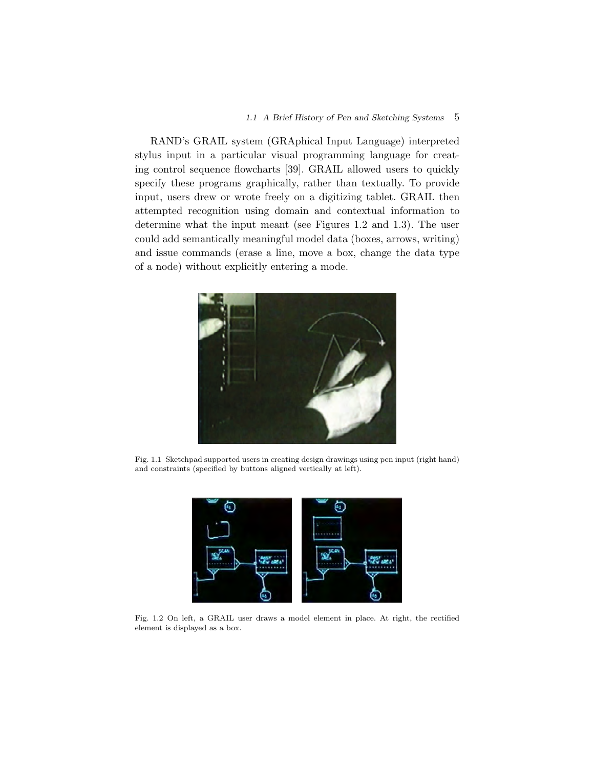RAND's GRAIL system (GRAphical Input Language) interpreted stylus input in a particular visual programming language for creating control sequence flowcharts [39]. GRAIL allowed users to quickly specify these programs graphically, rather than textually. To provide input, users drew or wrote freely on a digitizing tablet. GRAIL then attempted recognition using domain and contextual information to determine what the input meant (see Figures 1.2 and 1.3). The user could add semantically meaningful model data (boxes, arrows, writing) and issue commands (erase a line, move a box, change the data type of a node) without explicitly entering a mode.

Fig. 1.1 Sketchpad supported users in creating design drawings using pen input (right hand) and constraints (specified by buttons aligned vertically at left).

Fig. 1.2 On left, a GRAIL user draws a model element in place. At right, the rectified element is displayed as a box.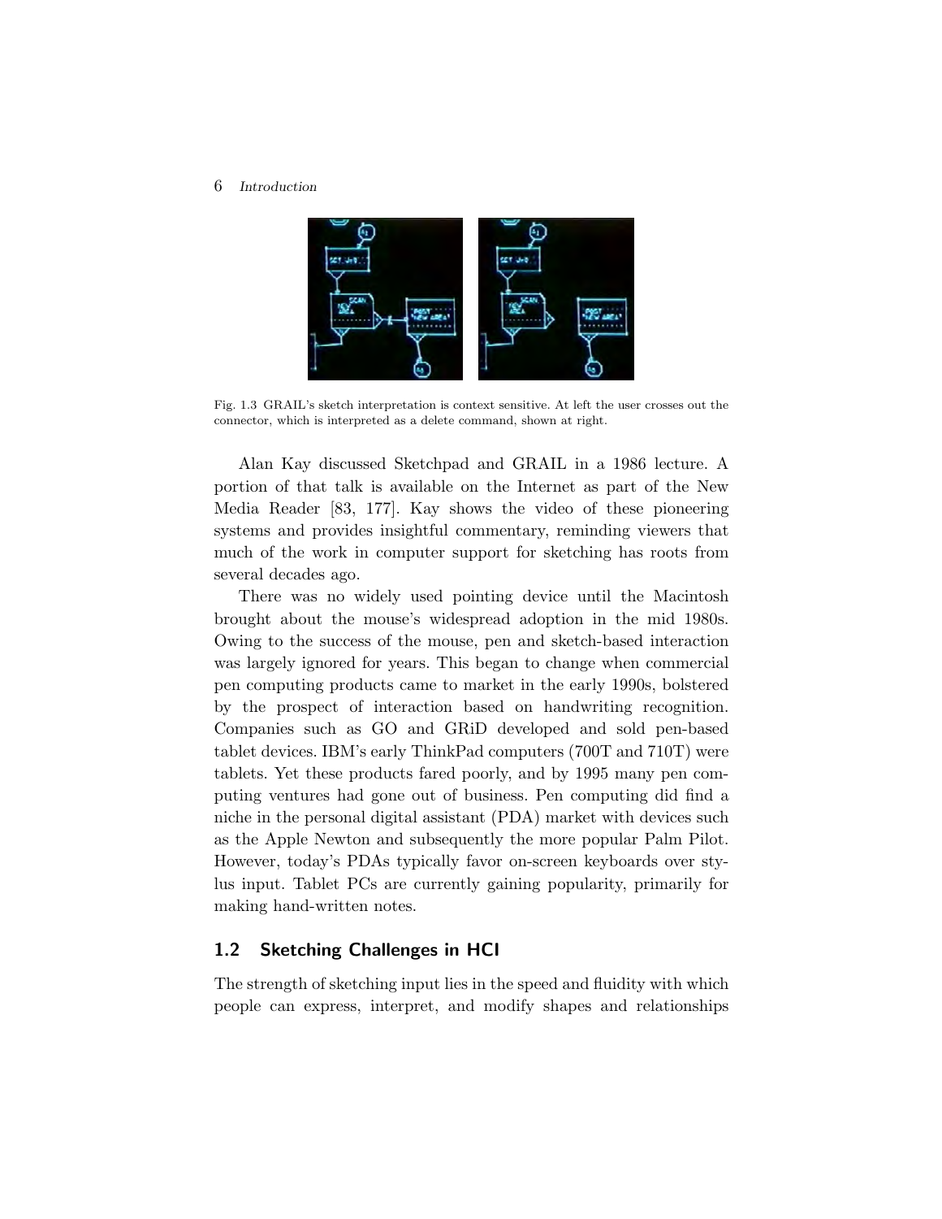Fig. 1.3 GRAIL's sketch interpretation is context sensitive. At left the user crosses out the connector, which is interpreted as a delete command, shown at right.

Alan Kay discussed Sketchpad and GRAIL in a 1986 lecture. A portion of that talk is available on the Internet as part of the New Media Reader [83, 177]. Kay shows the video of these pioneering systems and provides insightful commentary, reminding viewers that much of the work in computer support for sketching has roots from several decades ago.

There was no widely used pointing device until the Macintosh brought about the mouse's widespread adoption in the mid 1980s. Owing to the success of the mouse, pen and sketch-based interaction was largely ignored for years. This began to change when commercial pen computing products came to market in the early 1990s, bolstered by the prospect of interaction based on handwriting recognition. Companies such as GO and GRiD developed and sold pen-based tablet devices. IBM's early ThinkPad computers (700T and 710T) were tablets. Yet these products fared poorly, and by 1995 many pen computing ventures had gone out of business. Pen computing did find a niche in the personal digital assistant (PDA) market with devices such as the Apple Newton and subsequently the more popular Palm Pilot. However, today's PDAs typically favor on-screen keyboards over stylus input. Tablet PCs are currently gaining popularity, primarily for making hand-written notes.

## 1.2 Sketching Challenges in HCI

The strength of sketching input lies in the speed and fluidity with which people can express, interpret, and modify shapes and relationships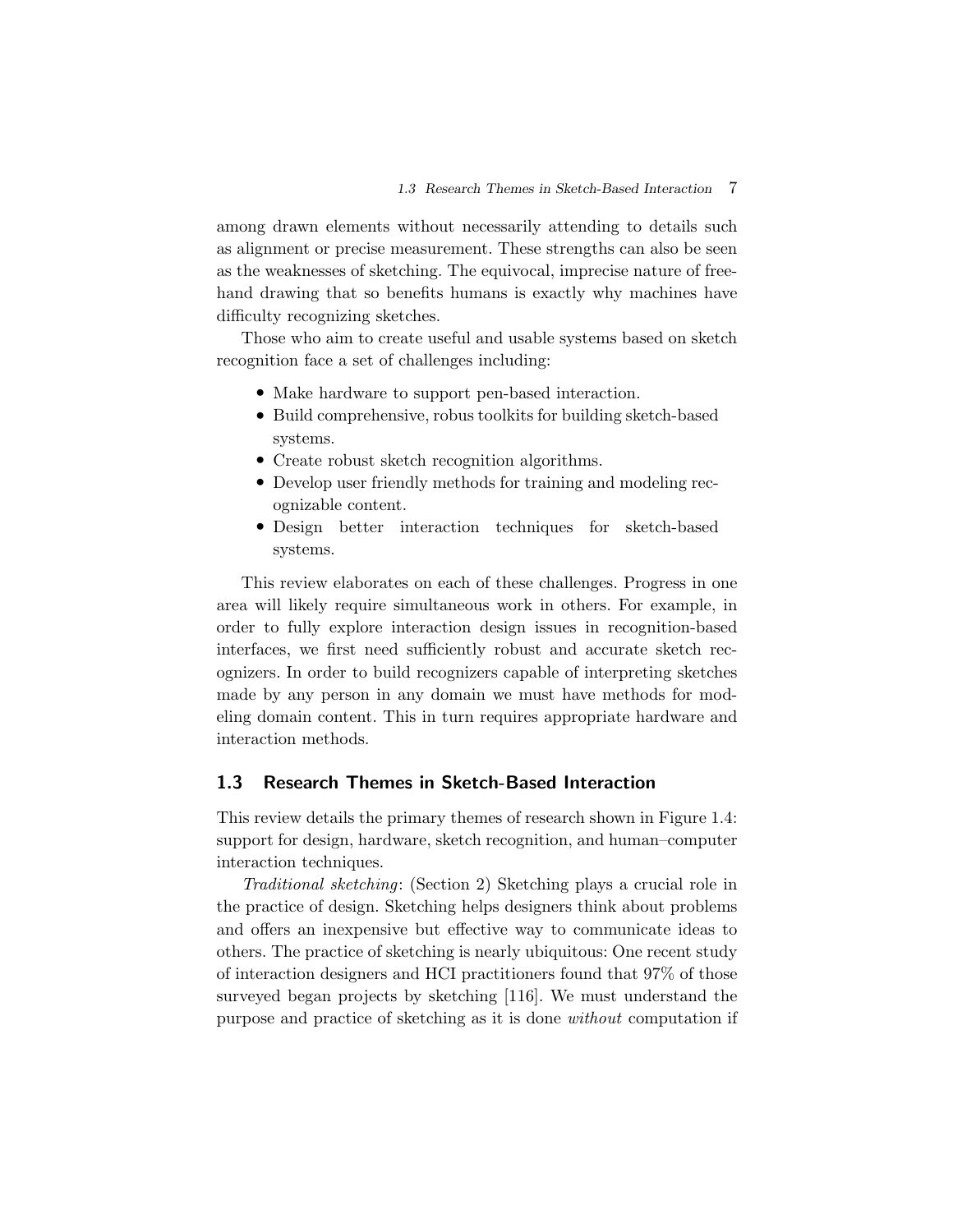among drawn elements without necessarily attending to details such as alignment or precise measurement. These strengths can also be seen as the weaknesses of sketching. The equivocal, imprecise nature of freehand drawing that so benefits humans is exactly why machines have difficulty recognizing sketches.

Those who aim to create useful and usable systems based on sketch recognition face a set of challenges including:

- Make hardware to support pen-based interaction.
- Build comprehensive, robus toolkits for building sketch-based systems.
- Create robust sketch recognition algorithms.
- Develop user friendly methods for training and modeling recognizable content.
- Design better interaction techniques for sketch-based systems.

This review elaborates on each of these challenges. Progress in one area will likely require simultaneous work in others. For example, in order to fully explore interaction design issues in recognition-based interfaces, we first need sufficiently robust and accurate sketch recognizers. In order to build recognizers capable of interpreting sketches made by any person in any domain we must have methods for modeling domain content. This in turn requires appropriate hardware and interaction methods.

## 1.3 Research Themes in Sketch-Based Interaction

This review details the primary themes of research shown in Figure 1.4: support for design, hardware, sketch recognition, and human–computer interaction techniques.

*Traditional sketching*: (Section 2) Sketching plays a crucial role in the practice of design. Sketching helps designers think about problems and offers an inexpensive but effective way to communicate ideas to others. The practice of sketching is nearly ubiquitous: One recent study of interaction designers and HCI practitioners found that 97% of those surveyed began projects by sketching [116]. We must understand the purpose and practice of sketching as it is done *without* computation if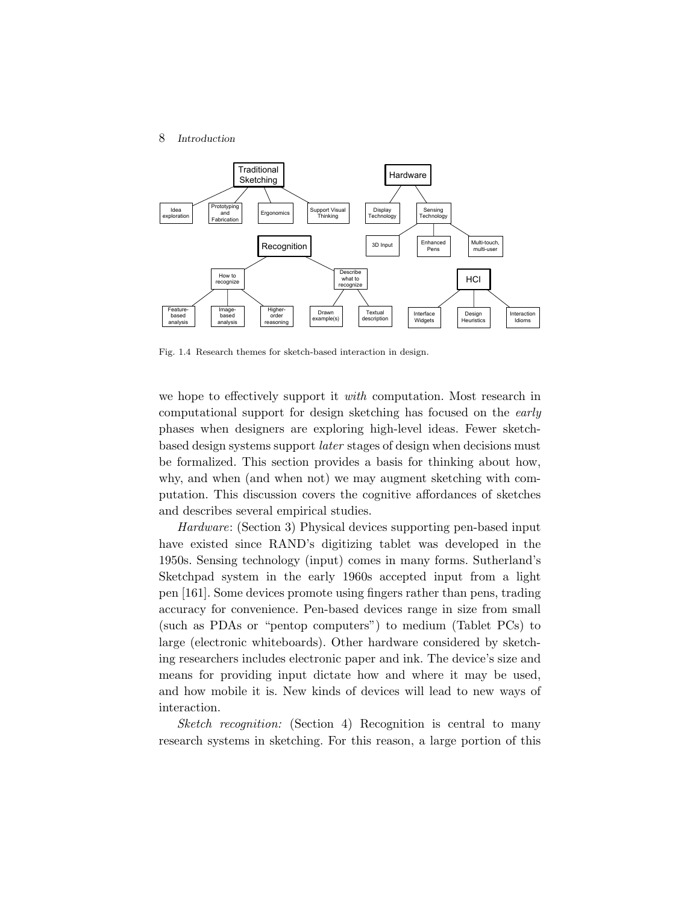Fig. 1.4 Research themes for sketch-based interaction in design.

we hope to effectively support it *with* computation. Most research in computational support for design sketching has focused on the *early* phases when designers are exploring high-level ideas. Fewer sketch-based design systems support *later* stages of design when decisions must be formalized. This section provides a basis for thinking about how, why, and when (and when not) we may augment sketching with computation. This discussion covers the cognitive affordances of sketches and describes several empirical studies.

*Hardware*: (Section 3) Physical devices supporting pen-based input have existed since RAND's digitizing tablet was developed in the 1950s. Sensing technology (input) comes in many forms. Sutherland's Sketchpad system in the early 1960s accepted input from a light pen [161]. Some devices promote using fingers rather than pens, trading accuracy for convenience. Pen-based devices range in size from small (such as PDAs or "pentop computers") to medium (Tablet PCs) to large (electronic whiteboards). Other hardware considered by sketching researchers includes electronic paper and ink. The device's size and means for providing input dictate how and where it may be used, and how mobile it is. New kinds of devices will lead to new ways of interaction.

*Sketch recognition:* (Section 4) Recognition is central to many research systems in sketching. For this reason, a large portion of this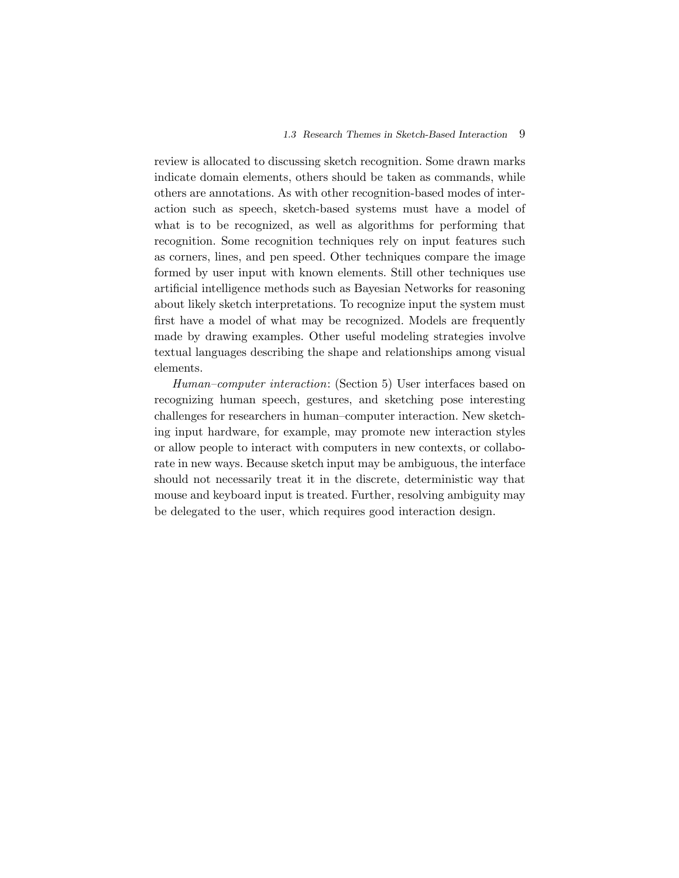review is allocated to discussing sketch recognition. Some drawn marks indicate domain elements, others should be taken as commands, while others are annotations. As with other recognition-based modes of interaction such as speech, sketch-based systems must have a model of what is to be recognized, as well as algorithms for performing that recognition. Some recognition techniques rely on input features such as corners, lines, and pen speed. Other techniques compare the image formed by user input with known elements. Still other techniques use artificial intelligence methods such as Bayesian Networks for reasoning about likely sketch interpretations. To recognize input the system must first have a model of what may be recognized. Models are frequently made by drawing examples. Other useful modeling strategies involve textual languages describing the shape and relationships among visual elements.

*Human–computer interaction*: (Section 5) User interfaces based on recognizing human speech, gestures, and sketching pose interesting challenges for researchers in human–computer interaction. New sketching input hardware, for example, may promote new interaction styles or allow people to interact with computers in new contexts, or collaborate in new ways. Because sketch input may be ambiguous, the interface should not necessarily treat it in the discrete, deterministic way that mouse and keyboard input is treated. Further, resolving ambiguity may be delegated to the user, which requires good interaction design.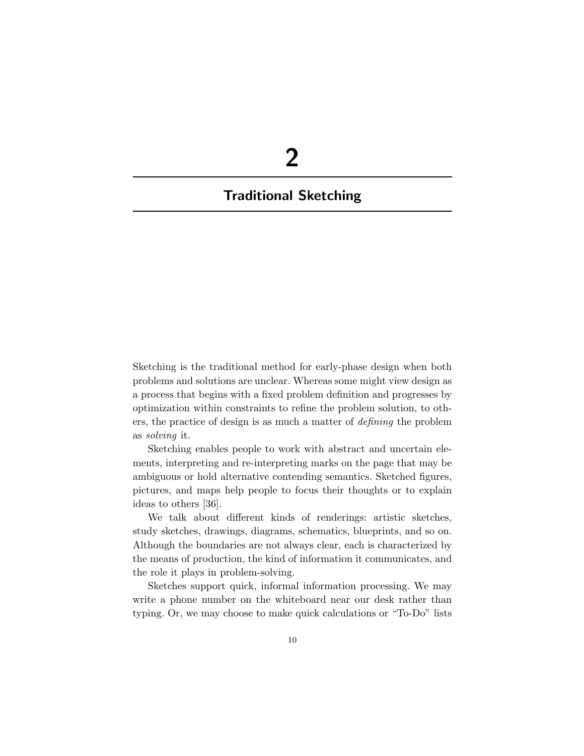# 2

# Traditional Sketching

Sketching is the traditional method for early-phase design when both problems and solutions are unclear. Whereas some might view design as a process that begins with a fixed problem definition and progresses by optimization within constraints to refine the problem solution, to others, the practice of design is as much a matter of *defining* the problem as *solving* it.

Sketching enables people to work with abstract and uncertain elements, interpreting and re-interpreting marks on the page that may be ambiguous or hold alternative contending semantics. Sketched figures, pictures, and maps help people to focus their thoughts or to explain ideas to others [36].

We talk about different kinds of renderings: artistic sketches, study sketches, drawings, diagrams, schematics, blueprints, and so on. Although the boundaries are not always clear, each is characterized by the means of production, the kind of information it communicates, and the role it plays in problem-solving.

Sketches support quick, informal information processing. We may write a phone number on the whiteboard near our desk rather than typing. Or, we may choose to make quick calculations or "To-Do" lists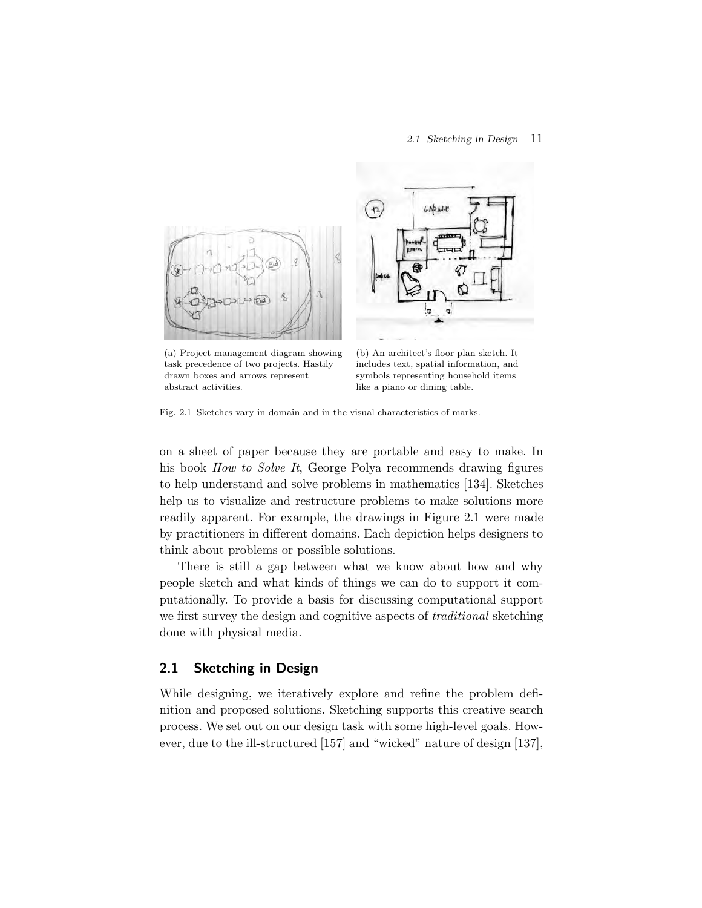(a) Project management diagram showing task precedence of two projects. Hastily drawn boxes and arrows represent abstract activities.

(b) An architect's floor plan sketch. It includes text, spatial information, and symbols representing household items like a piano or dining table.

Fig. 2.1 Sketches vary in domain and in the visual characteristics of marks.

on a sheet of paper because they are portable and easy to make. In his book *How to Solve It*, George Polya recommends drawing figures to help understand and solve problems in mathematics [134]. Sketches help us to visualize and restructure problems to make solutions more readily apparent. For example, the drawings in Figure 2.1 were made by practitioners in different domains. Each depiction helps designers to think about problems or possible solutions.

There is still a gap between what we know about how and why people sketch and what kinds of things we can do to support it computationally. To provide a basis for discussing computational support we first survey the design and cognitive aspects of *traditional* sketching done with physical media.

## 2.1 Sketching in Design

While designing, we iteratively explore and refine the problem definition and proposed solutions. Sketching supports this creative search process. We set out on our design task with some high-level goals. However, due to the ill-structured [157] and "wicked" nature of design [137],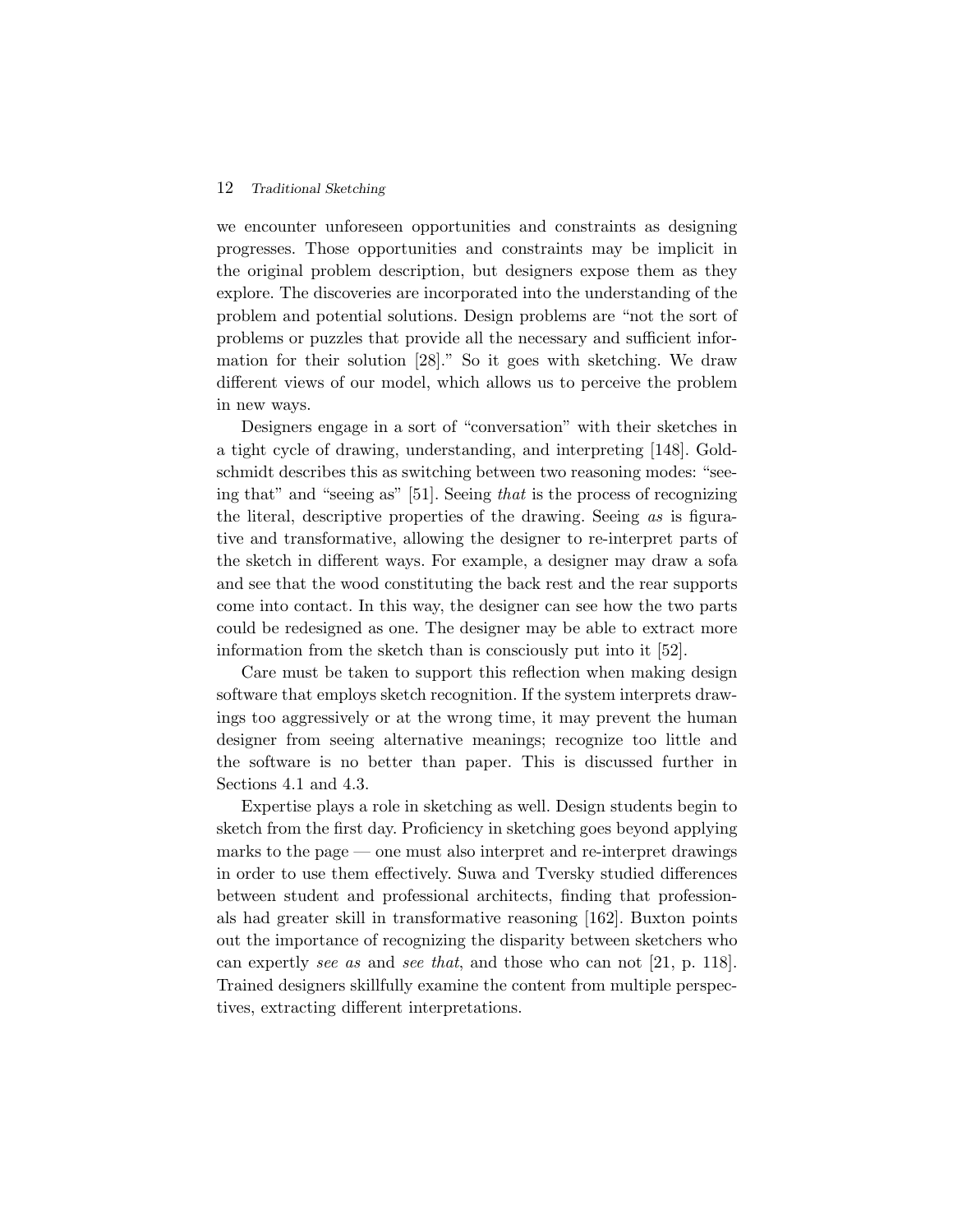we encounter unforeseen opportunities and constraints as designing progresses. Those opportunities and constraints may be implicit in the original problem description, but designers expose them as they explore. The discoveries are incorporated into the understanding of the problem and potential solutions. Design problems are "not the sort of problems or puzzles that provide all the necessary and sufficient information for their solution [28]." So it goes with sketching. We draw different views of our model, which allows us to perceive the problem in new ways.

Designers engage in a sort of "conversation" with their sketches in a tight cycle of drawing, understanding, and interpreting [148]. Goldschmidt describes this as switching between two reasoning modes: "seeing that" and "seeing as" [51]. Seeing *that* is the process of recognizing the literal, descriptive properties of the drawing. Seeing *as* is figurative and transformative, allowing the designer to re-interpret parts of the sketch in different ways. For example, a designer may draw a sofa and see that the wood constituting the back rest and the rear supports come into contact. In this way, the designer can see how the two parts could be redesigned as one. The designer may be able to extract more information from the sketch than is consciously put into it [52].

Care must be taken to support this reflection when making design software that employs sketch recognition. If the system interprets drawings too aggressively or at the wrong time, it may prevent the human designer from seeing alternative meanings; recognize too little and the software is no better than paper. This is discussed further in Sections 4.1 and 4.3.

Expertise plays a role in sketching as well. Design students begin to sketch from the first day. Proficiency in sketching goes beyond applying marks to the page — one must also interpret and re-interpret drawings in order to use them effectively. Suwa and Tversky studied differences between student and professional architects, finding that professionals had greater skill in transformative reasoning [162]. Buxton points out the importance of recognizing the disparity between sketchers who can expertly *see as* and *see that*, and those who can not [21, p. 118]. Trained designers skillfully examine the content from multiple perspectives, extracting different interpretations.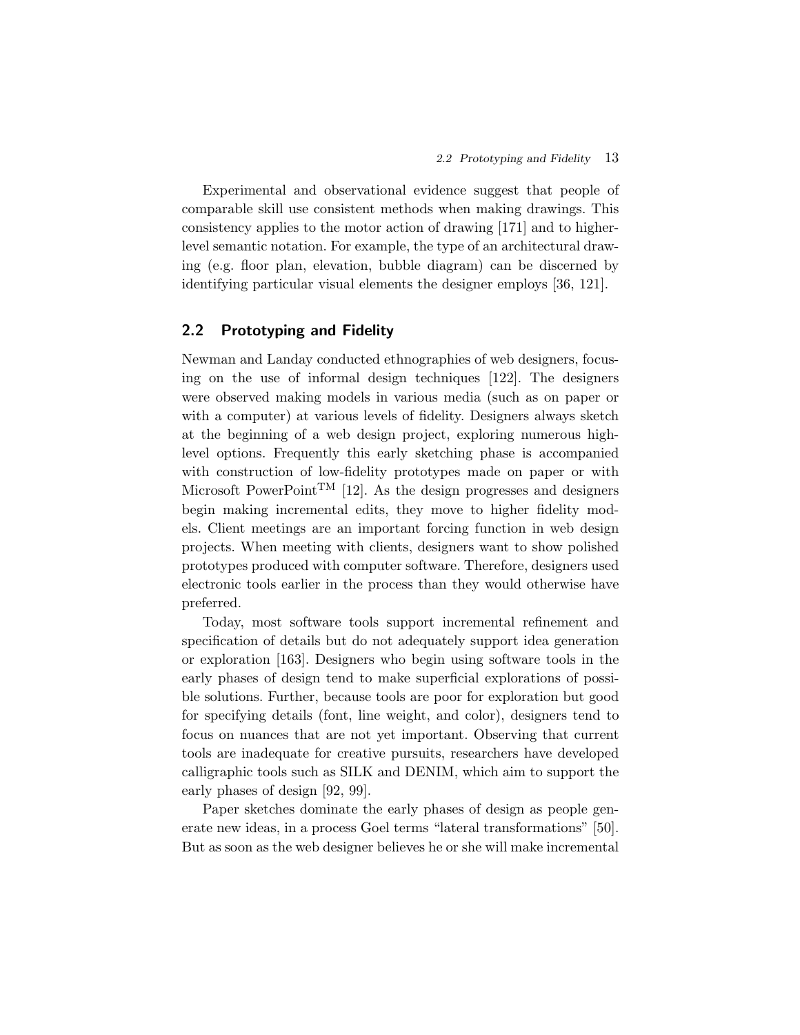Experimental and observational evidence suggest that people of comparable skill use consistent methods when making drawings. This consistency applies to the motor action of drawing [171] and to higher-level semantic notation. For example, the type of an architectural drawing (e.g. floor plan, elevation, bubble diagram) can be discerned by identifying particular visual elements the designer employs [36, 121].

## 2.2 Prototyping and Fidelity

Newman and Landay conducted ethnographies of web designers, focusing on the use of informal design techniques [122]. The designers were observed making models in various media (such as on paper or with a computer) at various levels of fidelity. Designers always sketch at the beginning of a web design project, exploring numerous high-level options. Frequently this early sketching phase is accompanied with construction of low-fidelity prototypes made on paper or with Microsoft PowerPoint™ [12]. As the design progresses and designers begin making incremental edits, they move to higher fidelity models. Client meetings are an important forcing function in web design projects. When meeting with clients, designers want to show polished prototypes produced with computer software. Therefore, designers used electronic tools earlier in the process than they would otherwise have preferred.

Today, most software tools support incremental refinement and specification of details but do not adequately support idea generation or exploration [163]. Designers who begin using software tools in the early phases of design tend to make superficial explorations of possible solutions. Further, because tools are poor for exploration but good for specifying details (font, line weight, and color), designers tend to focus on nuances that are not yet important. Observing that current tools are inadequate for creative pursuits, researchers have developed calligraphic tools such as SILK and DENIM, which aim to support the early phases of design [92, 99].

Paper sketches dominate the early phases of design as people generate new ideas, in a process Goel terms "lateral transformations" [50]. But as soon as the web designer believes he or she will make incremental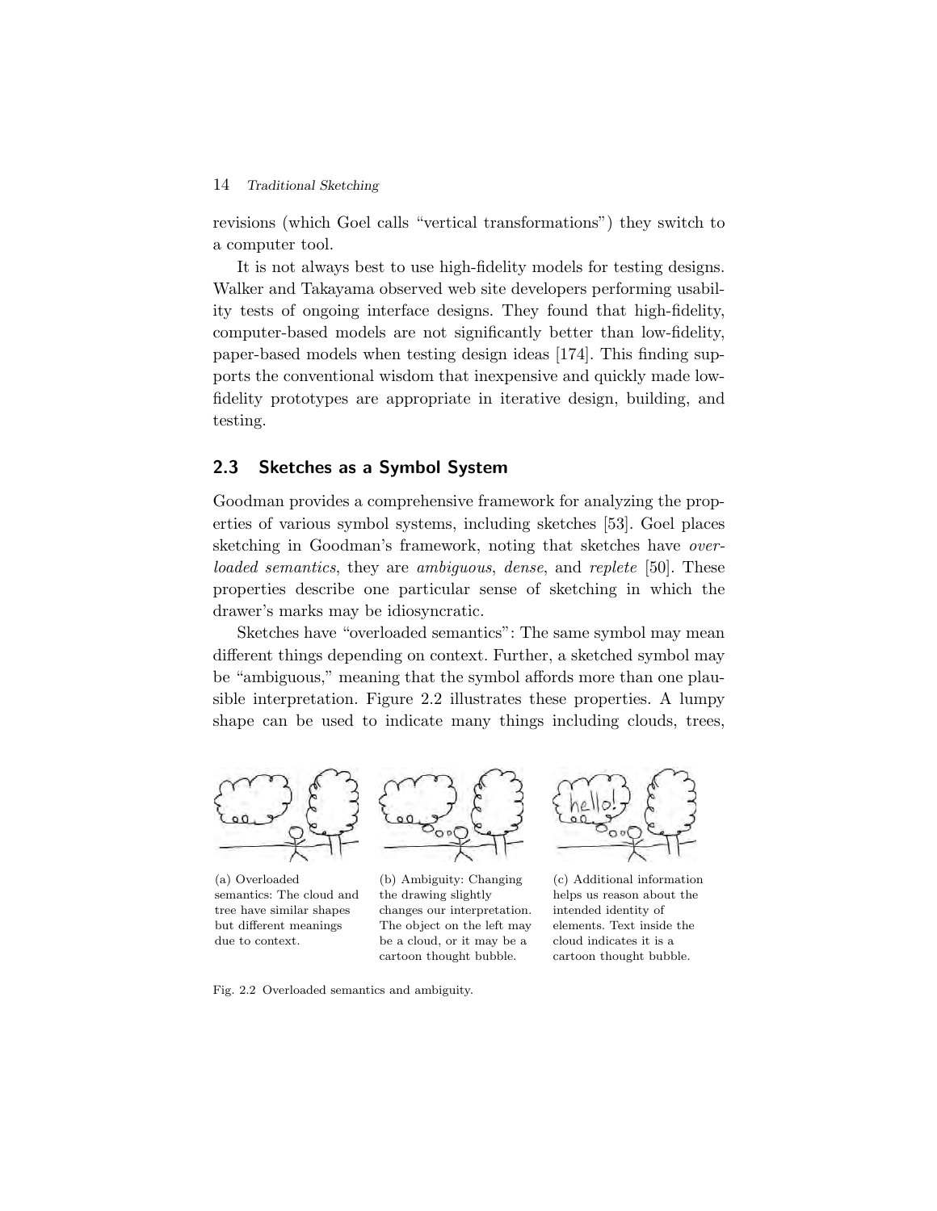revisions (which Goel calls "vertical transformations") they switch to a computer tool.

It is not always best to use high-fidelity models for testing designs. Walker and Takayama observed web site developers performing usability tests of ongoing interface designs. They found that high-fidelity, computer-based models are not significantly better than low-fidelity, paper-based models when testing design ideas [174]. This finding supports the conventional wisdom that inexpensive and quickly made low-fidelity prototypes are appropriate in iterative design, building, and testing.

## 2.3 Sketches as a Symbol System

Goodman provides a comprehensive framework for analyzing the properties of various symbol systems, including sketches [53]. Goel places sketching in Goodman's framework, noting that sketches have *overloaded semantics*, they are *ambiguous*, *dense*, and *replete* [50]. These properties describe one particular sense of sketching in which the drawer's marks may be idiosyncratic.

Sketches have "overloaded semantics": The same symbol may mean different things depending on context. Further, a sketched symbol may be "ambiguous," meaning that the symbol affords more than one plausible interpretation. Figure 2.2 illustrates these properties. A lumpy shape can be used to indicate many things including clouds, trees,

(a) Overloaded semantics: The cloud and tree have similar shapes but different meanings due to context.

(b) Ambiguity: Changing the drawing slightly changes our interpretation. The object on the left may be a cloud, or it may be a cartoon thought bubble.

(c) Additional information helps us reason about the intended identity of elements. Text inside the cloud indicates it is a cartoon thought bubble.

Fig. 2.2 Overloaded semantics and ambiguity.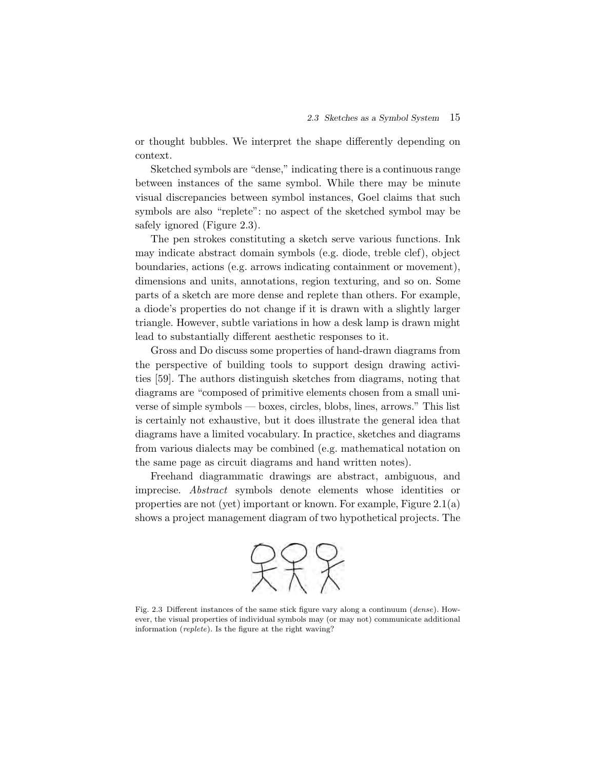or thought bubbles. We interpret the shape differently depending on context.

Sketched symbols are "dense," indicating there is a continuous range between instances of the same symbol. While there may be minute visual discrepancies between symbol instances, Goel claims that such symbols are also "replete": no aspect of the sketched symbol may be safely ignored (Figure 2.3).

The pen strokes constituting a sketch serve various functions. Ink may indicate abstract domain symbols (e.g. diode, treble clef), object boundaries, actions (e.g. arrows indicating containment or movement), dimensions and units, annotations, region texturing, and so on. Some parts of a sketch are more dense and replete than others. For example, a diode's properties do not change if it is drawn with a slightly larger triangle. However, subtle variations in how a desk lamp is drawn might lead to substantially different aesthetic responses to it.

Gross and Do discuss some properties of hand-drawn diagrams from the perspective of building tools to support design drawing activities [59]. The authors distinguish sketches from diagrams, noting that diagrams are "composed of primitive elements chosen from a small universe of simple symbols — boxes, circles, blobs, lines, arrows." This list is certainly not exhaustive, but it does illustrate the general idea that diagrams have a limited vocabulary. In practice, sketches and diagrams from various dialects may be combined (e.g. mathematical notation on the same page as circuit diagrams and hand written notes).

Freehand diagrammatic drawings are abstract, ambiguous, and imprecise. *Abstract* symbols denote elements whose identities or properties are not (yet) important or known. For example, Figure 2.1(a) shows a project management diagram of two hypothetical projects. The

Fig. 2.3 Different instances of the same stick figure vary along a continuum (*dense*). However, the visual properties of individual symbols may (or may not) communicate additional information (*replete*). Is the figure at the right waving?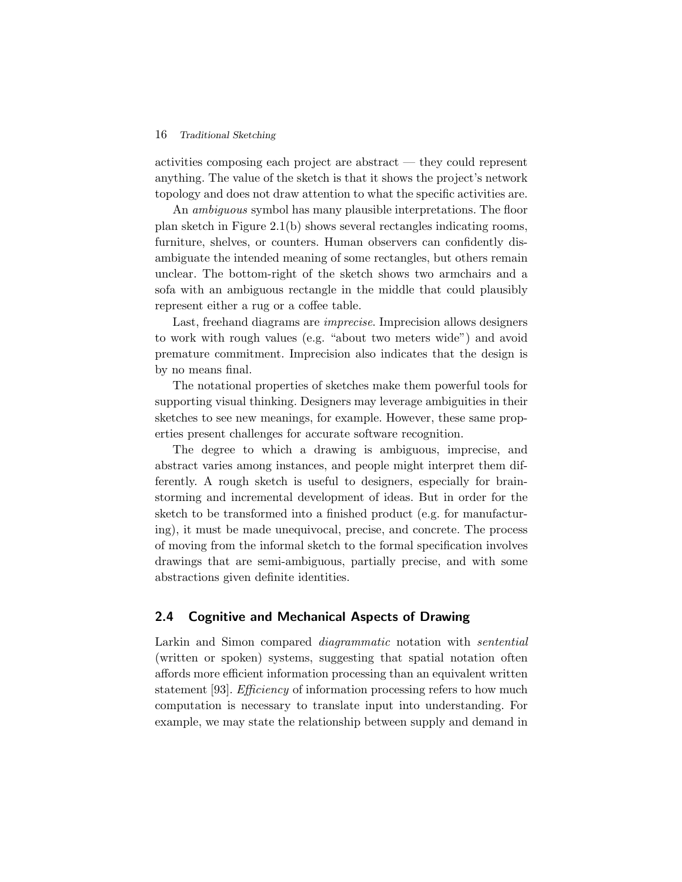activities composing each project are abstract — they could represent anything. The value of the sketch is that it shows the project's network topology and does not draw attention to what the specific activities are.

An *ambiguous* symbol has many plausible interpretations. The floor plan sketch in Figure 2.1(b) shows several rectangles indicating rooms, furniture, shelves, or counters. Human observers can confidently disambiguate the intended meaning of some rectangles, but others remain unclear. The bottom-right of the sketch shows two armchairs and a sofa with an ambiguous rectangle in the middle that could plausibly represent either a rug or a coffee table.

Last, freehand diagrams are *imprecise*. Imprecision allows designers to work with rough values (e.g. "about two meters wide") and avoid premature commitment. Imprecision also indicates that the design is by no means final.

The notational properties of sketches make them powerful tools for supporting visual thinking. Designers may leverage ambiguities in their sketches to see new meanings, for example. However, these same properties present challenges for accurate software recognition.

The degree to which a drawing is ambiguous, imprecise, and abstract varies among instances, and people might interpret them differently. A rough sketch is useful to designers, especially for brainstorming and incremental development of ideas. But in order for the sketch to be transformed into a finished product (e.g. for manufacturing), it must be made unequivocal, precise, and concrete. The process of moving from the informal sketch to the formal specification involves drawings that are semi-ambiguous, partially precise, and with some abstractions given definite identities.

## 2.4 Cognitive and Mechanical Aspects of Drawing

Larkin and Simon compared *diagrammatic* notation with *sentential* (written or spoken) systems, suggesting that spatial notation often affords more efficient information processing than an equivalent written statement [93]. *Efficiency* of information processing refers to how much computation is necessary to translate input into understanding. For example, we may state the relationship between supply and demand in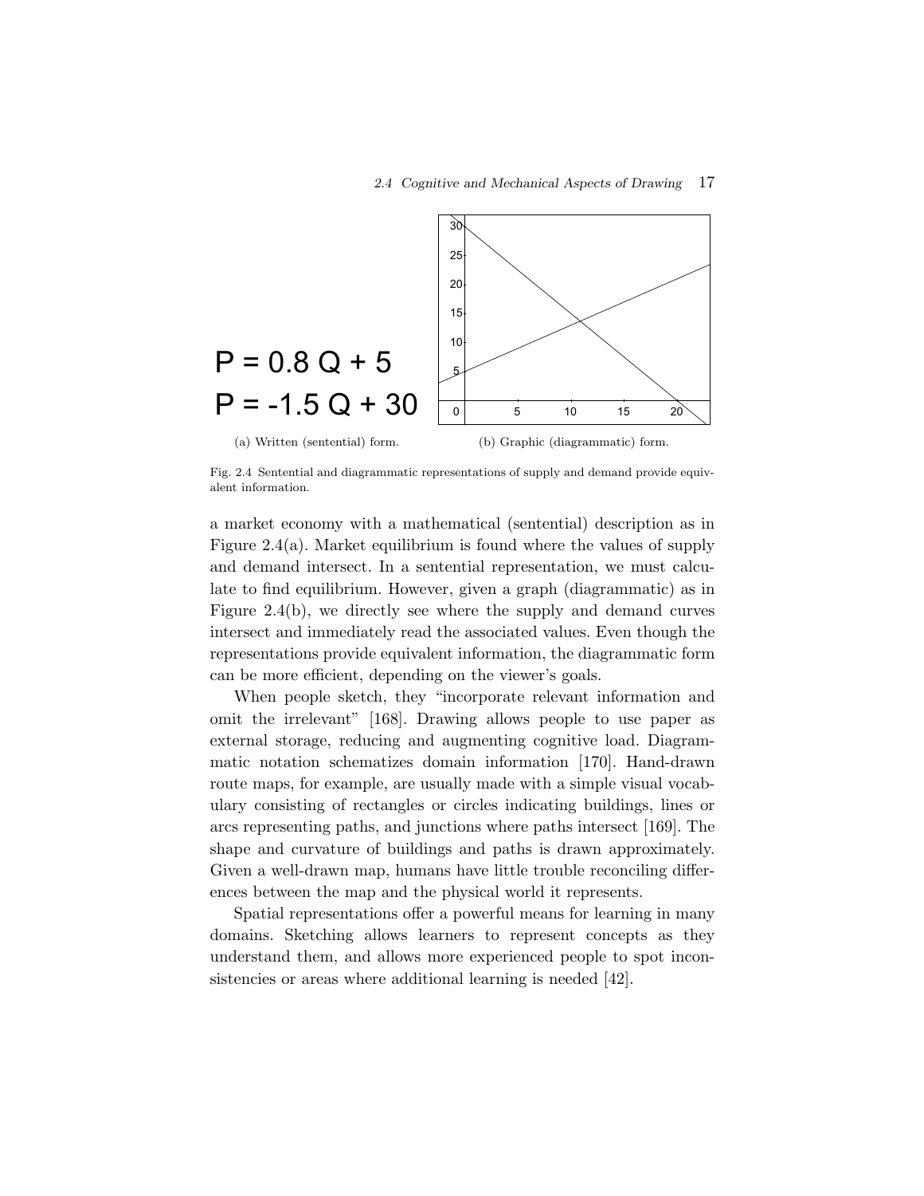$$P = 0.8\,Q + 5$$
$$P = -1.5\,Q + 30$$

(a) Written (sentential) form.

(b) Graphic (diagrammatic) form.

Fig. 2.4 Sentential and diagrammatic representations of supply and demand provide equivalent information.

a market economy with a mathematical (sentential) description as in Figure 2.4(a). Market equilibrium is found where the values of supply and demand intersect. In a sentential representation, we must calculate to find equilibrium. However, given a graph (diagrammatic) as in Figure 2.4(b), we directly see where the supply and demand curves intersect and immediately read the associated values. Even though the representations provide equivalent information, the diagrammatic form can be more efficient, depending on the viewer's goals.

When people sketch, they "incorporate relevant information and omit the irrelevant" [168]. Drawing allows people to use paper as external storage, reducing and augmenting cognitive load. Diagrammatic notation schematizes domain information [170]. Hand-drawn route maps, for example, are usually made with a simple visual vocabulary consisting of rectangles or circles indicating buildings, lines or arcs representing paths, and junctions where paths intersect [169]. The shape and curvature of buildings and paths is drawn approximately. Given a well-drawn map, humans have little trouble reconciling differences between the map and the physical world it represents.

Spatial representations offer a powerful means for learning in many domains. Sketching allows learners to represent concepts as they understand them, and allows more experienced people to spot inconsistencies or areas where additional learning is needed [42].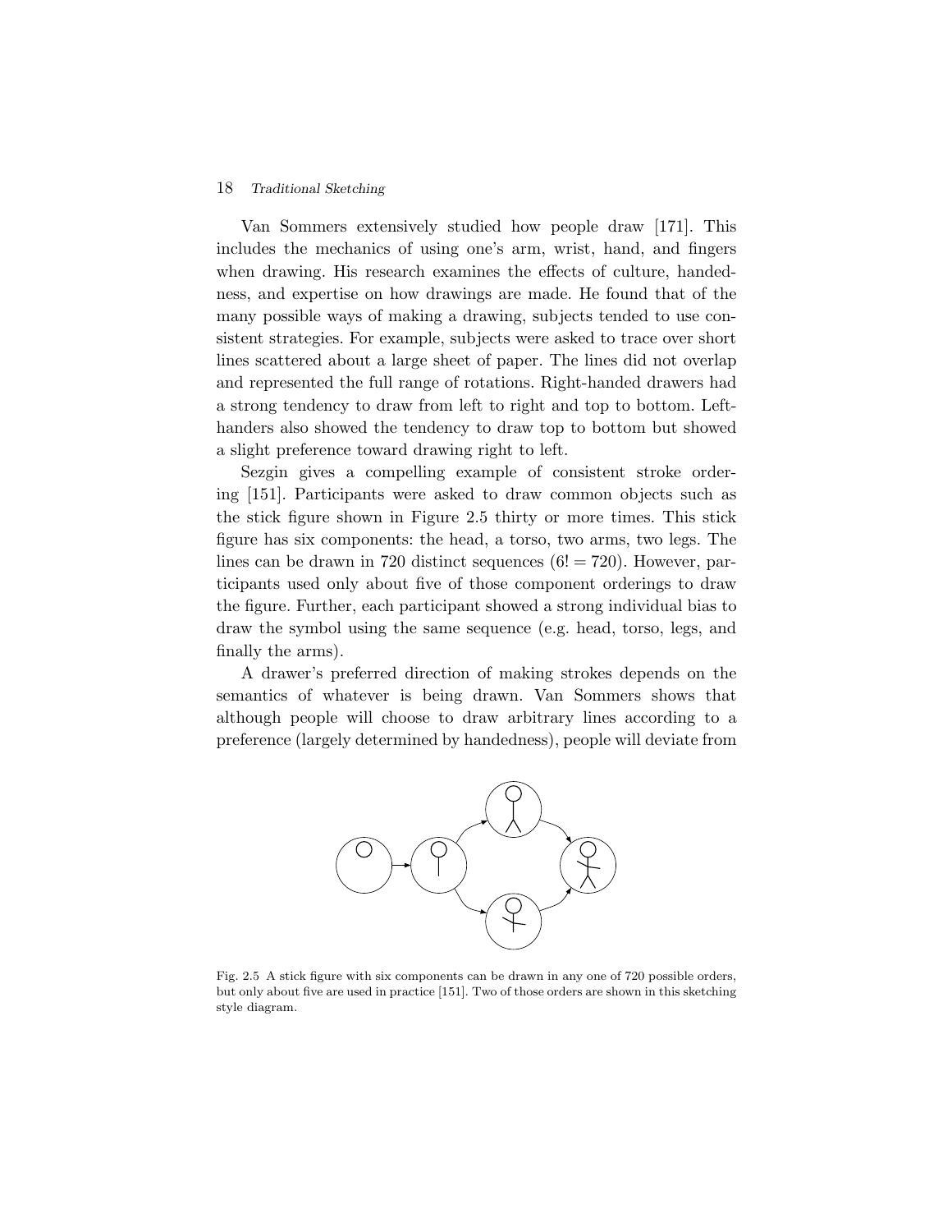Van Sommers extensively studied how people draw [171]. This includes the mechanics of using one's arm, wrist, hand, and fingers when drawing. His research examines the effects of culture, handedness, and expertise on how drawings are made. He found that of the many possible ways of making a drawing, subjects tended to use consistent strategies. For example, subjects were asked to trace over short lines scattered about a large sheet of paper. The lines did not overlap and represented the full range of rotations. Right-handed drawers had a strong tendency to draw from left to right and top to bottom. Left-handers also showed the tendency to draw top to bottom but showed a slight preference toward drawing right to left.

Sezgin gives a compelling example of consistent stroke ordering [151]. Participants were asked to draw common objects such as the stick figure shown in Figure 2.5 thirty or more times. This stick figure has six components: the head, a torso, two arms, two legs. The lines can be drawn in 720 distinct sequences ($6! = 720$). However, participants used only about five of those component orderings to draw the figure. Further, each participant showed a strong individual bias to draw the symbol using the same sequence (e.g. head, torso, legs, and finally the arms).

A drawer's preferred direction of making strokes depends on the semantics of whatever is being drawn. Van Sommers shows that although people will choose to draw arbitrary lines according to a preference (largely determined by handedness), people will deviate from

Fig. 2.5 A stick figure with six components can be drawn in any one of 720 possible orders, but only about five are used in practice [151]. Two of those orders are shown in this sketching style diagram.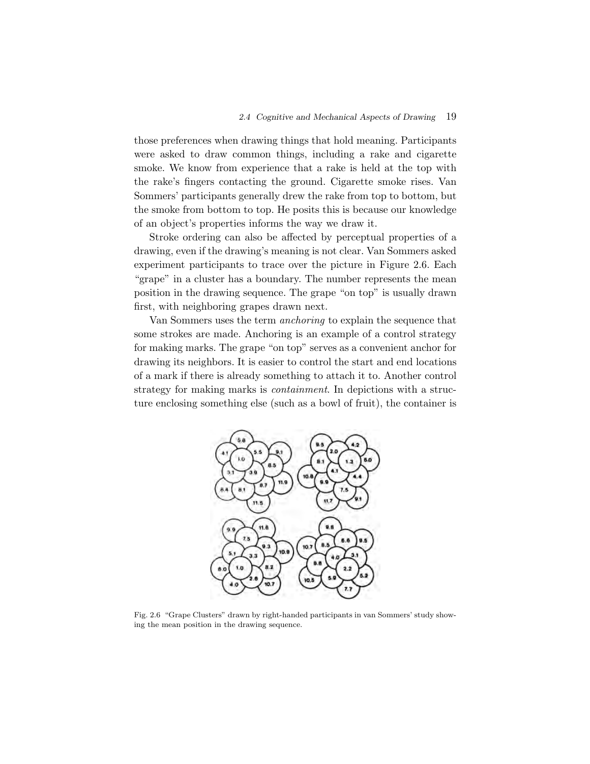those preferences when drawing things that hold meaning. Participants were asked to draw common things, including a rake and cigarette smoke. We know from experience that a rake is held at the top with the rake's fingers contacting the ground. Cigarette smoke rises. Van Sommers' participants generally drew the rake from top to bottom, but the smoke from bottom to top. He posits this is because our knowledge of an object's properties informs the way we draw it.

Stroke ordering can also be affected by perceptual properties of a drawing, even if the drawing's meaning is not clear. Van Sommers asked experiment participants to trace over the picture in Figure 2.6. Each "grape" in a cluster has a boundary. The number represents the mean position in the drawing sequence. The grape "on top" is usually drawn first, with neighboring grapes drawn next.

Van Sommers uses the term *anchoring* to explain the sequence that some strokes are made. Anchoring is an example of a control strategy for making marks. The grape "on top" serves as a convenient anchor for drawing its neighbors. It is easier to control the start and end locations of a mark if there is already something to attach it to. Another control strategy for making marks is *containment*. In depictions with a structure enclosing something else (such as a bowl of fruit), the container is

Fig. 2.6 "Grape Clusters" drawn by right-handed participants in van Sommers' study showing the mean position in the drawing sequence.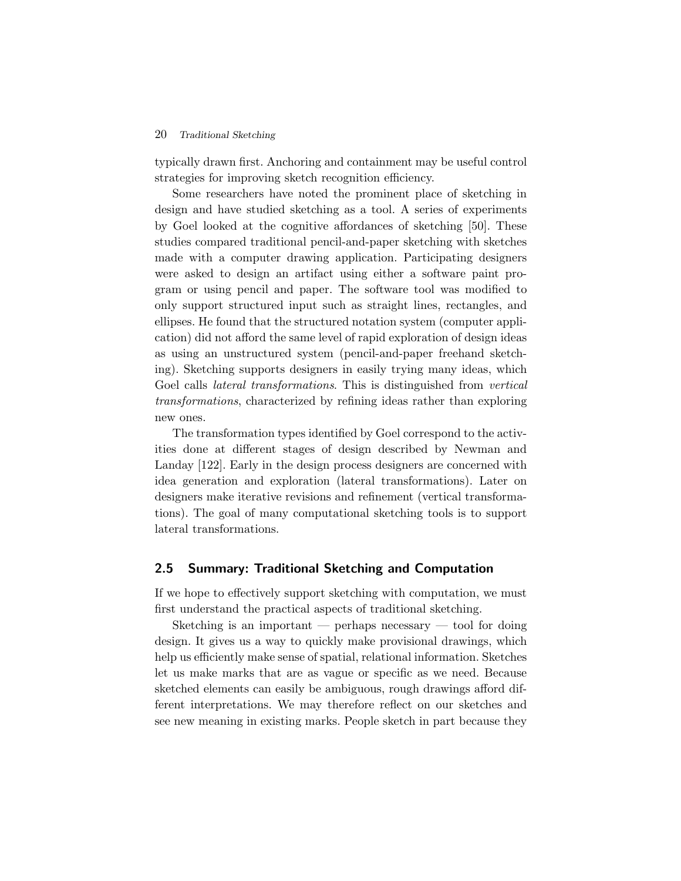typically drawn first. Anchoring and containment may be useful control strategies for improving sketch recognition efficiency.

Some researchers have noted the prominent place of sketching in design and have studied sketching as a tool. A series of experiments by Goel looked at the cognitive affordances of sketching [50]. These studies compared traditional pencil-and-paper sketching with sketches made with a computer drawing application. Participating designers were asked to design an artifact using either a software paint program or using pencil and paper. The software tool was modified to only support structured input such as straight lines, rectangles, and ellipses. He found that the structured notation system (computer application) did not afford the same level of rapid exploration of design ideas as using an unstructured system (pencil-and-paper freehand sketching). Sketching supports designers in easily trying many ideas, which Goel calls *lateral transformations*. This is distinguished from *vertical transformations*, characterized by refining ideas rather than exploring new ones.

The transformation types identified by Goel correspond to the activities done at different stages of design described by Newman and Landay [122]. Early in the design process designers are concerned with idea generation and exploration (lateral transformations). Later on designers make iterative revisions and refinement (vertical transformations). The goal of many computational sketching tools is to support lateral transformations.

## 2.5 Summary: Traditional Sketching and Computation

If we hope to effectively support sketching with computation, we must first understand the practical aspects of traditional sketching.

Sketching is an important — perhaps necessary — tool for doing design. It gives us a way to quickly make provisional drawings, which help us efficiently make sense of spatial, relational information. Sketches let us make marks that are as vague or specific as we need. Because sketched elements can easily be ambiguous, rough drawings afford different interpretations. We may therefore reflect on our sketches and see new meaning in existing marks. People sketch in part because they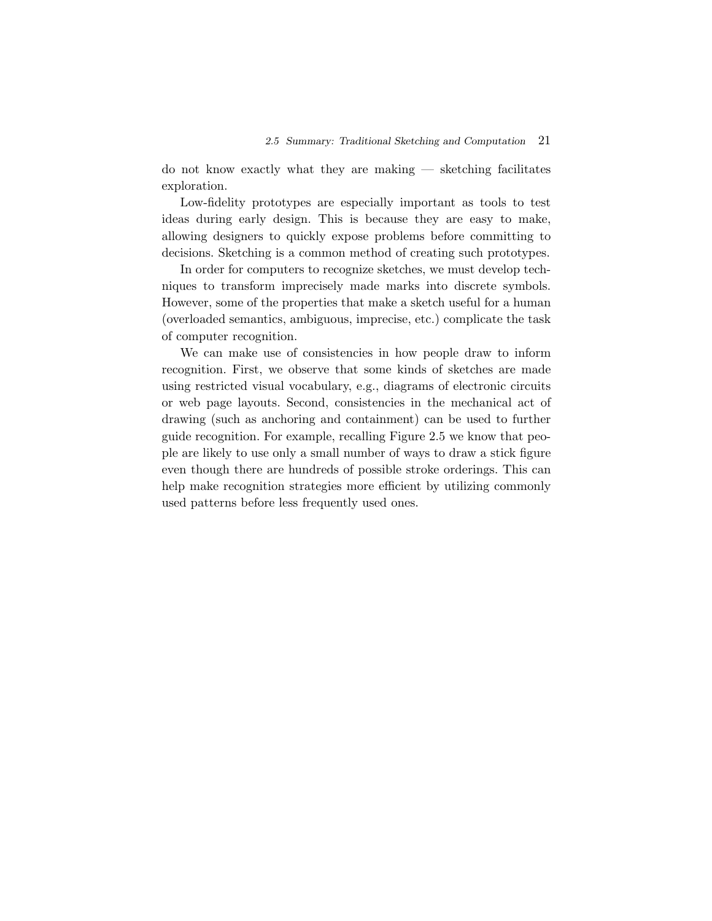do not know exactly what they are making — sketching facilitates exploration.

Low-fidelity prototypes are especially important as tools to test ideas during early design. This is because they are easy to make, allowing designers to quickly expose problems before committing to decisions. Sketching is a common method of creating such prototypes.

In order for computers to recognize sketches, we must develop techniques to transform imprecisely made marks into discrete symbols. However, some of the properties that make a sketch useful for a human (overloaded semantics, ambiguous, imprecise, etc.) complicate the task of computer recognition.

We can make use of consistencies in how people draw to inform recognition. First, we observe that some kinds of sketches are made using restricted visual vocabulary, e.g., diagrams of electronic circuits or web page layouts. Second, consistencies in the mechanical act of drawing (such as anchoring and containment) can be used to further guide recognition. For example, recalling Figure 2.5 we know that people are likely to use only a small number of ways to draw a stick figure even though there are hundreds of possible stroke orderings. This can help make recognition strategies more efficient by utilizing commonly used patterns before less frequently used ones.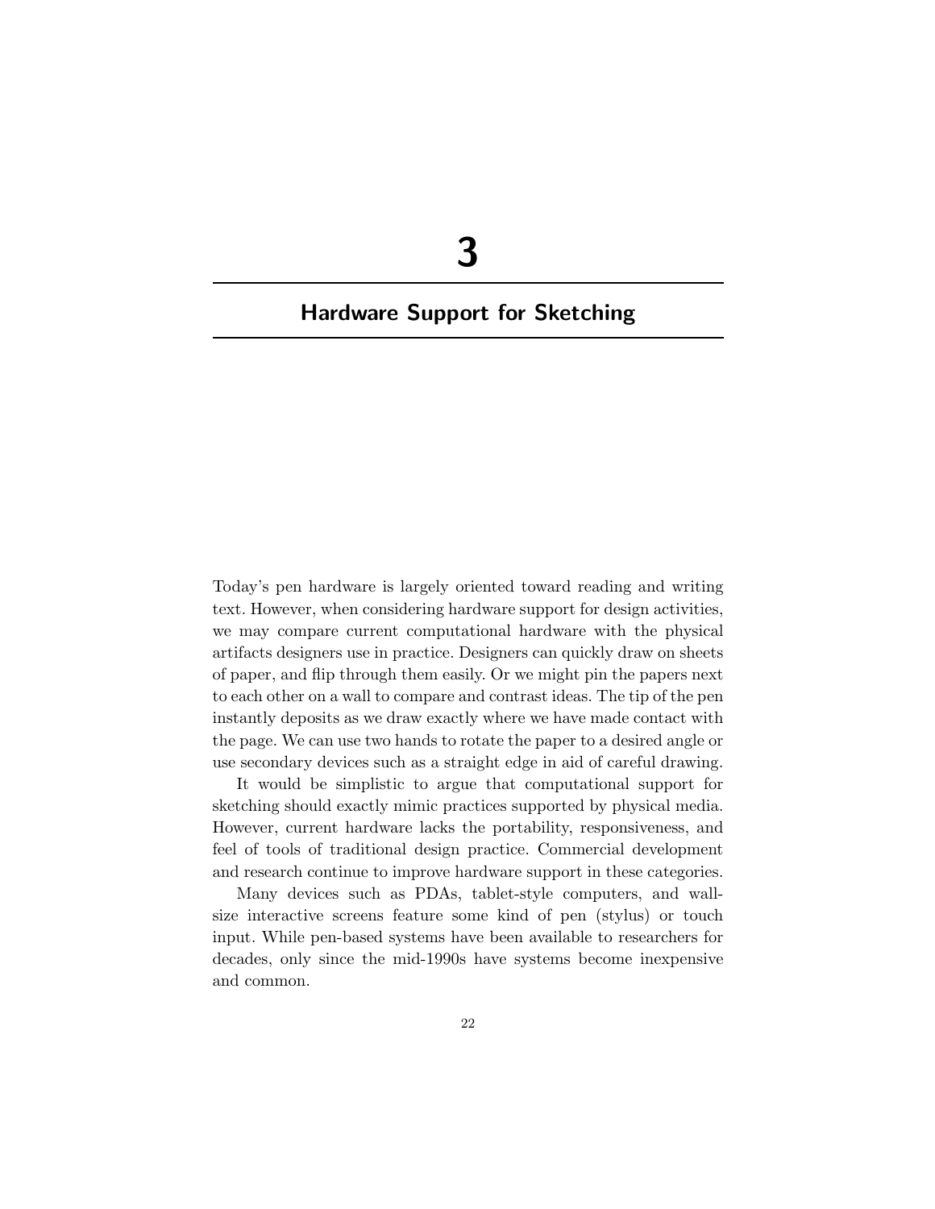# 3

# Hardware Support for Sketching

Today's pen hardware is largely oriented toward reading and writing text. However, when considering hardware support for design activities, we may compare current computational hardware with the physical artifacts designers use in practice. Designers can quickly draw on sheets of paper, and flip through them easily. Or we might pin the papers next to each other on a wall to compare and contrast ideas. The tip of the pen instantly deposits as we draw exactly where we have made contact with the page. We can use two hands to rotate the paper to a desired angle or use secondary devices such as a straight edge in aid of careful drawing.

It would be simplistic to argue that computational support for sketching should exactly mimic practices supported by physical media. However, current hardware lacks the portability, responsiveness, and feel of tools of traditional design practice. Commercial development and research continue to improve hardware support in these categories.

Many devices such as PDAs, tablet-style computers, and wall-size interactive screens feature some kind of pen (stylus) or touch input. While pen-based systems have been available to researchers for decades, only since the mid-1990s have systems become inexpensive and common.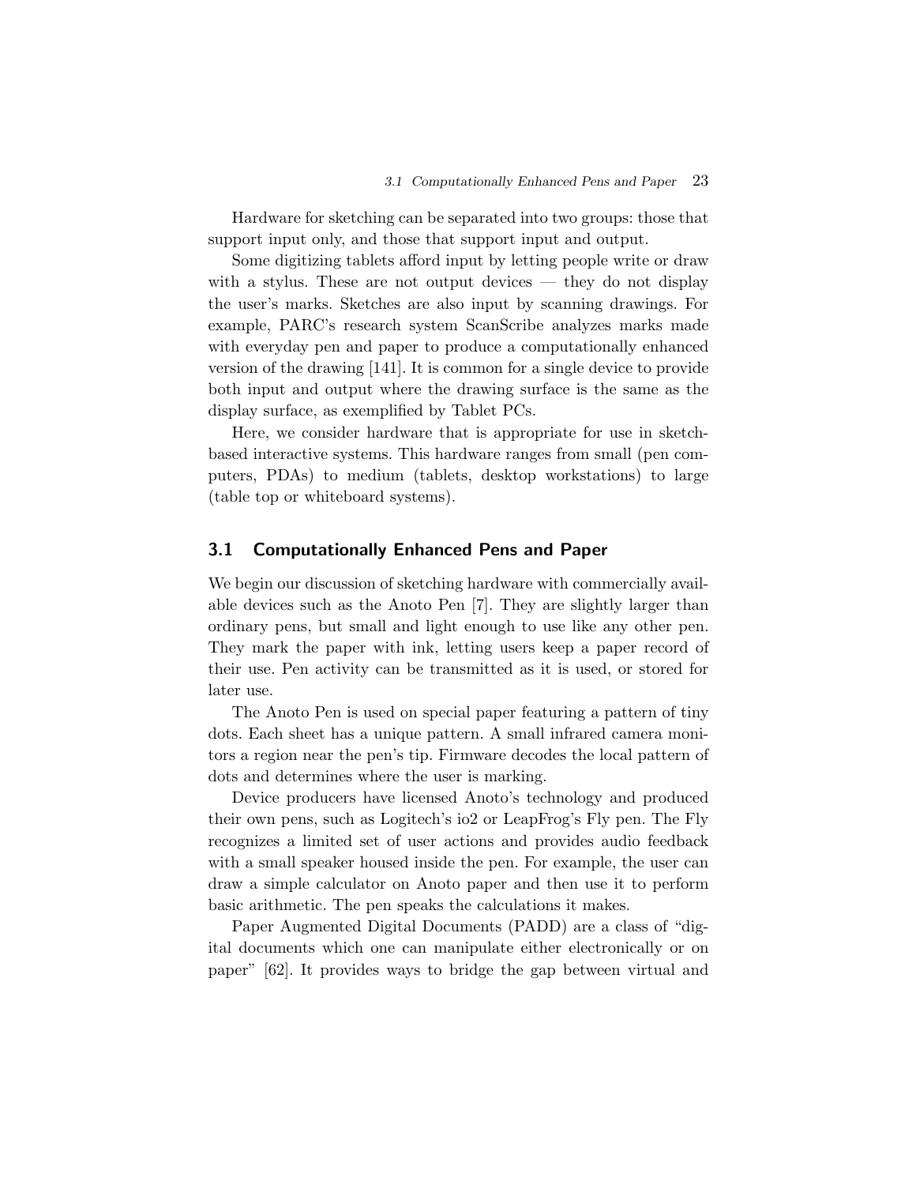Hardware for sketching can be separated into two groups: those that support input only, and those that support input and output.

Some digitizing tablets afford input by letting people write or draw with a stylus. These are not output devices — they do not display the user's marks. Sketches are also input by scanning drawings. For example, PARC's research system ScanScribe analyzes marks made with everyday pen and paper to produce a computationally enhanced version of the drawing [141]. It is common for a single device to provide both input and output where the drawing surface is the same as the display surface, as exemplified by Tablet PCs.

Here, we consider hardware that is appropriate for use in sketch-based interactive systems. This hardware ranges from small (pen computers, PDAs) to medium (tablets, desktop workstations) to large (table top or whiteboard systems).

## 3.1 Computationally Enhanced Pens and Paper

We begin our discussion of sketching hardware with commercially available devices such as the Anoto Pen [7]. They are slightly larger than ordinary pens, but small and light enough to use like any other pen. They mark the paper with ink, letting users keep a paper record of their use. Pen activity can be transmitted as it is used, or stored for later use.

The Anoto Pen is used on special paper featuring a pattern of tiny dots. Each sheet has a unique pattern. A small infrared camera monitors a region near the pen's tip. Firmware decodes the local pattern of dots and determines where the user is marking.

Device producers have licensed Anoto's technology and produced their own pens, such as Logitech's io2 or LeapFrog's Fly pen. The Fly recognizes a limited set of user actions and provides audio feedback with a small speaker housed inside the pen. For example, the user can draw a simple calculator on Anoto paper and then use it to perform basic arithmetic. The pen speaks the calculations it makes.

Paper Augmented Digital Documents (PADD) are a class of "digital documents which one can manipulate either electronically or on paper" [62]. It provides ways to bridge the gap between virtual and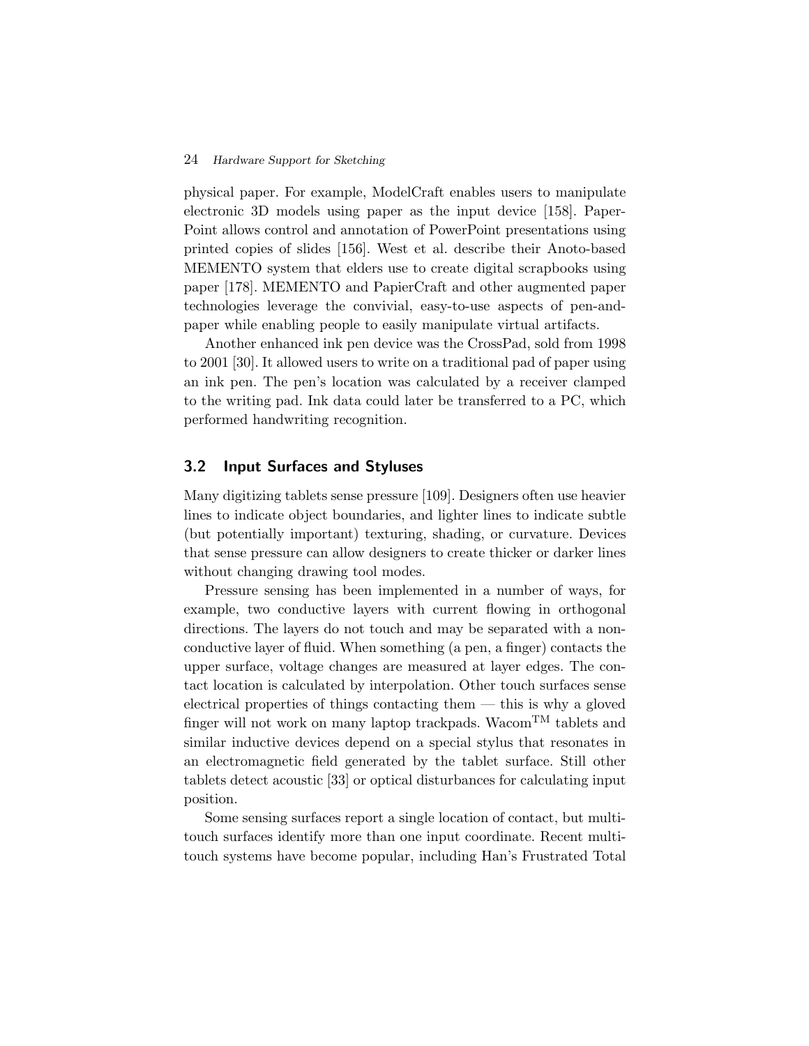physical paper. For example, ModelCraft enables users to manipulate electronic 3D models using paper as the input device [158]. PaperPoint allows control and annotation of PowerPoint presentations using printed copies of slides [156]. West et al. describe their Anoto-based MEMENTO system that elders use to create digital scrapbooks using paper [178]. MEMENTO and PapierCraft and other augmented paper technologies leverage the convivial, easy-to-use aspects of pen-and-paper while enabling people to easily manipulate virtual artifacts.

Another enhanced ink pen device was the CrossPad, sold from 1998 to 2001 [30]. It allowed users to write on a traditional pad of paper using an ink pen. The pen's location was calculated by a receiver clamped to the writing pad. Ink data could later be transferred to a PC, which performed handwriting recognition.

## 3.2 Input Surfaces and Styluses

Many digitizing tablets sense pressure [109]. Designers often use heavier lines to indicate object boundaries, and lighter lines to indicate subtle (but potentially important) texturing, shading, or curvature. Devices that sense pressure can allow designers to create thicker or darker lines without changing drawing tool modes.

Pressure sensing has been implemented in a number of ways, for example, two conductive layers with current flowing in orthogonal directions. The layers do not touch and may be separated with a non-conductive layer of fluid. When something (a pen, a finger) contacts the upper surface, voltage changes are measured at layer edges. The contact location is calculated by interpolation. Other touch surfaces sense electrical properties of things contacting them — this is why a gloved finger will not work on many laptop trackpads. Wacom™ tablets and similar inductive devices depend on a special stylus that resonates in an electromagnetic field generated by the tablet surface. Still other tablets detect acoustic [33] or optical disturbances for calculating input position.

Some sensing surfaces report a single location of contact, but multi-touch surfaces identify more than one input coordinate. Recent multi-touch systems have become popular, including Han's Frustrated Total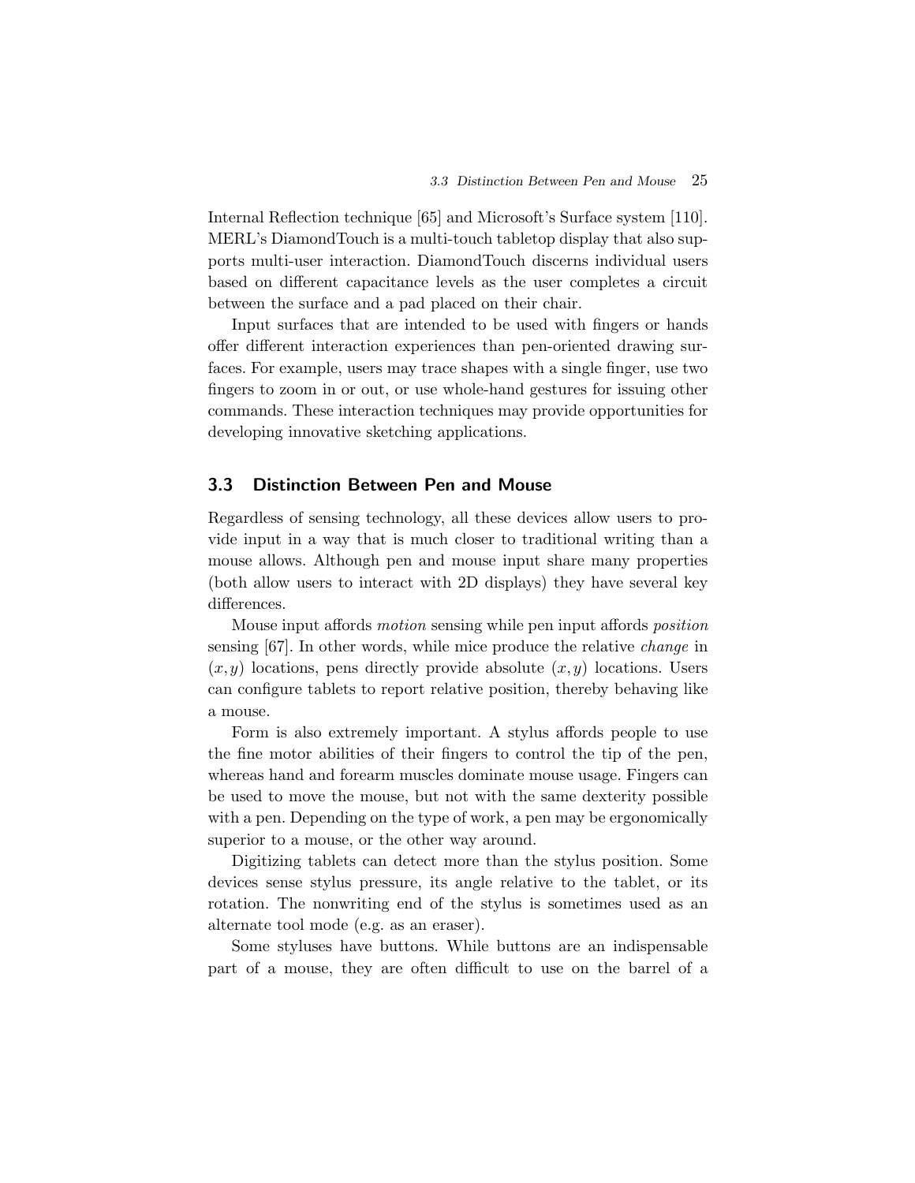Internal Reflection technique [65] and Microsoft's Surface system [110]. MERL's DiamondTouch is a multi-touch tabletop display that also supports multi-user interaction. DiamondTouch discerns individual users based on different capacitance levels as the user completes a circuit between the surface and a pad placed on their chair.

Input surfaces that are intended to be used with fingers or hands offer different interaction experiences than pen-oriented drawing surfaces. For example, users may trace shapes with a single finger, use two fingers to zoom in or out, or use whole-hand gestures for issuing other commands. These interaction techniques may provide opportunities for developing innovative sketching applications.

## 3.3 Distinction Between Pen and Mouse

Regardless of sensing technology, all these devices allow users to provide input in a way that is much closer to traditional writing than a mouse allows. Although pen and mouse input share many properties (both allow users to interact with 2D displays) they have several key differences.

Mouse input affords *motion* sensing while pen input affords *position* sensing [67]. In other words, while mice produce the relative *change* in $(x, y)$ locations, pens directly provide absolute $(x, y)$ locations. Users can configure tablets to report relative position, thereby behaving like a mouse.

Form is also extremely important. A stylus affords people to use the fine motor abilities of their fingers to control the tip of the pen, whereas hand and forearm muscles dominate mouse usage. Fingers can be used to move the mouse, but not with the same dexterity possible with a pen. Depending on the type of work, a pen may be ergonomically superior to a mouse, or the other way around.

Digitizing tablets can detect more than the stylus position. Some devices sense stylus pressure, its angle relative to the tablet, or its rotation. The nonwriting end of the stylus is sometimes used as an alternate tool mode (e.g. as an eraser).

Some styluses have buttons. While buttons are an indispensable part of a mouse, they are often difficult to use on the barrel of a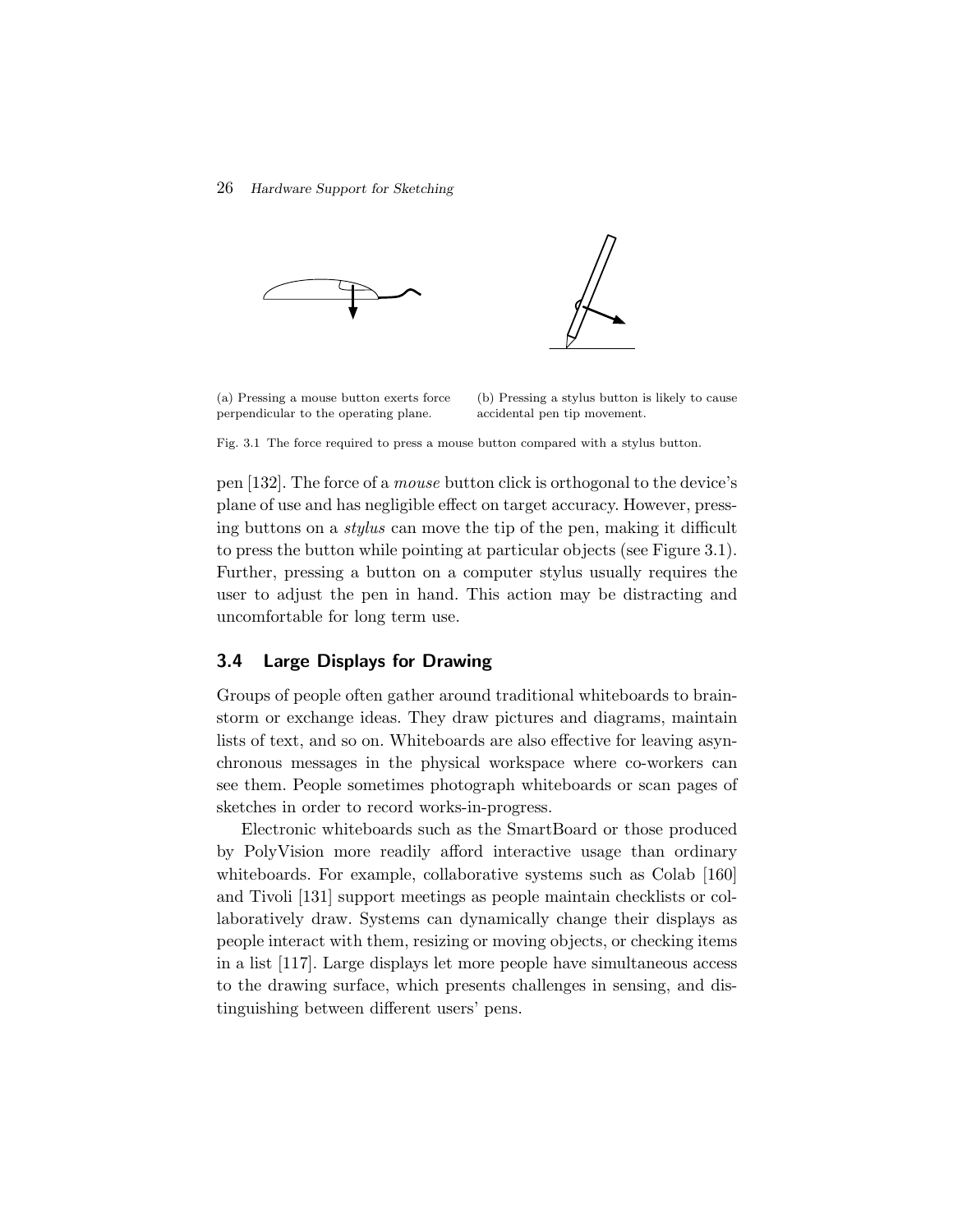(a) Pressing a mouse button exerts force perpendicular to the operating plane.

(b) Pressing a stylus button is likely to cause accidental pen tip movement.

Fig. 3.1 The force required to press a mouse button compared with a stylus button.

pen [132]. The force of a *mouse* button click is orthogonal to the device's plane of use and has negligible effect on target accuracy. However, pressing buttons on a *stylus* can move the tip of the pen, making it difficult to press the button while pointing at particular objects (see Figure 3.1). Further, pressing a button on a computer stylus usually requires the user to adjust the pen in hand. This action may be distracting and uncomfortable for long term use.

## 3.4 Large Displays for Drawing

Groups of people often gather around traditional whiteboards to brainstorm or exchange ideas. They draw pictures and diagrams, maintain lists of text, and so on. Whiteboards are also effective for leaving asynchronous messages in the physical workspace where co-workers can see them. People sometimes photograph whiteboards or scan pages of sketches in order to record works-in-progress.

Electronic whiteboards such as the SmartBoard or those produced by PolyVision more readily afford interactive usage than ordinary whiteboards. For example, collaborative systems such as Colab [160] and Tivoli [131] support meetings as people maintain checklists or collaboratively draw. Systems can dynamically change their displays as people interact with them, resizing or moving objects, or checking items in a list [117]. Large displays let more people have simultaneous access to the drawing surface, which presents challenges in sensing, and distinguishing between different users' pens.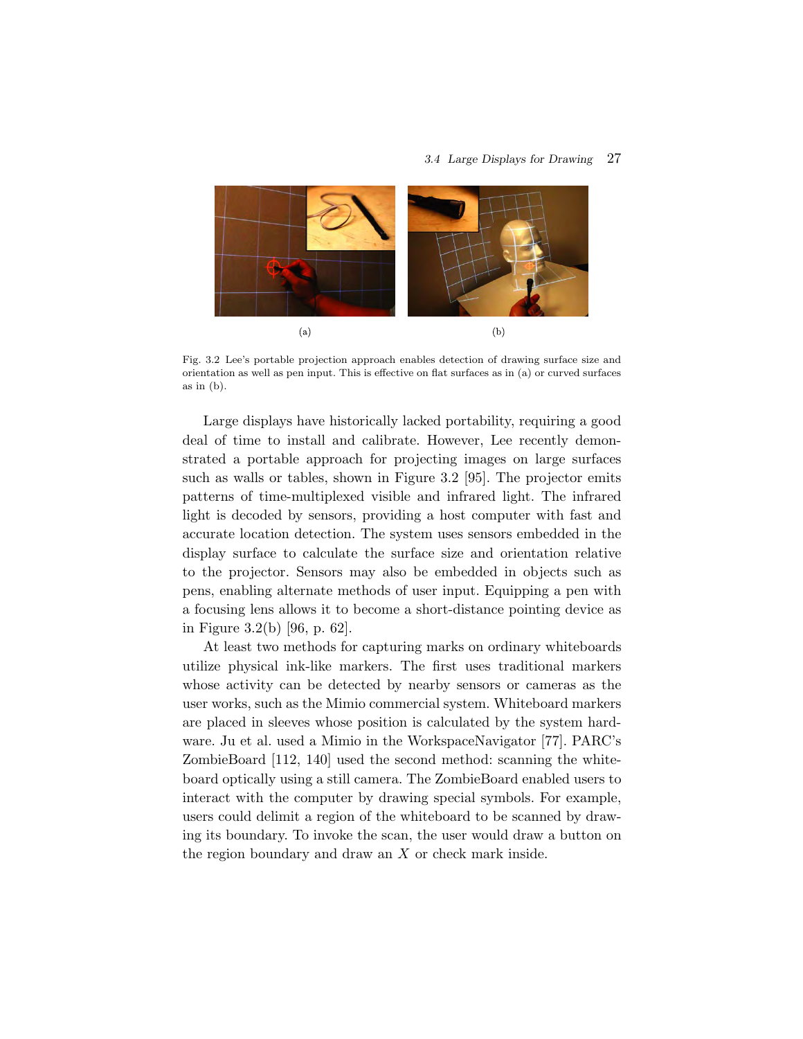(a)

(b)

Fig. 3.2 Lee's portable projection approach enables detection of drawing surface size and orientation as well as pen input. This is effective on flat surfaces as in (a) or curved surfaces as in (b).

Large displays have historically lacked portability, requiring a good deal of time to install and calibrate. However, Lee recently demonstrated a portable approach for projecting images on large surfaces such as walls or tables, shown in Figure 3.2 [95]. The projector emits patterns of time-multiplexed visible and infrared light. The infrared light is decoded by sensors, providing a host computer with fast and accurate location detection. The system uses sensors embedded in the display surface to calculate the surface size and orientation relative to the projector. Sensors may also be embedded in objects such as pens, enabling alternate methods of user input. Equipping a pen with a focusing lens allows it to become a short-distance pointing device as in Figure 3.2(b) [96, p. 62].

At least two methods for capturing marks on ordinary whiteboards utilize physical ink-like markers. The first uses traditional markers whose activity can be detected by nearby sensors or cameras as the user works, such as the Mimio commercial system. Whiteboard markers are placed in sleeves whose position is calculated by the system hardware. Ju et al. used a Mimio in the WorkspaceNavigator [77]. PARC's ZombieBoard [112, 140] used the second method: scanning the whiteboard optically using a still camera. The ZombieBoard enabled users to interact with the computer by drawing special symbols. For example, users could delimit a region of the whiteboard to be scanned by drawing its boundary. To invoke the scan, the user would draw a button on the region boundary and draw an $X$ or check mark inside.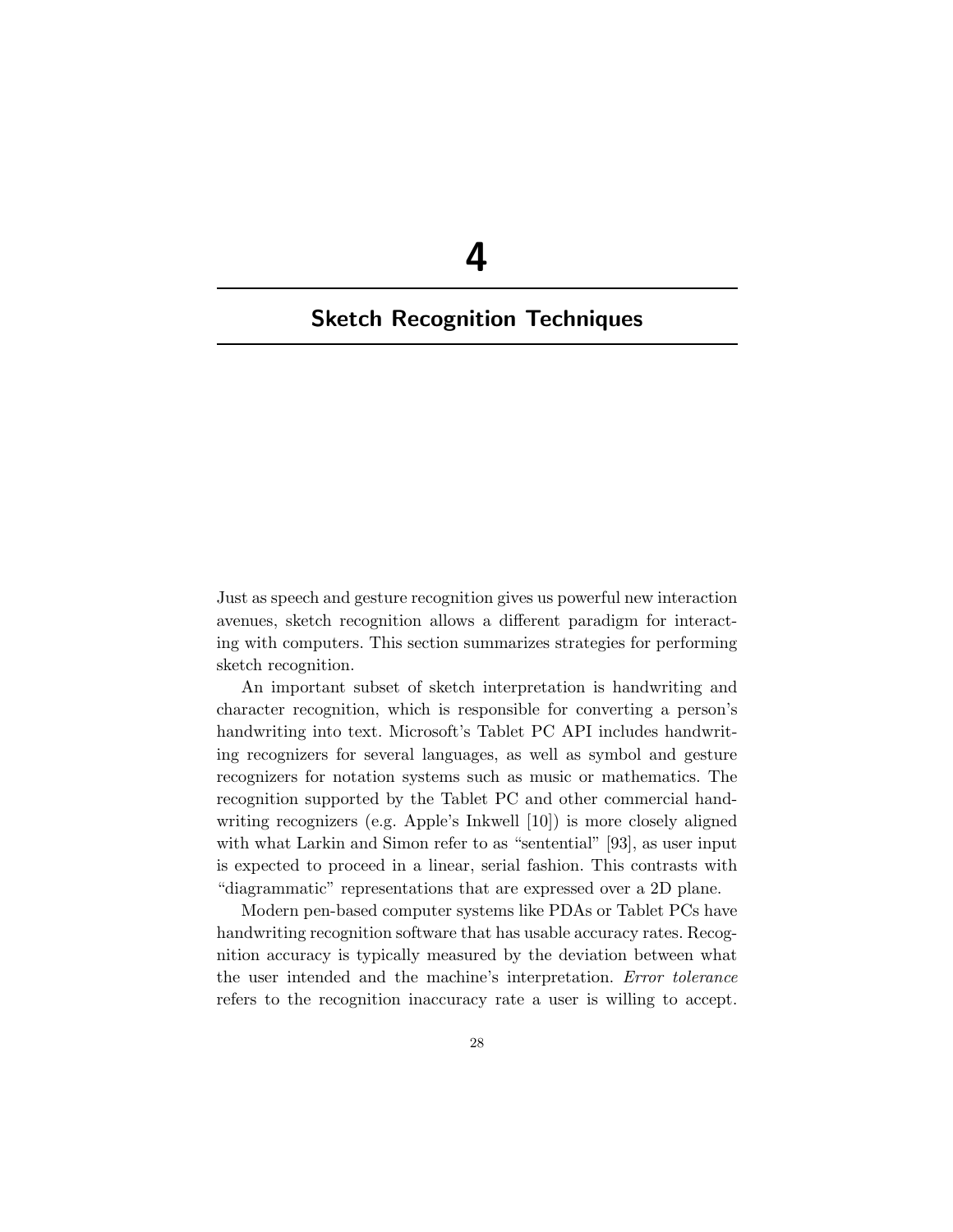# 4

## Sketch Recognition Techniques

Just as speech and gesture recognition gives us powerful new interaction avenues, sketch recognition allows a different paradigm for interacting with computers. This section summarizes strategies for performing sketch recognition.

An important subset of sketch interpretation is handwriting and character recognition, which is responsible for converting a person's handwriting into text. Microsoft's Tablet PC API includes handwriting recognizers for several languages, as well as symbol and gesture recognizers for notation systems such as music or mathematics. The recognition supported by the Tablet PC and other commercial handwriting recognizers (e.g. Apple's Inkwell [10]) is more closely aligned with what Larkin and Simon refer to as "sentential" [93], as user input is expected to proceed in a linear, serial fashion. This contrasts with "diagrammatic" representations that are expressed over a 2D plane.

Modern pen-based computer systems like PDAs or Tablet PCs have handwriting recognition software that has usable accuracy rates. Recognition accuracy is typically measured by the deviation between what the user intended and the machine's interpretation. *Error tolerance* refers to the recognition inaccuracy rate a user is willing to accept.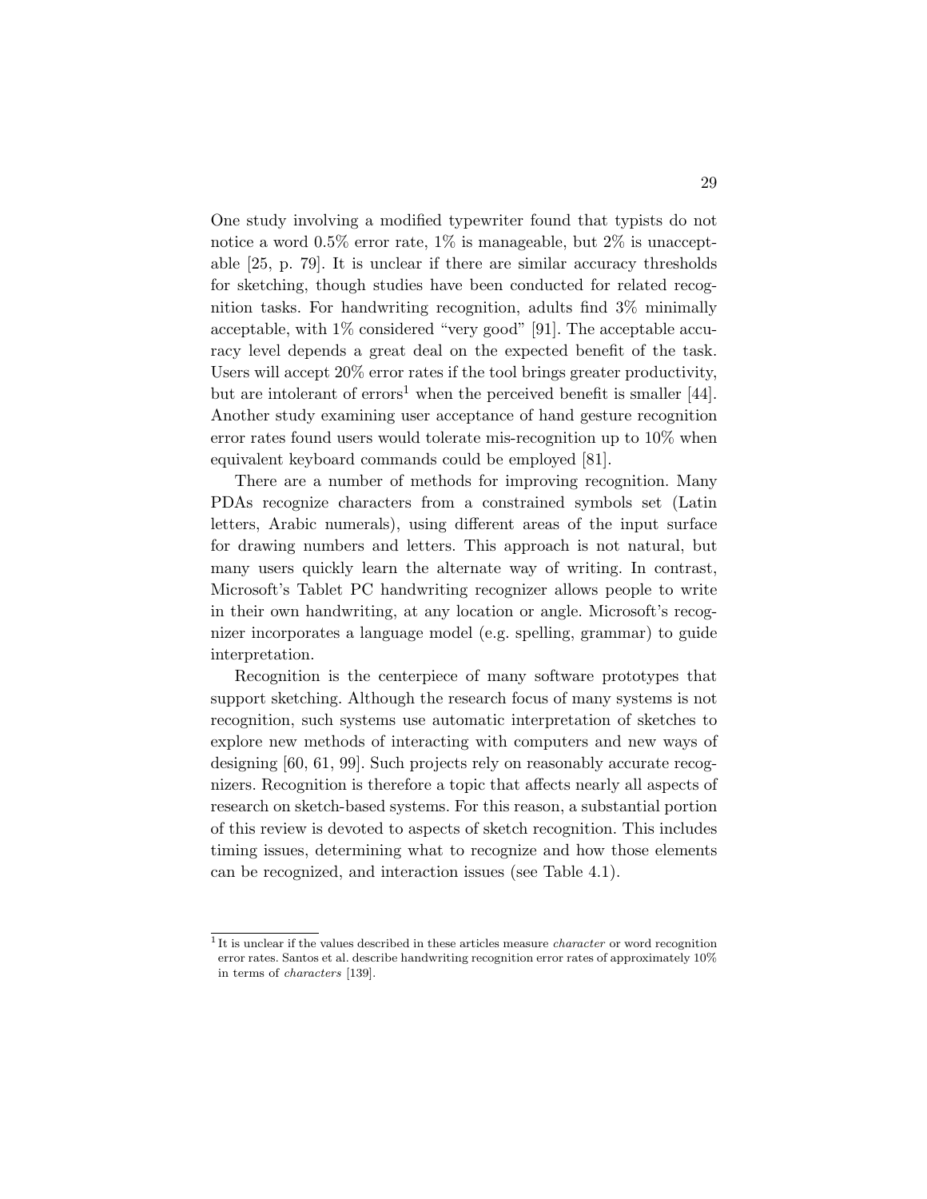One study involving a modified typewriter found that typists do not notice a word 0.5% error rate, 1% is manageable, but 2% is unacceptable [25, p. 79]. It is unclear if there are similar accuracy thresholds for sketching, though studies have been conducted for related recognition tasks. For handwriting recognition, adults find 3% minimally acceptable, with 1% considered "very good" [91]. The acceptable accuracy level depends a great deal on the expected benefit of the task. Users will accept 20% error rates if the tool brings greater productivity, but are intolerant of errors[1] when the perceived benefit is smaller [44]. Another study examining user acceptance of hand gesture recognition error rates found users would tolerate mis-recognition up to 10% when equivalent keyboard commands could be employed [81].

There are a number of methods for improving recognition. Many PDAs recognize characters from a constrained symbols set (Latin letters, Arabic numerals), using different areas of the input surface for drawing numbers and letters. This approach is not natural, but many users quickly learn the alternate way of writing. In contrast, Microsoft's Tablet PC handwriting recognizer allows people to write in their own handwriting, at any location or angle. Microsoft's recognizer incorporates a language model (e.g. spelling, grammar) to guide interpretation.

Recognition is the centerpiece of many software prototypes that support sketching. Although the research focus of many systems is not recognition, such systems use automatic interpretation of sketches to explore new methods of interacting with computers and new ways of designing [60, 61, 99]. Such projects rely on reasonably accurate recognizers. Recognition is therefore a topic that affects nearly all aspects of research on sketch-based systems. For this reason, a substantial portion of this review is devoted to aspects of sketch recognition. This includes timing issues, determining what to recognize and how those elements can be recognized, and interaction issues (see Table 4.1).

[1] It is unclear if the values described in these articles measure *character* or word recognition error rates. Santos et al. describe handwriting recognition error rates of approximately 10% in terms of *characters* [139].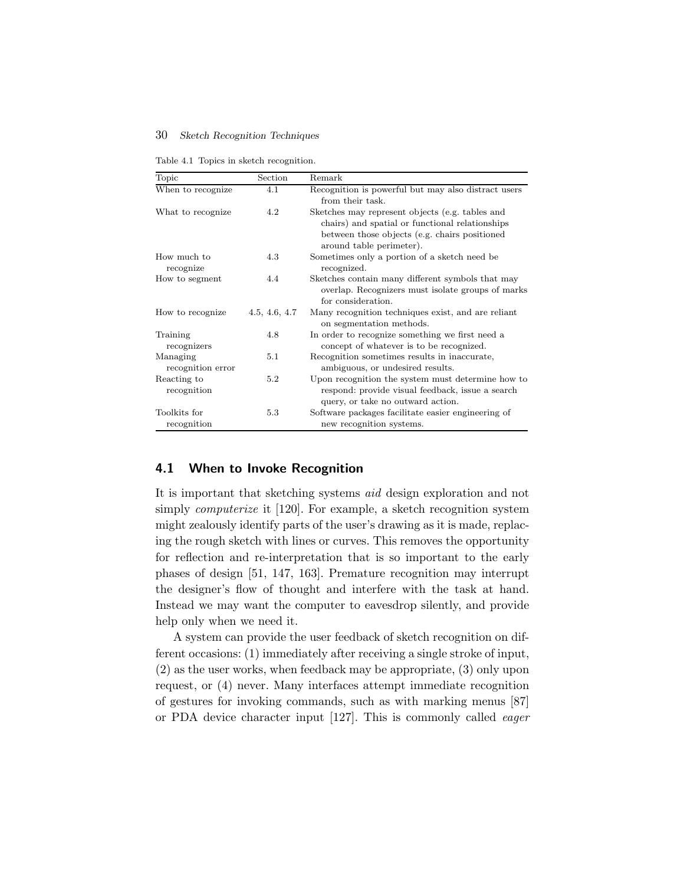Table 4.1 Topics in sketch recognition.

| Topic | Section | Remark |
|---|---|---|
| When to recognize | 4.1 | Recognition is powerful but may also distract users from their task. |
| What to recognize | 4.2 | Sketches may represent objects (e.g. tables and chairs) and spatial or functional relationships between those objects (e.g. chairs positioned around table perimeter). |
| How much to recognize | 4.3 | Sometimes only a portion of a sketch need be recognized. |
| How to segment | 4.4 | Sketches contain many different symbols that may overlap. Recognizers must isolate groups of marks for consideration. |
| How to recognize | 4.5, 4.6, 4.7 | Many recognition techniques exist, and are reliant on segmentation methods. |
| Training recognizers | 4.8 | In order to recognize something we first need a concept of whatever is to be recognized. |
| Managing recognition error | 5.1 | Recognition sometimes results in inaccurate, ambiguous, or undesired results. |
| Reacting to recognition | 5.2 | Upon recognition the system must determine how to respond: provide visual feedback, issue a search query, or take no outward action. |
| Toolkits for recognition | 5.3 | Software packages facilitate easier engineering of new recognition systems. |

## 4.1 When to Invoke Recognition

It is important that sketching systems *aid* design exploration and not simply *computerize* it [120]. For example, a sketch recognition system might zealously identify parts of the user's drawing as it is made, replacing the rough sketch with lines or curves. This removes the opportunity for reflection and re-interpretation that is so important to the early phases of design [51, 147, 163]. Premature recognition may interrupt the designer's flow of thought and interfere with the task at hand. Instead we may want the computer to eavesdrop silently, and provide help only when we need it.

A system can provide the user feedback of sketch recognition on different occasions: (1) immediately after receiving a single stroke of input, (2) as the user works, when feedback may be appropriate, (3) only upon request, or (4) never. Many interfaces attempt immediate recognition of gestures for invoking commands, such as with marking menus [87] or PDA device character input [127]. This is commonly called *eager*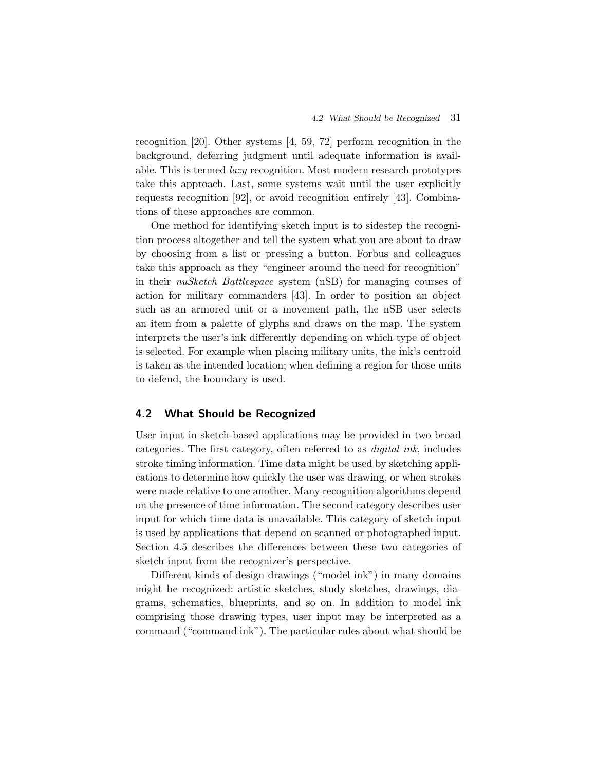recognition [20]. Other systems [4, 59, 72] perform recognition in the background, deferring judgment until adequate information is available. This is termed *lazy* recognition. Most modern research prototypes take this approach. Last, some systems wait until the user explicitly requests recognition [92], or avoid recognition entirely [43]. Combinations of these approaches are common.

One method for identifying sketch input is to sidestep the recognition process altogether and tell the system what you are about to draw by choosing from a list or pressing a button. Forbus and colleagues take this approach as they "engineer around the need for recognition" in their *nuSketch Battlespace* system (nSB) for managing courses of action for military commanders [43]. In order to position an object such as an armored unit or a movement path, the nSB user selects an item from a palette of glyphs and draws on the map. The system interprets the user's ink differently depending on which type of object is selected. For example when placing military units, the ink's centroid is taken as the intended location; when defining a region for those units to defend, the boundary is used.

## 4.2 What Should be Recognized

User input in sketch-based applications may be provided in two broad categories. The first category, often referred to as *digital ink*, includes stroke timing information. Time data might be used by sketching applications to determine how quickly the user was drawing, or when strokes were made relative to one another. Many recognition algorithms depend on the presence of time information. The second category describes user input for which time data is unavailable. This category of sketch input is used by applications that depend on scanned or photographed input. Section 4.5 describes the differences between these two categories of sketch input from the recognizer's perspective.

Different kinds of design drawings ("model ink") in many domains might be recognized: artistic sketches, study sketches, drawings, diagrams, schematics, blueprints, and so on. In addition to model ink comprising those drawing types, user input may be interpreted as a command ("command ink"). The particular rules about what should be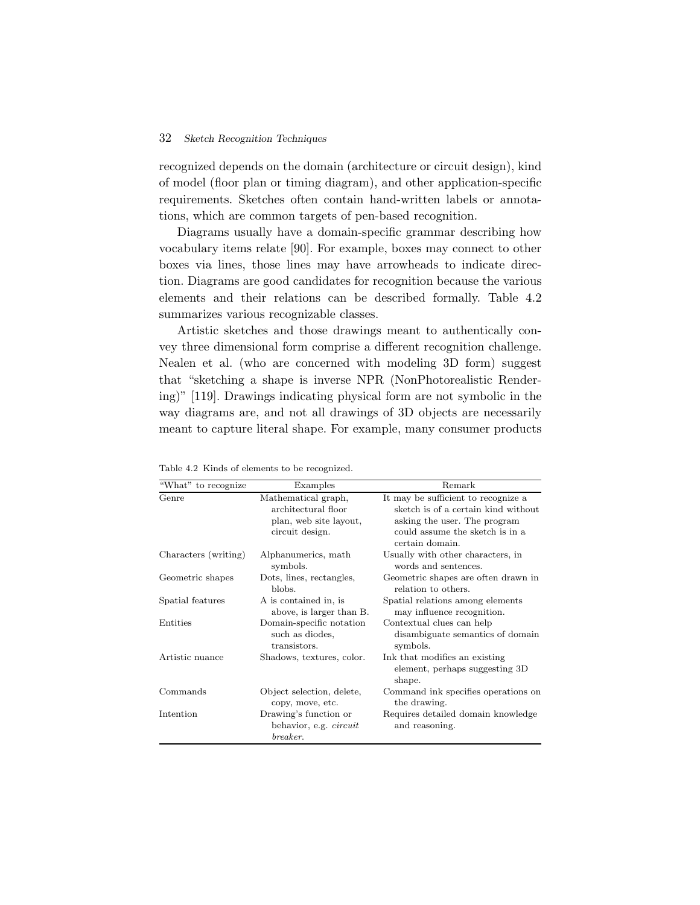recognized depends on the domain (architecture or circuit design), kind of model (floor plan or timing diagram), and other application-specific requirements. Sketches often contain hand-written labels or annotations, which are common targets of pen-based recognition.

Diagrams usually have a domain-specific grammar describing how vocabulary items relate [90]. For example, boxes may connect to other boxes via lines, those lines may have arrowheads to indicate direction. Diagrams are good candidates for recognition because the various elements and their relations can be described formally. Table 4.2 summarizes various recognizable classes.

Artistic sketches and those drawings meant to authentically convey three dimensional form comprise a different recognition challenge. Nealen et al. (who are concerned with modeling 3D form) suggest that "sketching a shape is inverse NPR (NonPhotorealistic Rendering)" [119]. Drawings indicating physical form are not symbolic in the way diagrams are, and not all drawings of 3D objects are necessarily meant to capture literal shape. For example, many consumer products

Table 4.2 Kinds of elements to be recognized.

| "What" to recognize | Examples | Remark |
|---|---|---|
| Genre | Mathematical graph, architectural floor plan, web site layout, circuit design. | It may be sufficient to recognize a sketch is of a certain kind without asking the user. The program could assume the sketch is in a certain domain. |
| Characters (writing) | Alphanumerics, math symbols. | Usually with other characters, in words and sentences. |
| Geometric shapes | Dots, lines, rectangles, blobs. | Geometric shapes are often drawn in relation to others. |
| Spatial features | A is contained in, is above, is larger than B. | Spatial relations among elements may influence recognition. |
| Entities | Domain-specific notation such as diodes, transistors. | Contextual clues can help disambiguate semantics of domain symbols. |
| Artistic nuance | Shadows, textures, color. | Ink that modifies an existing element, perhaps suggesting 3D shape. |
| Commands | Object selection, delete, copy, move, etc. | Command ink specifies operations on the drawing. |
| Intention | Drawing's function or behavior, e.g. *circuit breaker*. | Requires detailed domain knowledge and reasoning. |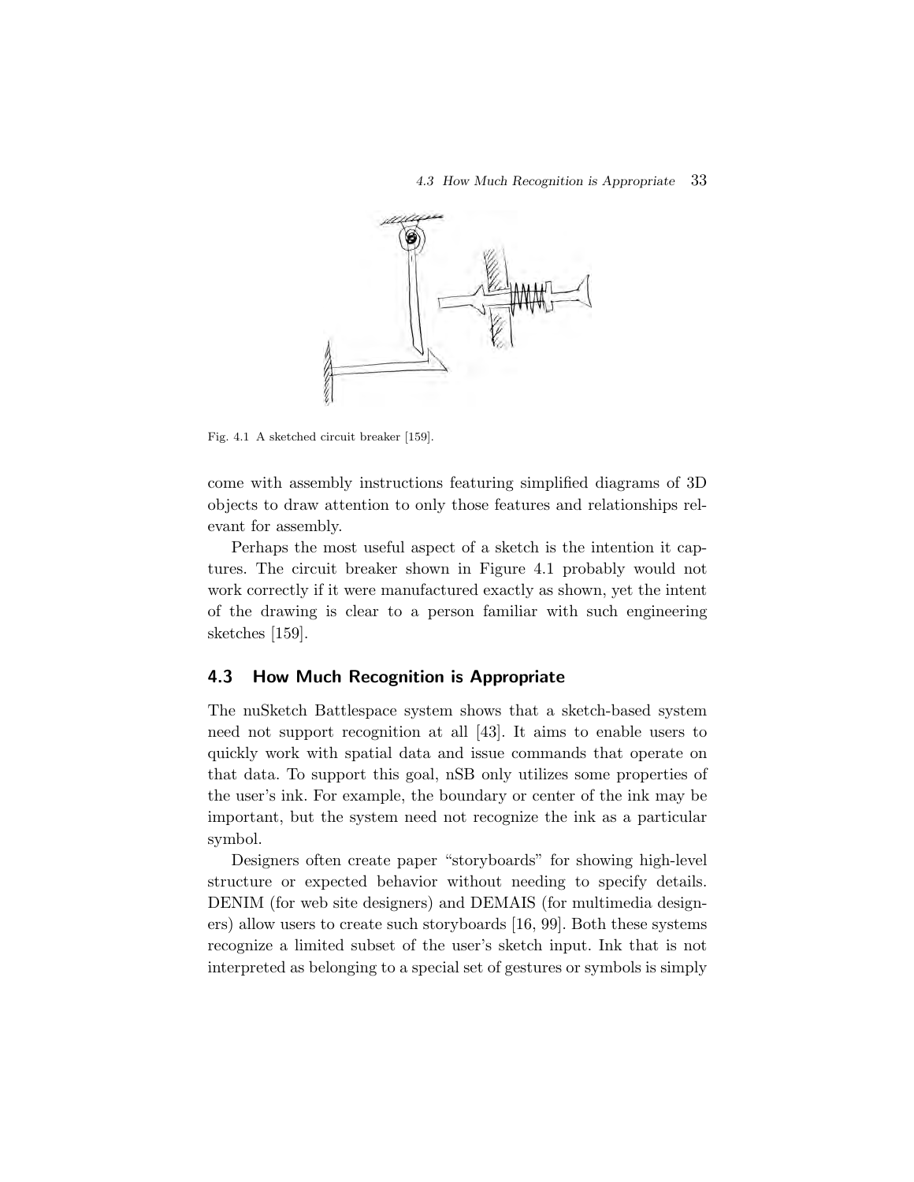Fig. 4.1 A sketched circuit breaker [159].

come with assembly instructions featuring simplified diagrams of 3D objects to draw attention to only those features and relationships relevant for assembly.

Perhaps the most useful aspect of a sketch is the intention it captures. The circuit breaker shown in Figure 4.1 probably would not work correctly if it were manufactured exactly as shown, yet the intent of the drawing is clear to a person familiar with such engineering sketches [159].

## 4.3 How Much Recognition is Appropriate

The nuSketch Battlespace system shows that a sketch-based system need not support recognition at all [43]. It aims to enable users to quickly work with spatial data and issue commands that operate on that data. To support this goal, nSB only utilizes some properties of the user's ink. For example, the boundary or center of the ink may be important, but the system need not recognize the ink as a particular symbol.

Designers often create paper "storyboards" for showing high-level structure or expected behavior without needing to specify details. DENIM (for web site designers) and DEMAIS (for multimedia designers) allow users to create such storyboards [16, 99]. Both these systems recognize a limited subset of the user's sketch input. Ink that is not interpreted as belonging to a special set of gestures or symbols is simply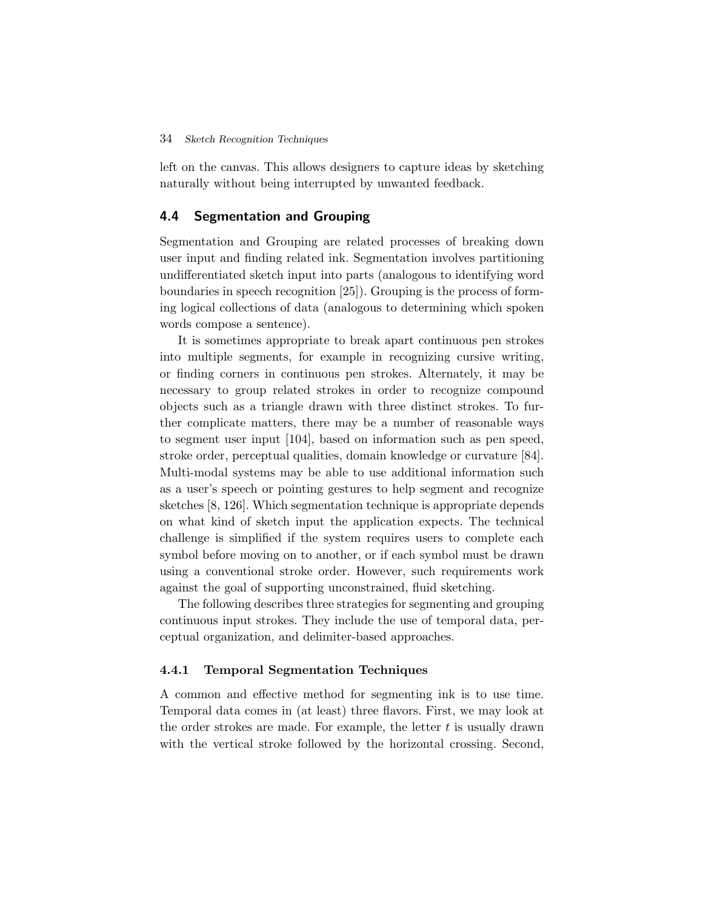left on the canvas. This allows designers to capture ideas by sketching naturally without being interrupted by unwanted feedback.

## 4.4 Segmentation and Grouping

Segmentation and Grouping are related processes of breaking down user input and finding related ink. Segmentation involves partitioning undifferentiated sketch input into parts (analogous to identifying word boundaries in speech recognition [25]). Grouping is the process of forming logical collections of data (analogous to determining which spoken words compose a sentence).

It is sometimes appropriate to break apart continuous pen strokes into multiple segments, for example in recognizing cursive writing, or finding corners in continuous pen strokes. Alternately, it may be necessary to group related strokes in order to recognize compound objects such as a triangle drawn with three distinct strokes. To further complicate matters, there may be a number of reasonable ways to segment user input [104], based on information such as pen speed, stroke order, perceptual qualities, domain knowledge or curvature [84]. Multi-modal systems may be able to use additional information such as a user's speech or pointing gestures to help segment and recognize sketches [8, 126]. Which segmentation technique is appropriate depends on what kind of sketch input the application expects. The technical challenge is simplified if the system requires users to complete each symbol before moving on to another, or if each symbol must be drawn using a conventional stroke order. However, such requirements work against the goal of supporting unconstrained, fluid sketching.

The following describes three strategies for segmenting and grouping continuous input strokes. They include the use of temporal data, perceptual organization, and delimiter-based approaches.

### 4.4.1 Temporal Segmentation Techniques

A common and effective method for segmenting ink is to use time. Temporal data comes in (at least) three flavors. First, we may look at the order strokes are made. For example, the letter *t* is usually drawn with the vertical stroke followed by the horizontal crossing. Second,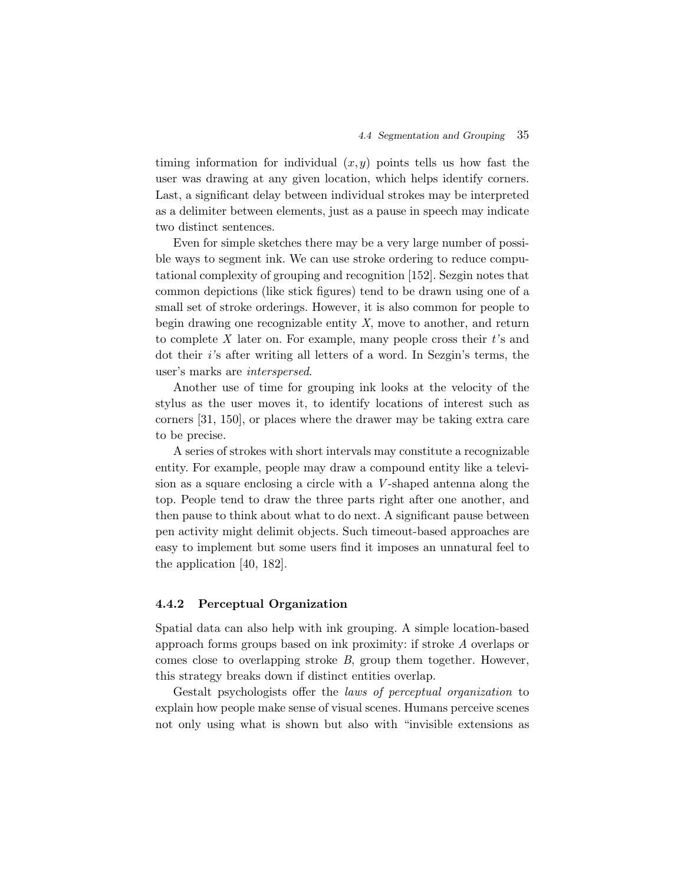timing information for individual $(x, y)$ points tells us how fast the user was drawing at any given location, which helps identify corners. Last, a significant delay between individual strokes may be interpreted as a delimiter between elements, just as a pause in speech may indicate two distinct sentences.

Even for simple sketches there may be a very large number of possible ways to segment ink. We can use stroke ordering to reduce computational complexity of grouping and recognition [152]. Sezgin notes that common depictions (like stick figures) tend to be drawn using one of a small set of stroke orderings. However, it is also common for people to begin drawing one recognizable entity $X$, move to another, and return to complete $X$ later on. For example, many people cross their $t$'s and dot their $i$'s after writing all letters of a word. In Sezgin's terms, the user's marks are *interspersed*.

Another use of time for grouping ink looks at the velocity of the stylus as the user moves it, to identify locations of interest such as corners [31, 150], or places where the drawer may be taking extra care to be precise.

A series of strokes with short intervals may constitute a recognizable entity. For example, people may draw a compound entity like a television as a square enclosing a circle with a $V$-shaped antenna along the top. People tend to draw the three parts right after one another, and then pause to think about what to do next. A significant pause between pen activity might delimit objects. Such timeout-based approaches are easy to implement but some users find it imposes an unnatural feel to the application [40, 182].

### 4.4.2 Perceptual Organization

Spatial data can also help with ink grouping. A simple location-based approach forms groups based on ink proximity: if stroke $A$ overlaps or comes close to overlapping stroke $B$, group them together. However, this strategy breaks down if distinct entities overlap.

Gestalt psychologists offer the *laws of perceptual organization* to explain how people make sense of visual scenes. Humans perceive scenes not only using what is shown but also with "invisible extensions as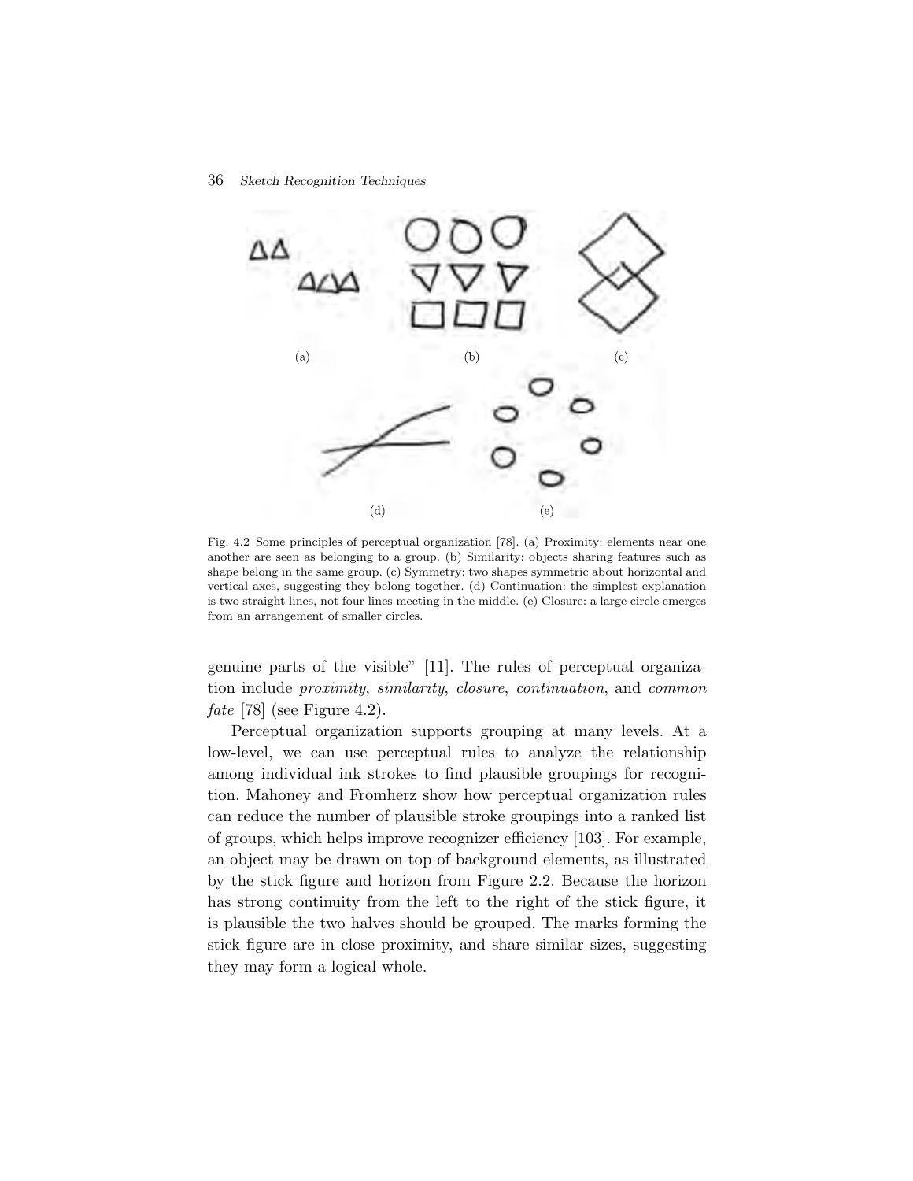Fig. 4.2 Some principles of perceptual organization [78]. (a) Proximity: elements near one another are seen as belonging to a group. (b) Similarity: objects sharing features such as shape belong in the same group. (c) Symmetry: two shapes symmetric about horizontal and vertical axes, suggesting they belong together. (d) Continuation: the simplest explanation is two straight lines, not four lines meeting in the middle. (e) Closure: a large circle emerges from an arrangement of smaller circles.

genuine parts of the visible" [11]. The rules of perceptual organization include *proximity*, *similarity*, *closure*, *continuation*, and *common fate* [78] (see Figure 4.2).

Perceptual organization supports grouping at many levels. At a low-level, we can use perceptual rules to analyze the relationship among individual ink strokes to find plausible groupings for recognition. Mahoney and Fromherz show how perceptual organization rules can reduce the number of plausible stroke groupings into a ranked list of groups, which helps improve recognizer efficiency [103]. For example, an object may be drawn on top of background elements, as illustrated by the stick figure and horizon from Figure 2.2. Because the horizon has strong continuity from the left to the right of the stick figure, it is plausible the two halves should be grouped. The marks forming the stick figure are in close proximity, and share similar sizes, suggesting they may form a logical whole.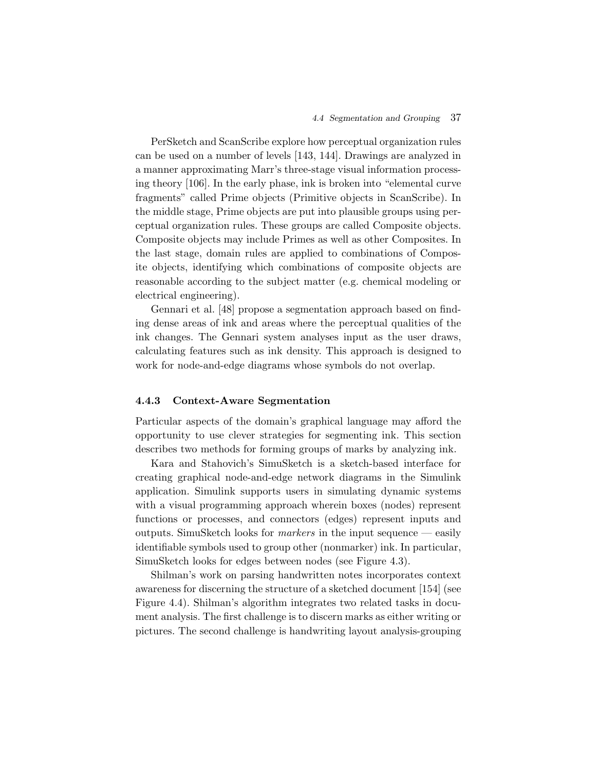PerSketch and ScanScribe explore how perceptual organization rules can be used on a number of levels [143, 144]. Drawings are analyzed in a manner approximating Marr's three-stage visual information processing theory [106]. In the early phase, ink is broken into "elemental curve fragments" called Prime objects (Primitive objects in ScanScribe). In the middle stage, Prime objects are put into plausible groups using perceptual organization rules. These groups are called Composite objects. Composite objects may include Primes as well as other Composites. In the last stage, domain rules are applied to combinations of Composite objects, identifying which combinations of composite objects are reasonable according to the subject matter (e.g. chemical modeling or electrical engineering).

Gennari et al. [48] propose a segmentation approach based on finding dense areas of ink and areas where the perceptual qualities of the ink changes. The Gennari system analyses input as the user draws, calculating features such as ink density. This approach is designed to work for node-and-edge diagrams whose symbols do not overlap.

### 4.4.3 Context-Aware Segmentation

Particular aspects of the domain's graphical language may afford the opportunity to use clever strategies for segmenting ink. This section describes two methods for forming groups of marks by analyzing ink.

Kara and Stahovich's SimuSketch is a sketch-based interface for creating graphical node-and-edge network diagrams in the Simulink application. Simulink supports users in simulating dynamic systems with a visual programming approach wherein boxes (nodes) represent functions or processes, and connectors (edges) represent inputs and outputs. SimuSketch looks for *markers* in the input sequence — easily identifiable symbols used to group other (nonmarker) ink. In particular, SimuSketch looks for edges between nodes (see Figure 4.3).

Shilman's work on parsing handwritten notes incorporates context awareness for discerning the structure of a sketched document [154] (see Figure 4.4). Shilman's algorithm integrates two related tasks in document analysis. The first challenge is to discern marks as either writing or pictures. The second challenge is handwriting layout analysis-grouping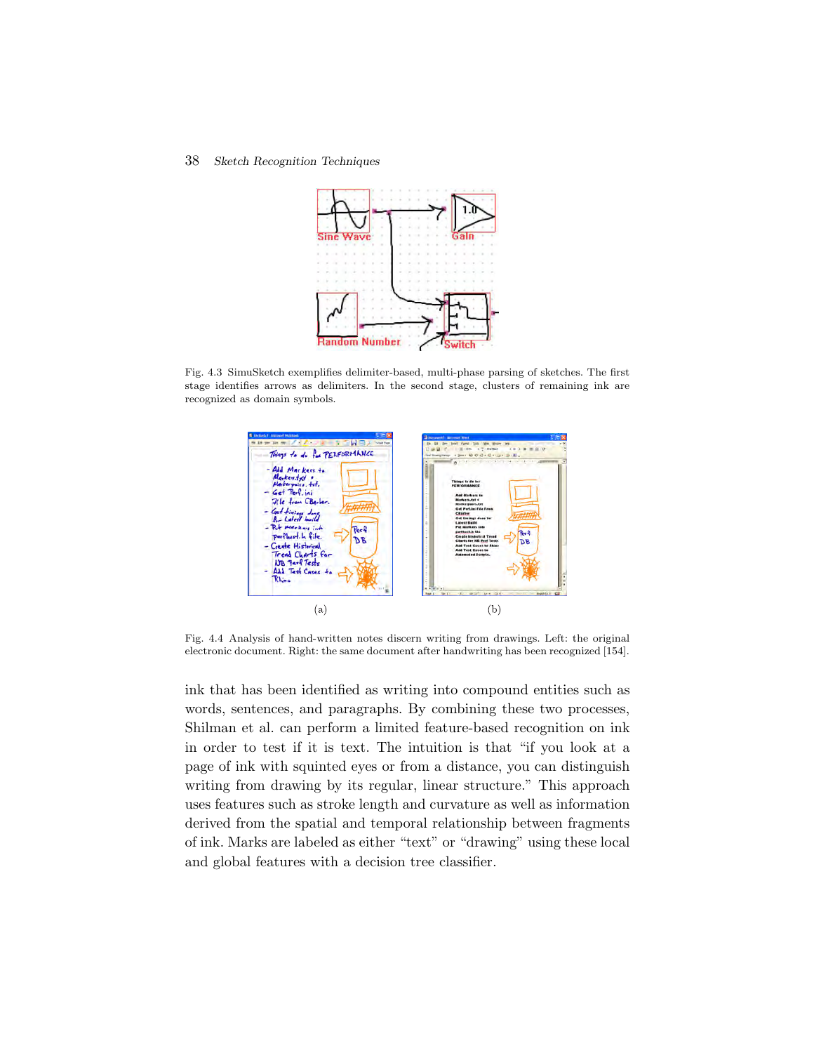Fig. 4.3 SimuSketch exemplifies delimiter-based, multi-phase parsing of sketches. The first stage identifies arrows as delimiters. In the second stage, clusters of remaining ink are recognized as domain symbols.

(a) (b)

Fig. 4.4 Analysis of hand-written notes discern writing from drawings. Left: the original electronic document. Right: the same document after handwriting has been recognized [154].

ink that has been identified as writing into compound entities such as words, sentences, and paragraphs. By combining these two processes, Shilman et al. can perform a limited feature-based recognition on ink in order to test if it is text. The intuition is that "if you look at a page of ink with squinted eyes or from a distance, you can distinguish writing from drawing by its regular, linear structure." This approach uses features such as stroke length and curvature as well as information derived from the spatial and temporal relationship between fragments of ink. Marks are labeled as either "text" or "drawing" using these local and global features with a decision tree classifier.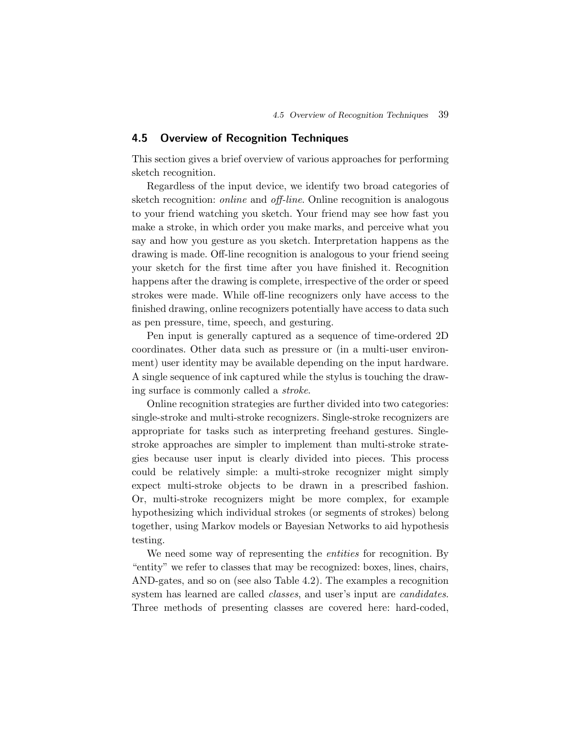## 4.5 Overview of Recognition Techniques

This section gives a brief overview of various approaches for performing sketch recognition.

Regardless of the input device, we identify two broad categories of sketch recognition: *online* and *off-line*. Online recognition is analogous to your friend watching you sketch. Your friend may see how fast you make a stroke, in which order you make marks, and perceive what you say and how you gesture as you sketch. Interpretation happens as the drawing is made. Off-line recognition is analogous to your friend seeing your sketch for the first time after you have finished it. Recognition happens after the drawing is complete, irrespective of the order or speed strokes were made. While off-line recognizers only have access to the finished drawing, online recognizers potentially have access to data such as pen pressure, time, speech, and gesturing.

Pen input is generally captured as a sequence of time-ordered 2D coordinates. Other data such as pressure or (in a multi-user environment) user identity may be available depending on the input hardware. A single sequence of ink captured while the stylus is touching the drawing surface is commonly called a *stroke*.

Online recognition strategies are further divided into two categories: single-stroke and multi-stroke recognizers. Single-stroke recognizers are appropriate for tasks such as interpreting freehand gestures. Single-stroke approaches are simpler to implement than multi-stroke strategies because user input is clearly divided into pieces. This process could be relatively simple: a multi-stroke recognizer might simply expect multi-stroke objects to be drawn in a prescribed fashion. Or, multi-stroke recognizers might be more complex, for example hypothesizing which individual strokes (or segments of strokes) belong together, using Markov models or Bayesian Networks to aid hypothesis testing.

We need some way of representing the *entities* for recognition. By "entity" we refer to classes that may be recognized: boxes, lines, chairs, AND-gates, and so on (see also Table 4.2). The examples a recognition system has learned are called *classes*, and user's input are *candidates*. Three methods of presenting classes are covered here: hard-coded,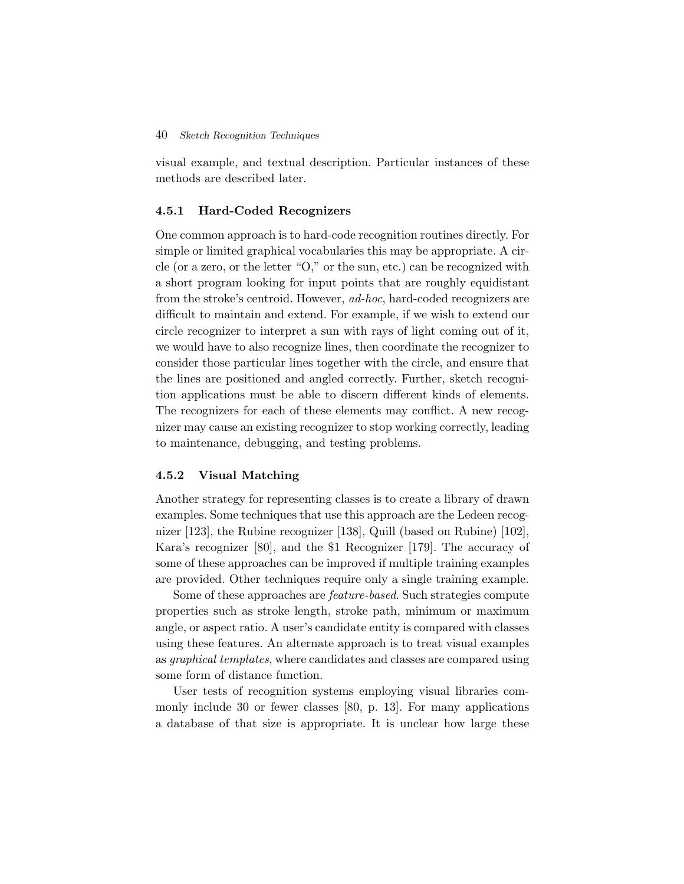visual example, and textual description. Particular instances of these methods are described later.

### 4.5.1 Hard-Coded Recognizers

One common approach is to hard-code recognition routines directly. For simple or limited graphical vocabularies this may be appropriate. A circle (or a zero, or the letter "O," or the sun, etc.) can be recognized with a short program looking for input points that are roughly equidistant from the stroke's centroid. However, *ad-hoc*, hard-coded recognizers are difficult to maintain and extend. For example, if we wish to extend our circle recognizer to interpret a sun with rays of light coming out of it, we would have to also recognize lines, then coordinate the recognizer to consider those particular lines together with the circle, and ensure that the lines are positioned and angled correctly. Further, sketch recognition applications must be able to discern different kinds of elements. The recognizers for each of these elements may conflict. A new recognizer may cause an existing recognizer to stop working correctly, leading to maintenance, debugging, and testing problems.

### 4.5.2 Visual Matching

Another strategy for representing classes is to create a library of drawn examples. Some techniques that use this approach are the Ledeen recognizer [123], the Rubine recognizer [138], Quill (based on Rubine) [102], Kara's recognizer [80], and the $1 Recognizer [179]. The accuracy of some of these approaches can be improved if multiple training examples are provided. Other techniques require only a single training example.

Some of these approaches are *feature-based*. Such strategies compute properties such as stroke length, stroke path, minimum or maximum angle, or aspect ratio. A user's candidate entity is compared with classes using these features. An alternate approach is to treat visual examples as *graphical templates*, where candidates and classes are compared using some form of distance function.

User tests of recognition systems employing visual libraries commonly include 30 or fewer classes [80, p. 13]. For many applications a database of that size is appropriate. It is unclear how large these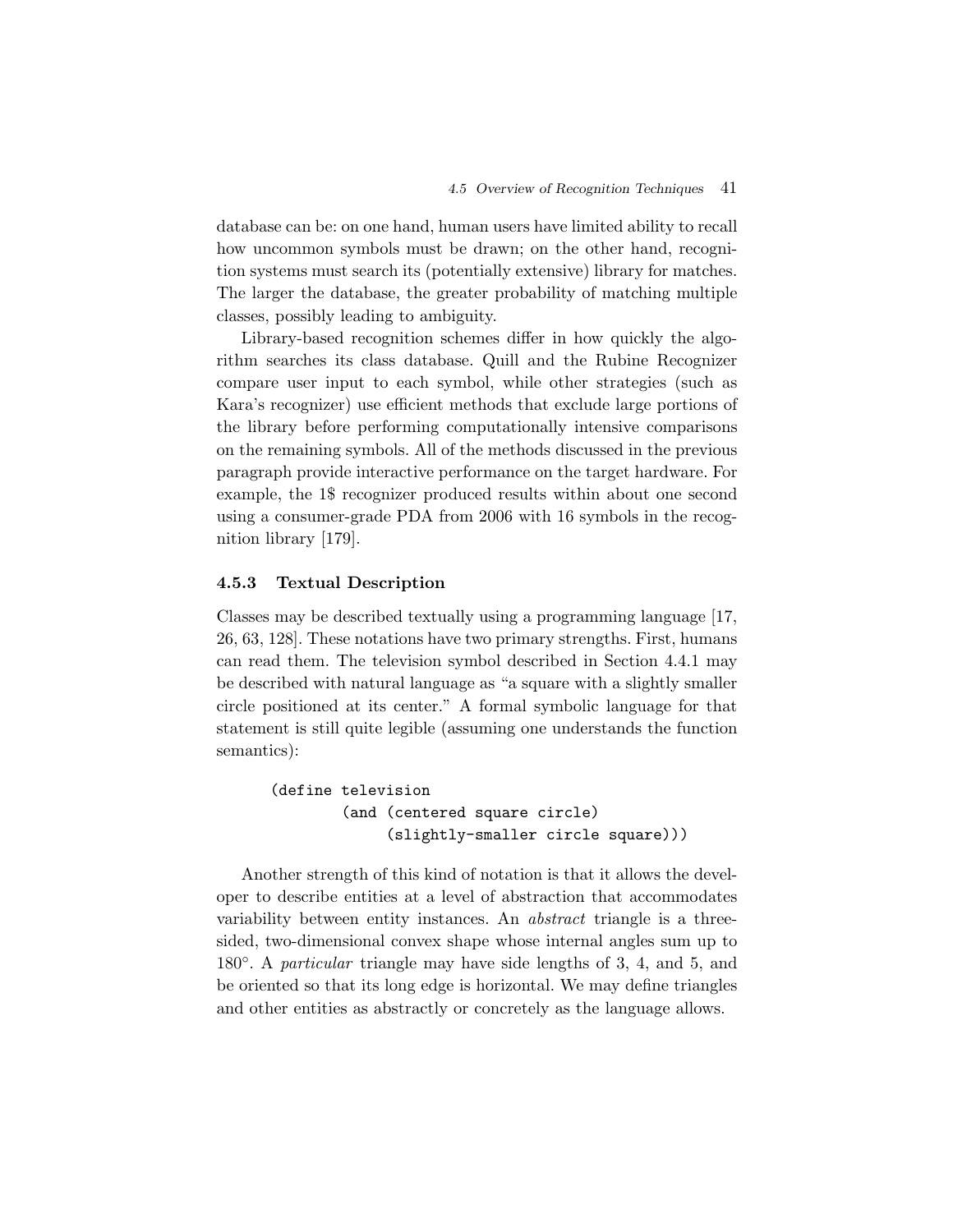database can be: on one hand, human users have limited ability to recall how uncommon symbols must be drawn; on the other hand, recognition systems must search its (potentially extensive) library for matches. The larger the database, the greater probability of matching multiple classes, possibly leading to ambiguity.

Library-based recognition schemes differ in how quickly the algorithm searches its class database. Quill and the Rubine Recognizer compare user input to each symbol, while other strategies (such as Kara's recognizer) use efficient methods that exclude large portions of the library before performing computationally intensive comparisons on the remaining symbols. All of the methods discussed in the previous paragraph provide interactive performance on the target hardware. For example, the 1$ recognizer produced results within about one second using a consumer-grade PDA from 2006 with 16 symbols in the recognition library [179].

### 4.5.3 Textual Description

Classes may be described textually using a programming language [17, 26, 63, 128]. These notations have two primary strengths. First, humans can read them. The television symbol described in Section 4.4.1 may be described with natural language as "a square with a slightly smaller circle positioned at its center." A formal symbolic language for that statement is still quite legible (assuming one understands the function semantics):

```
(define television
        (and (centered square circle)
             (slightly-smaller circle square)))
```

Another strength of this kind of notation is that it allows the developer to describe entities at a level of abstraction that accommodates variability between entity instances. An *abstract* triangle is a three-sided, two-dimensional convex shape whose internal angles sum up to 180°. A *particular* triangle may have side lengths of 3, 4, and 5, and be oriented so that its long edge is horizontal. We may define triangles and other entities as abstractly or concretely as the language allows.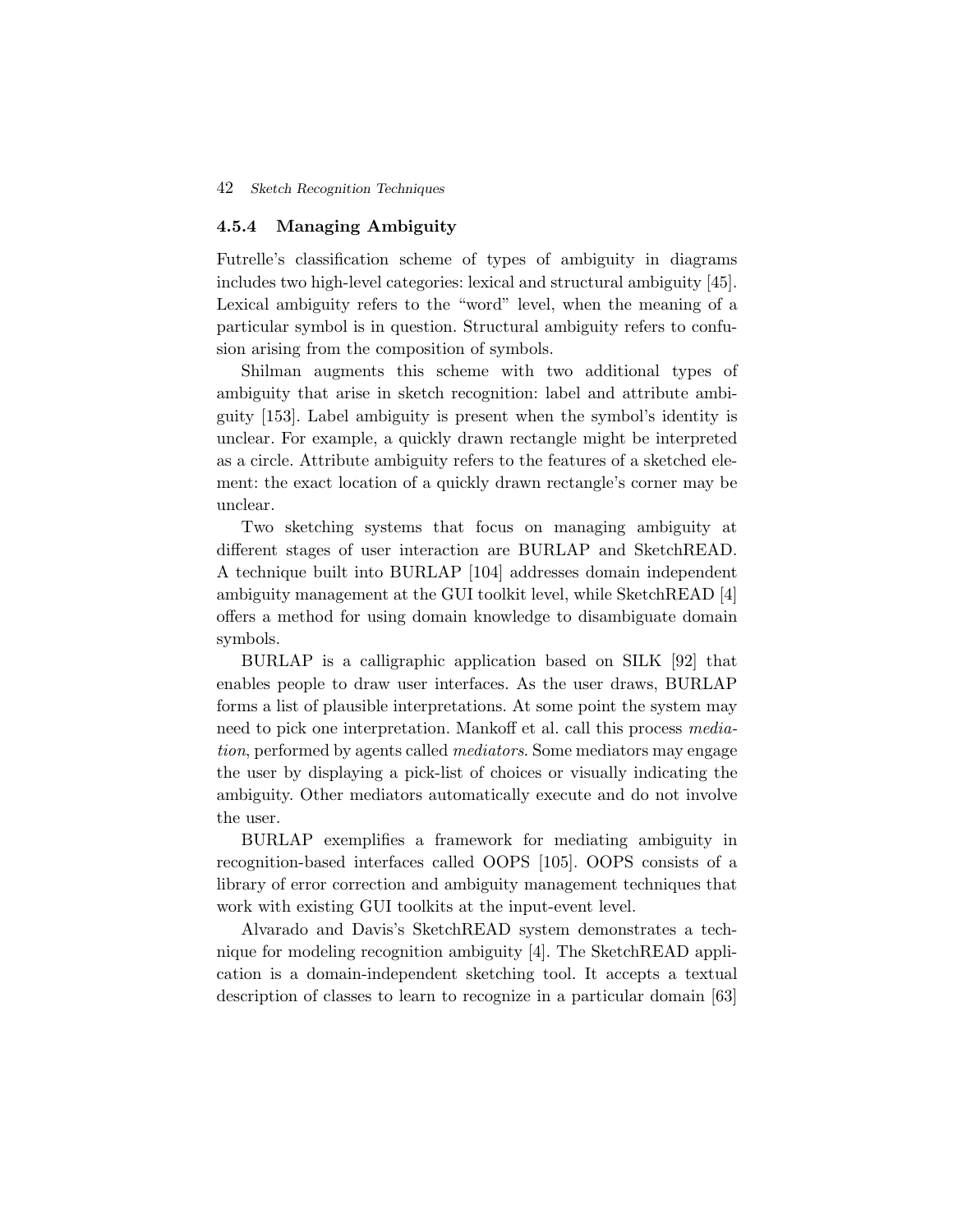### 4.5.4 Managing Ambiguity

Futrelle's classification scheme of types of ambiguity in diagrams includes two high-level categories: lexical and structural ambiguity [45]. Lexical ambiguity refers to the "word" level, when the meaning of a particular symbol is in question. Structural ambiguity refers to confusion arising from the composition of symbols.

Shilman augments this scheme with two additional types of ambiguity that arise in sketch recognition: label and attribute ambiguity [153]. Label ambiguity is present when the symbol's identity is unclear. For example, a quickly drawn rectangle might be interpreted as a circle. Attribute ambiguity refers to the features of a sketched element: the exact location of a quickly drawn rectangle's corner may be unclear.

Two sketching systems that focus on managing ambiguity at different stages of user interaction are BURLAP and SketchREAD. A technique built into BURLAP [104] addresses domain independent ambiguity management at the GUI toolkit level, while SketchREAD [4] offers a method for using domain knowledge to disambiguate domain symbols.

BURLAP is a calligraphic application based on SILK [92] that enables people to draw user interfaces. As the user draws, BURLAP forms a list of plausible interpretations. At some point the system may need to pick one interpretation. Mankoff et al. call this process *mediation*, performed by agents called *mediators*. Some mediators may engage the user by displaying a pick-list of choices or visually indicating the ambiguity. Other mediators automatically execute and do not involve the user.

BURLAP exemplifies a framework for mediating ambiguity in recognition-based interfaces called OOPS [105]. OOPS consists of a library of error correction and ambiguity management techniques that work with existing GUI toolkits at the input-event level.

Alvarado and Davis's SketchREAD system demonstrates a technique for modeling recognition ambiguity [4]. The SketchREAD application is a domain-independent sketching tool. It accepts a textual description of classes to learn to recognize in a particular domain [63]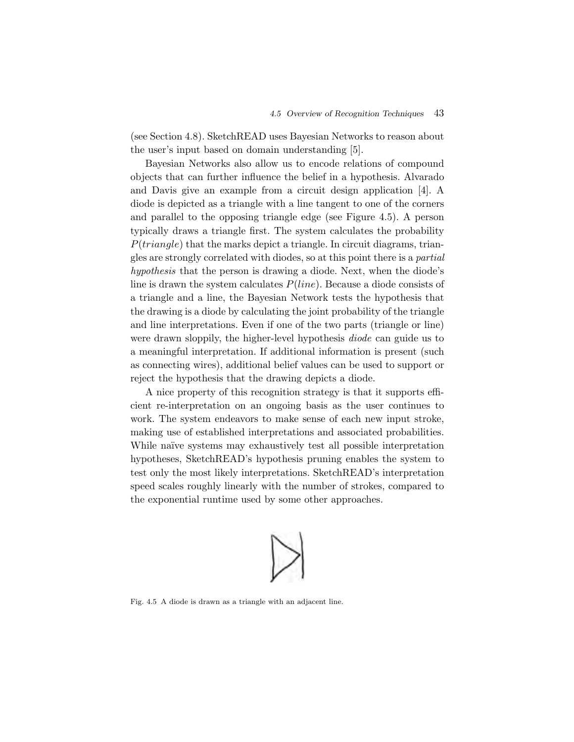(see Section 4.8). SketchREAD uses Bayesian Networks to reason about the user's input based on domain understanding [5].

Bayesian Networks also allow us to encode relations of compound objects that can further influence the belief in a hypothesis. Alvarado and Davis give an example from a circuit design application [4]. A diode is depicted as a triangle with a line tangent to one of the corners and parallel to the opposing triangle edge (see Figure 4.5). A person typically draws a triangle first. The system calculates the probability $P(triangle)$ that the marks depict a triangle. In circuit diagrams, triangles are strongly correlated with diodes, so at this point there is a *partial hypothesis* that the person is drawing a diode. Next, when the diode's line is drawn the system calculates $P(line)$. Because a diode consists of a triangle and a line, the Bayesian Network tests the hypothesis that the drawing is a diode by calculating the joint probability of the triangle and line interpretations. Even if one of the two parts (triangle or line) were drawn sloppily, the higher-level hypothesis *diode* can guide us to a meaningful interpretation. If additional information is present (such as connecting wires), additional belief values can be used to support or reject the hypothesis that the drawing depicts a diode.

A nice property of this recognition strategy is that it supports efficient re-interpretation on an ongoing basis as the user continues to work. The system endeavors to make sense of each new input stroke, making use of established interpretations and associated probabilities. While naïve systems may exhaustively test all possible interpretation hypotheses, SketchREAD's hypothesis pruning enables the system to test only the most likely interpretations. SketchREAD's interpretation speed scales roughly linearly with the number of strokes, compared to the exponential runtime used by some other approaches.

Fig. 4.5 A diode is drawn as a triangle with an adjacent line.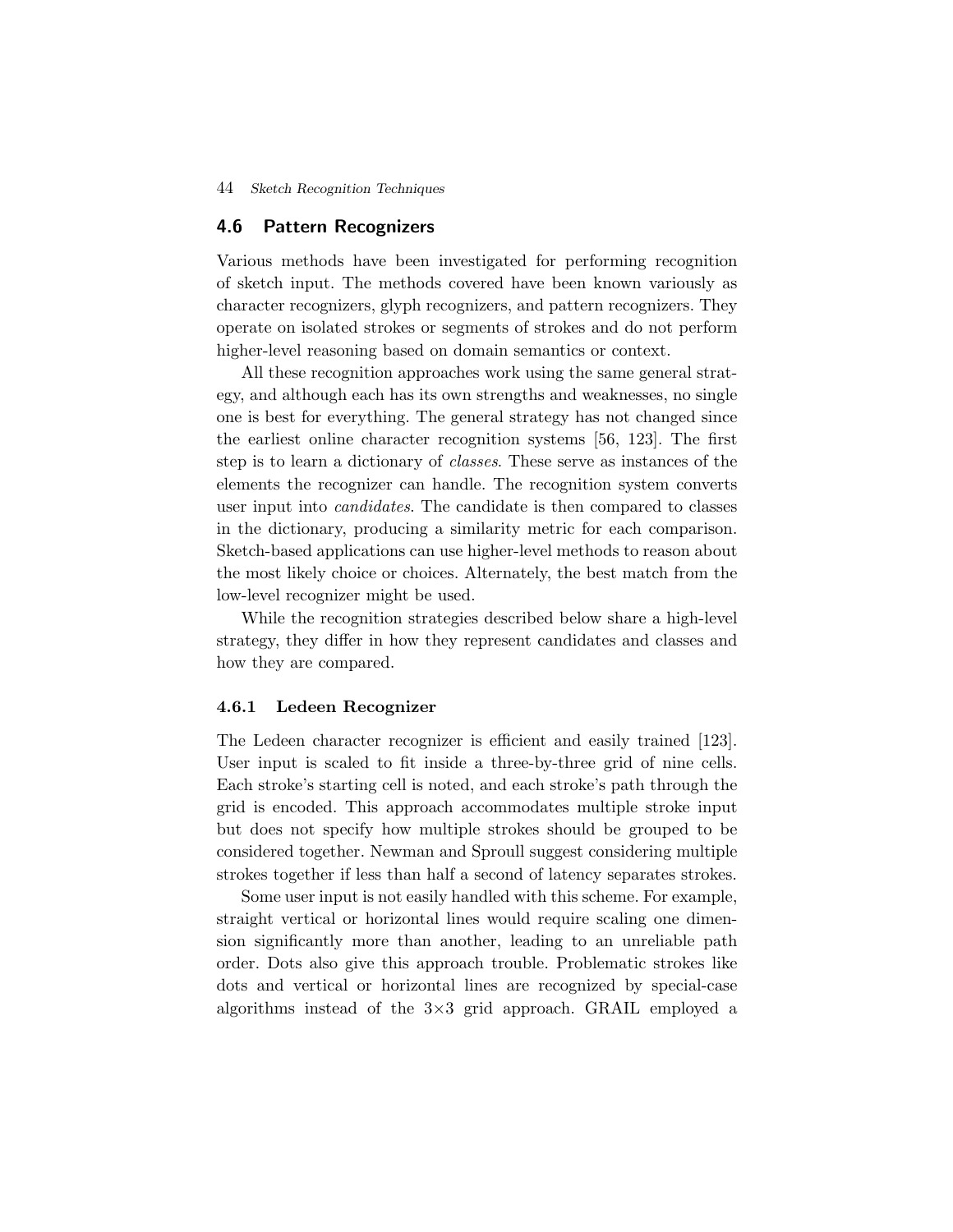## 4.6 Pattern Recognizers

Various methods have been investigated for performing recognition of sketch input. The methods covered have been known variously as character recognizers, glyph recognizers, and pattern recognizers. They operate on isolated strokes or segments of strokes and do not perform higher-level reasoning based on domain semantics or context.

All these recognition approaches work using the same general strategy, and although each has its own strengths and weaknesses, no single one is best for everything. The general strategy has not changed since the earliest online character recognition systems [56, 123]. The first step is to learn a dictionary of *classes*. These serve as instances of the elements the recognizer can handle. The recognition system converts user input into *candidates*. The candidate is then compared to classes in the dictionary, producing a similarity metric for each comparison. Sketch-based applications can use higher-level methods to reason about the most likely choice or choices. Alternately, the best match from the low-level recognizer might be used.

While the recognition strategies described below share a high-level strategy, they differ in how they represent candidates and classes and how they are compared.

### 4.6.1 Ledeen Recognizer

The Ledeen character recognizer is efficient and easily trained [123]. User input is scaled to fit inside a three-by-three grid of nine cells. Each stroke's starting cell is noted, and each stroke's path through the grid is encoded. This approach accommodates multiple stroke input but does not specify how multiple strokes should be grouped to be considered together. Newman and Sproull suggest considering multiple strokes together if less than half a second of latency separates strokes.

Some user input is not easily handled with this scheme. For example, straight vertical or horizontal lines would require scaling one dimension significantly more than another, leading to an unreliable path order. Dots also give this approach trouble. Problematic strokes like dots and vertical or horizontal lines are recognized by special-case algorithms instead of the $3 \times 3$ grid approach. GRAIL employed a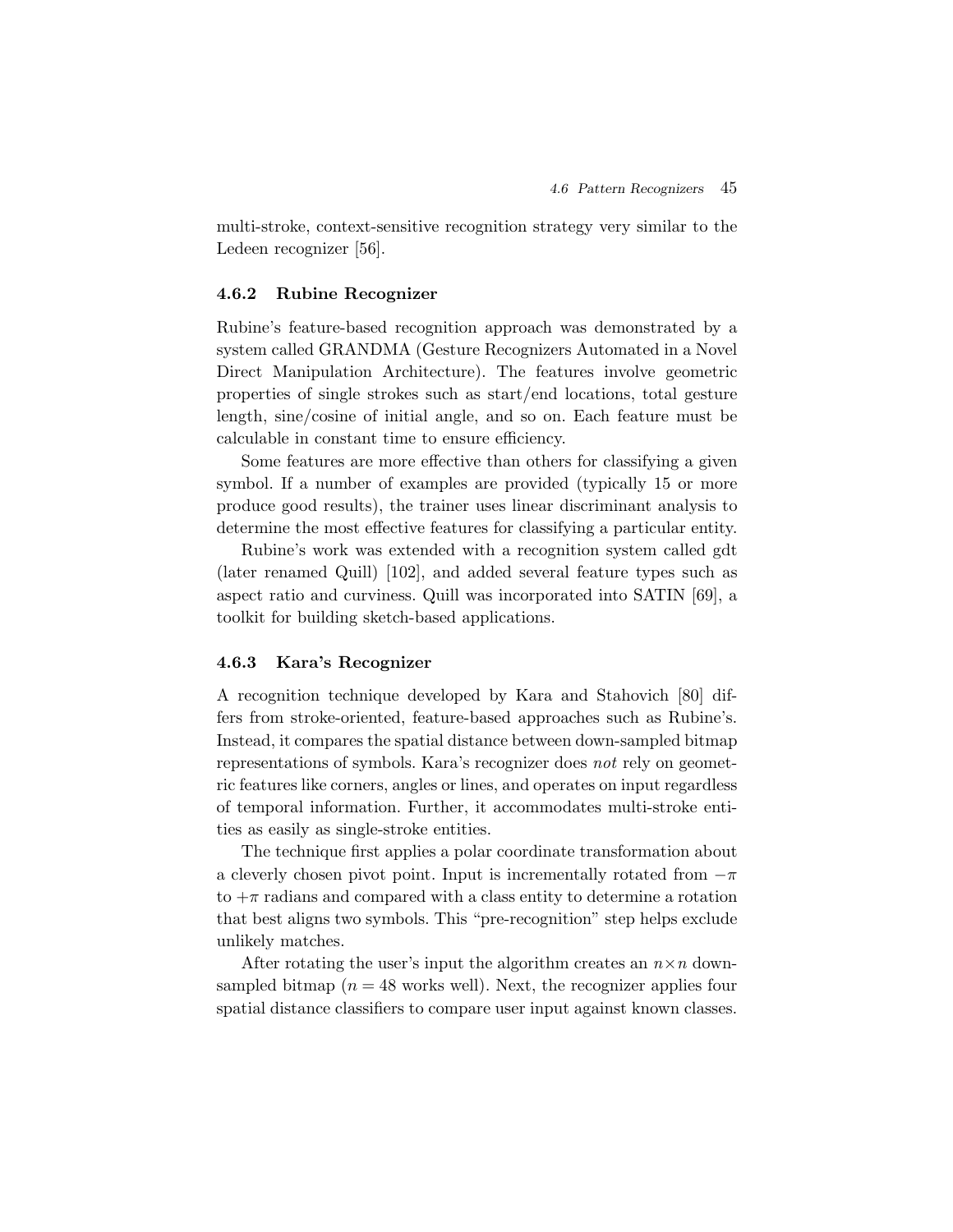multi-stroke, context-sensitive recognition strategy very similar to the Ledeen recognizer [56].

### 4.6.2 Rubine Recognizer

Rubine's feature-based recognition approach was demonstrated by a system called GRANDMA (Gesture Recognizers Automated in a Novel Direct Manipulation Architecture). The features involve geometric properties of single strokes such as start/end locations, total gesture length, sine/cosine of initial angle, and so on. Each feature must be calculable in constant time to ensure efficiency.

Some features are more effective than others for classifying a given symbol. If a number of examples are provided (typically 15 or more produce good results), the trainer uses linear discriminant analysis to determine the most effective features for classifying a particular entity.

Rubine's work was extended with a recognition system called gdt (later renamed Quill) [102], and added several feature types such as aspect ratio and curviness. Quill was incorporated into SATIN [69], a toolkit for building sketch-based applications.

### 4.6.3 Kara's Recognizer

A recognition technique developed by Kara and Stahovich [80] differs from stroke-oriented, feature-based approaches such as Rubine's. Instead, it compares the spatial distance between down-sampled bitmap representations of symbols. Kara's recognizer does *not* rely on geometric features like corners, angles or lines, and operates on input regardless of temporal information. Further, it accommodates multi-stroke entities as easily as single-stroke entities.

The technique first applies a polar coordinate transformation about a cleverly chosen pivot point. Input is incrementally rotated from $-\pi$ to $+\pi$ radians and compared with a class entity to determine a rotation that best aligns two symbols. This "pre-recognition" step helps exclude unlikely matches.

After rotating the user's input the algorithm creates an $n \times n$ down-sampled bitmap ($n = 48$ works well). Next, the recognizer applies four spatial distance classifiers to compare user input against known classes.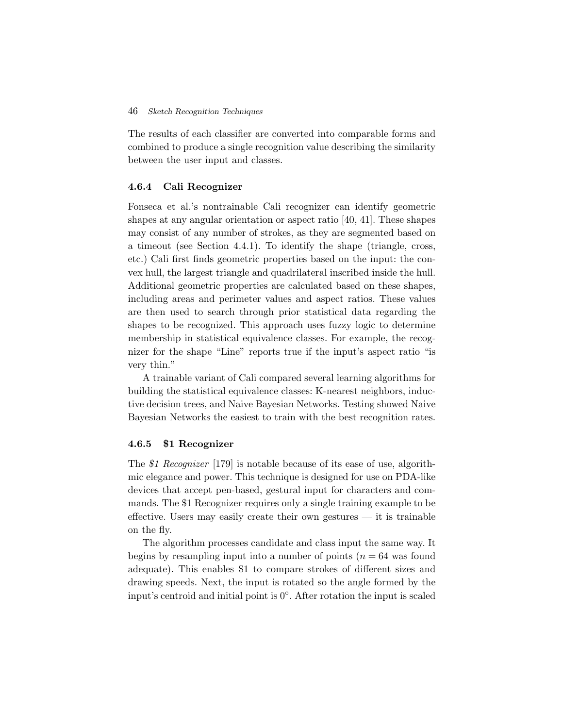The results of each classifier are converted into comparable forms and combined to produce a single recognition value describing the similarity between the user input and classes.

### 4.6.4 Cali Recognizer

Fonseca et al.'s nontrainable Cali recognizer can identify geometric shapes at any angular orientation or aspect ratio [40, 41]. These shapes may consist of any number of strokes, as they are segmented based on a timeout (see Section 4.4.1). To identify the shape (triangle, cross, etc.) Cali first finds geometric properties based on the input: the convex hull, the largest triangle and quadrilateral inscribed inside the hull. Additional geometric properties are calculated based on these shapes, including areas and perimeter values and aspect ratios. These values are then used to search through prior statistical data regarding the shapes to be recognized. This approach uses fuzzy logic to determine membership in statistical equivalence classes. For example, the recognizer for the shape "Line" reports true if the input's aspect ratio "is very thin."

A trainable variant of Cali compared several learning algorithms for building the statistical equivalence classes: K-nearest neighbors, inductive decision trees, and Naive Bayesian Networks. Testing showed Naive Bayesian Networks the easiest to train with the best recognition rates.

### 4.6.5 $1 Recognizer

The *$1 Recognizer* [179] is notable because of its ease of use, algorithmic elegance and power. This technique is designed for use on PDA-like devices that accept pen-based, gestural input for characters and commands. The $1 Recognizer requires only a single training example to be effective. Users may easily create their own gestures — it is trainable on the fly.

The algorithm processes candidate and class input the same way. It begins by resampling input into a number of points ($n = 64$ was found adequate). This enables $1 to compare strokes of different sizes and drawing speeds. Next, the input is rotated so the angle formed by the input's centroid and initial point is $0°$. After rotation the input is scaled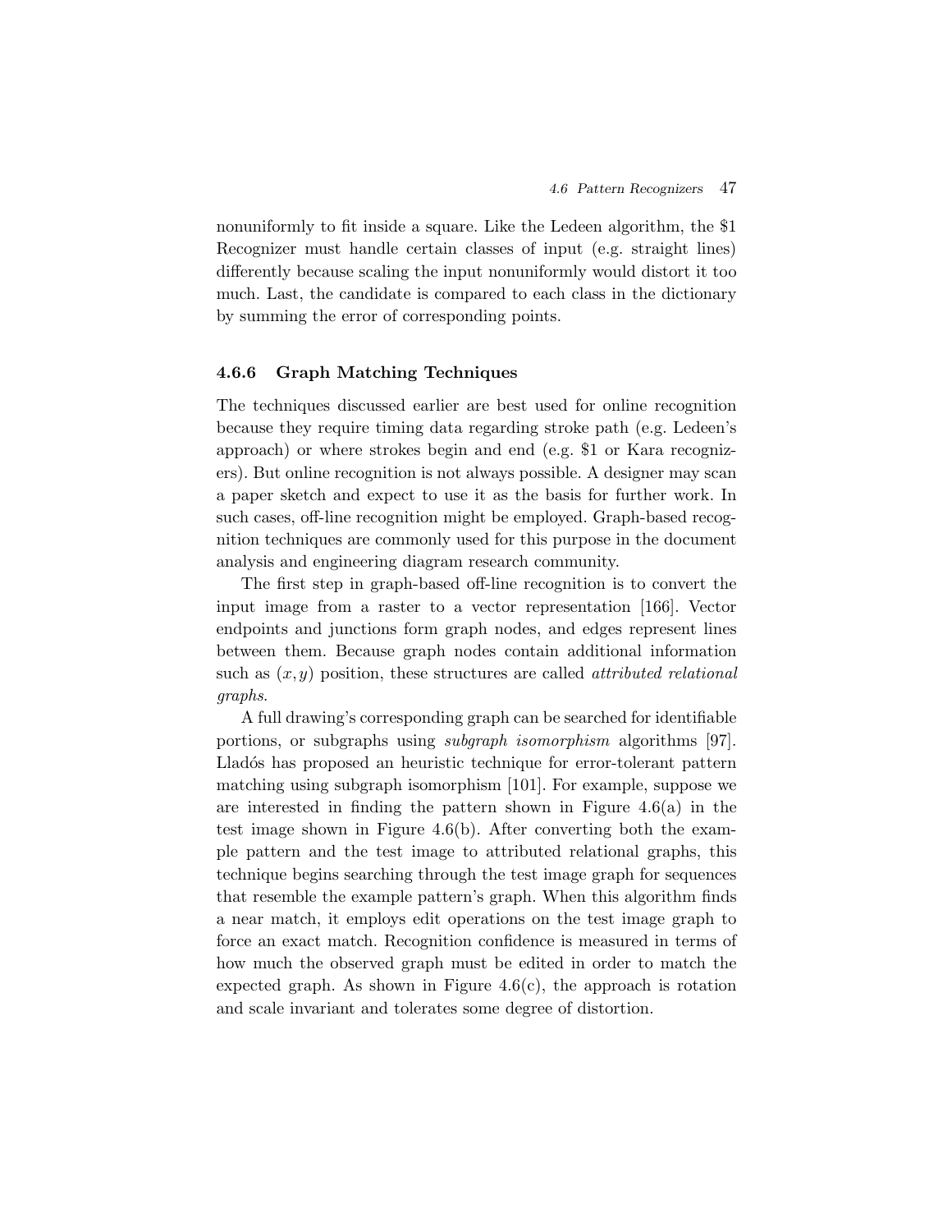nonuniformly to fit inside a square. Like the Ledeen algorithm, the $1 Recognizer must handle certain classes of input (e.g. straight lines) differently because scaling the input nonuniformly would distort it too much. Last, the candidate is compared to each class in the dictionary by summing the error of corresponding points.

### 4.6.6 Graph Matching Techniques

The techniques discussed earlier are best used for online recognition because they require timing data regarding stroke path (e.g. Ledeen's approach) or where strokes begin and end (e.g. $1 or Kara recognizers). But online recognition is not always possible. A designer may scan a paper sketch and expect to use it as the basis for further work. In such cases, off-line recognition might be employed. Graph-based recognition techniques are commonly used for this purpose in the document analysis and engineering diagram research community.

The first step in graph-based off-line recognition is to convert the input image from a raster to a vector representation [166]. Vector endpoints and junctions form graph nodes, and edges represent lines between them. Because graph nodes contain additional information such as $(x, y)$ position, these structures are called *attributed relational graphs*.

A full drawing's corresponding graph can be searched for identifiable portions, or subgraphs using *subgraph isomorphism* algorithms [97]. Lladós has proposed an heuristic technique for error-tolerant pattern matching using subgraph isomorphism [101]. For example, suppose we are interested in finding the pattern shown in Figure 4.6(a) in the test image shown in Figure 4.6(b). After converting both the example pattern and the test image to attributed relational graphs, this technique begins searching through the test image graph for sequences that resemble the example pattern's graph. When this algorithm finds a near match, it employs edit operations on the test image graph to force an exact match. Recognition confidence is measured in terms of how much the observed graph must be edited in order to match the expected graph. As shown in Figure 4.6(c), the approach is rotation and scale invariant and tolerates some degree of distortion.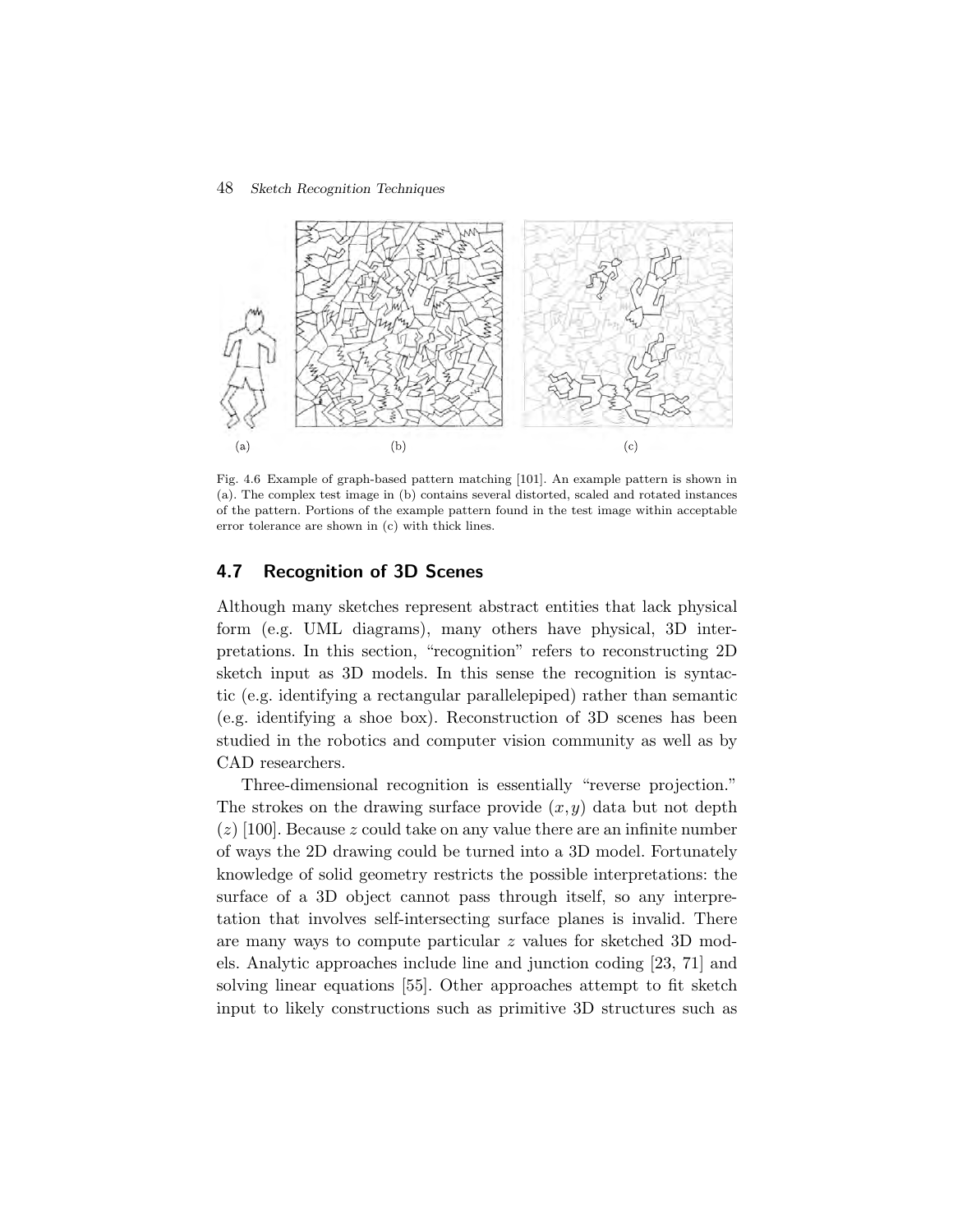(a) (b) (c)

Fig. 4.6 Example of graph-based pattern matching [101]. An example pattern is shown in (a). The complex test image in (b) contains several distorted, scaled and rotated instances of the pattern. Portions of the example pattern found in the test image within acceptable error tolerance are shown in (c) with thick lines.

## 4.7 Recognition of 3D Scenes

Although many sketches represent abstract entities that lack physical form (e.g. UML diagrams), many others have physical, 3D interpretations. In this section, "recognition" refers to reconstructing 2D sketch input as 3D models. In this sense the recognition is syntactic (e.g. identifying a rectangular parallelepiped) rather than semantic (e.g. identifying a shoe box). Reconstruction of 3D scenes has been studied in the robotics and computer vision community as well as by CAD researchers.

Three-dimensional recognition is essentially "reverse projection." The strokes on the drawing surface provide $(x, y)$ data but not depth $(z)$ [100]. Because $z$ could take on any value there are an infinite number of ways the 2D drawing could be turned into a 3D model. Fortunately knowledge of solid geometry restricts the possible interpretations: the surface of a 3D object cannot pass through itself, so any interpretation that involves self-intersecting surface planes is invalid. There are many ways to compute particular $z$ values for sketched 3D models. Analytic approaches include line and junction coding [23, 71] and solving linear equations [55]. Other approaches attempt to fit sketch input to likely constructions such as primitive 3D structures such as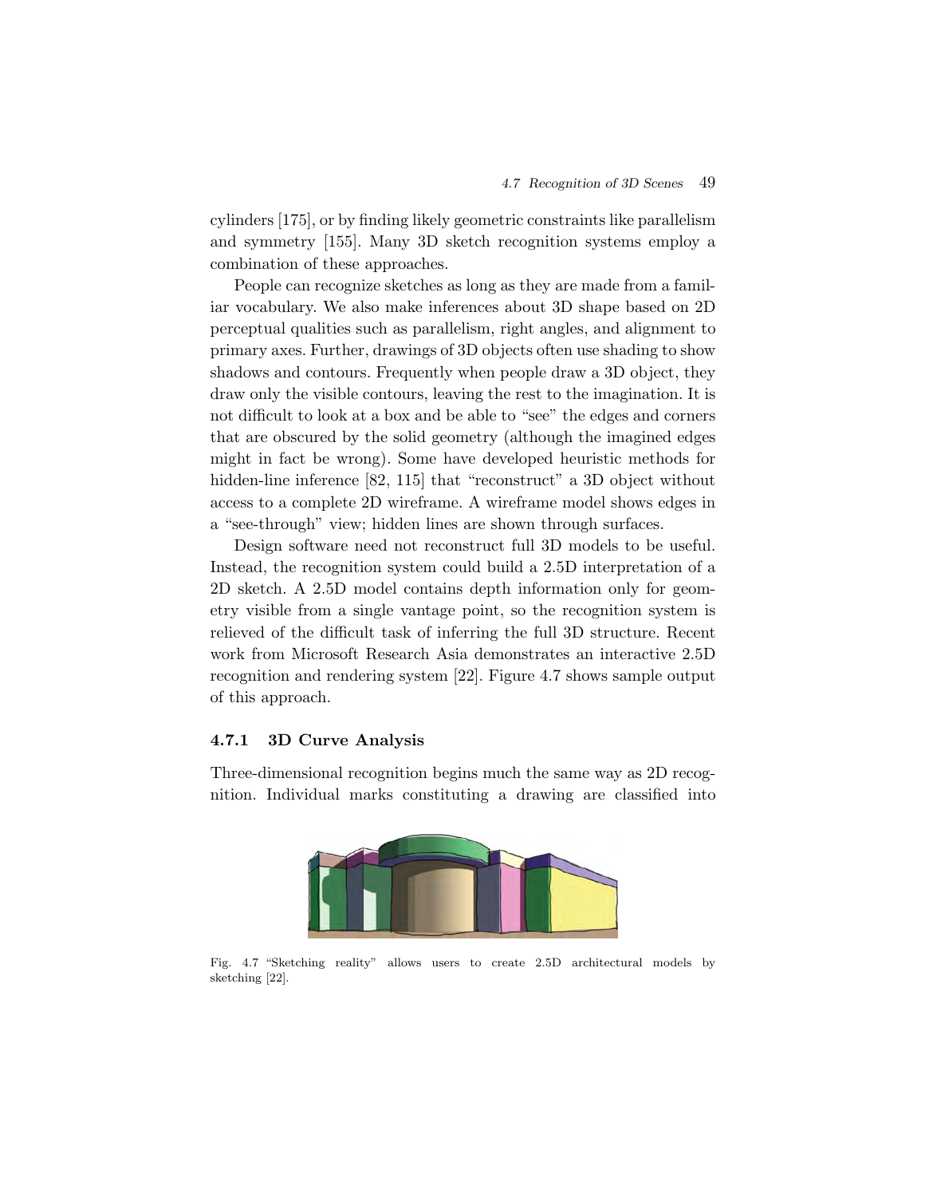cylinders [175], or by finding likely geometric constraints like parallelism and symmetry [155]. Many 3D sketch recognition systems employ a combination of these approaches.

People can recognize sketches as long as they are made from a familiar vocabulary. We also make inferences about 3D shape based on 2D perceptual qualities such as parallelism, right angles, and alignment to primary axes. Further, drawings of 3D objects often use shading to show shadows and contours. Frequently when people draw a 3D object, they draw only the visible contours, leaving the rest to the imagination. It is not difficult to look at a box and be able to "see" the edges and corners that are obscured by the solid geometry (although the imagined edges might in fact be wrong). Some have developed heuristic methods for hidden-line inference [82, 115] that "reconstruct" a 3D object without access to a complete 2D wireframe. A wireframe model shows edges in a "see-through" view; hidden lines are shown through surfaces.

Design software need not reconstruct full 3D models to be useful. Instead, the recognition system could build a 2.5D interpretation of a 2D sketch. A 2.5D model contains depth information only for geometry visible from a single vantage point, so the recognition system is relieved of the difficult task of inferring the full 3D structure. Recent work from Microsoft Research Asia demonstrates an interactive 2.5D recognition and rendering system [22]. Figure 4.7 shows sample output of this approach.

### 4.7.1 3D Curve Analysis

Three-dimensional recognition begins much the same way as 2D recognition. Individual marks constituting a drawing are classified into

Fig. 4.7 "Sketching reality" allows users to create 2.5D architectural models by sketching [22].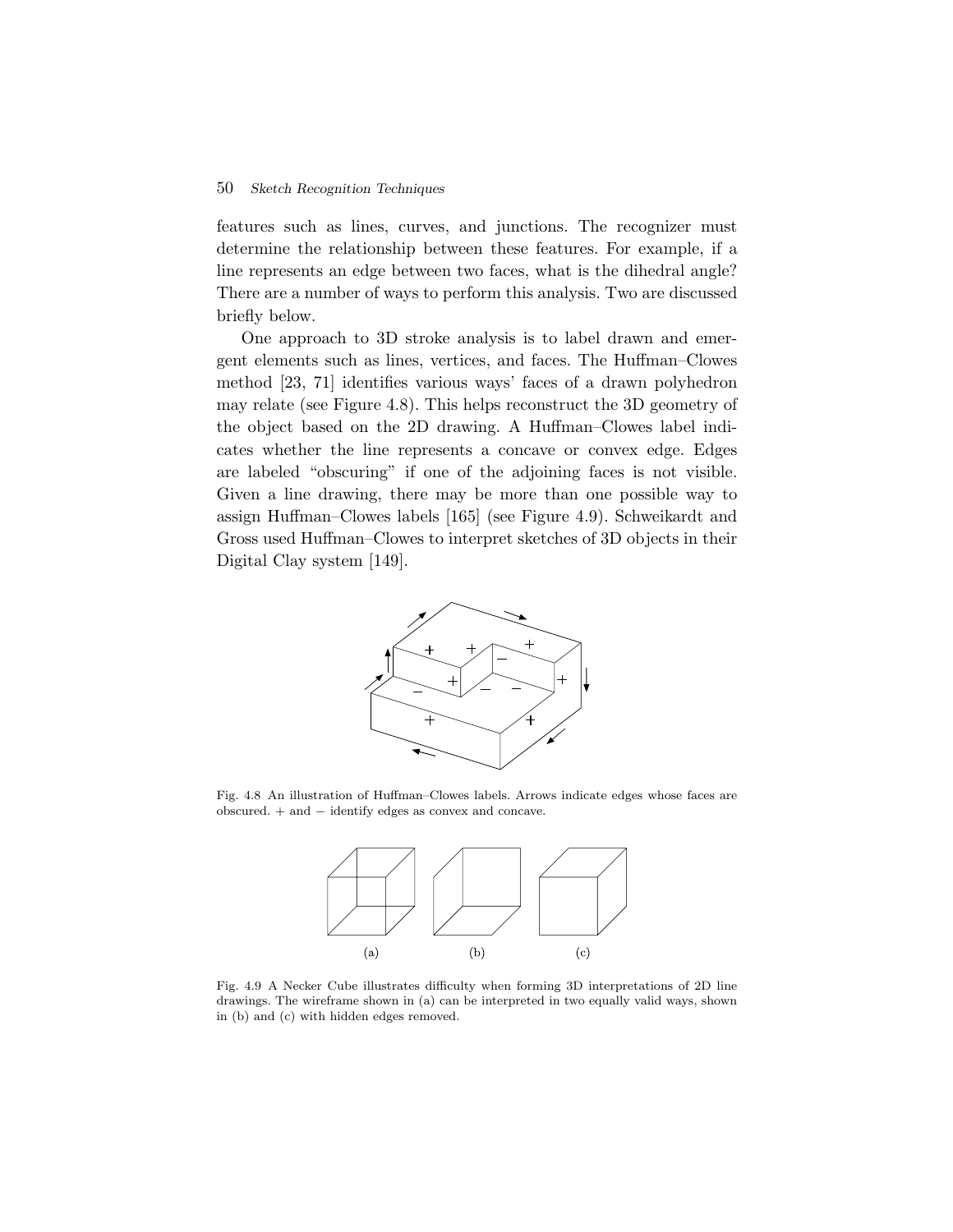features such as lines, curves, and junctions. The recognizer must determine the relationship between these features. For example, if a line represents an edge between two faces, what is the dihedral angle? There are a number of ways to perform this analysis. Two are discussed briefly below.

One approach to 3D stroke analysis is to label drawn and emergent elements such as lines, vertices, and faces. The Huffman–Clowes method [23, 71] identifies various ways' faces of a drawn polyhedron may relate (see Figure 4.8). This helps reconstruct the 3D geometry of the object based on the 2D drawing. A Huffman–Clowes label indicates whether the line represents a concave or convex edge. Edges are labeled "obscuring" if one of the adjoining faces is not visible. Given a line drawing, there may be more than one possible way to assign Huffman–Clowes labels [165] (see Figure 4.9). Schweikardt and Gross used Huffman–Clowes to interpret sketches of 3D objects in their Digital Clay system [149].

Fig. 4.8 An illustration of Huffman–Clowes labels. Arrows indicate edges whose faces are obscured. + and − identify edges as convex and concave.

Fig. 4.9 A Necker Cube illustrates difficulty when forming 3D interpretations of 2D line drawings. The wireframe shown in (a) can be interpreted in two equally valid ways, shown in (b) and (c) with hidden edges removed.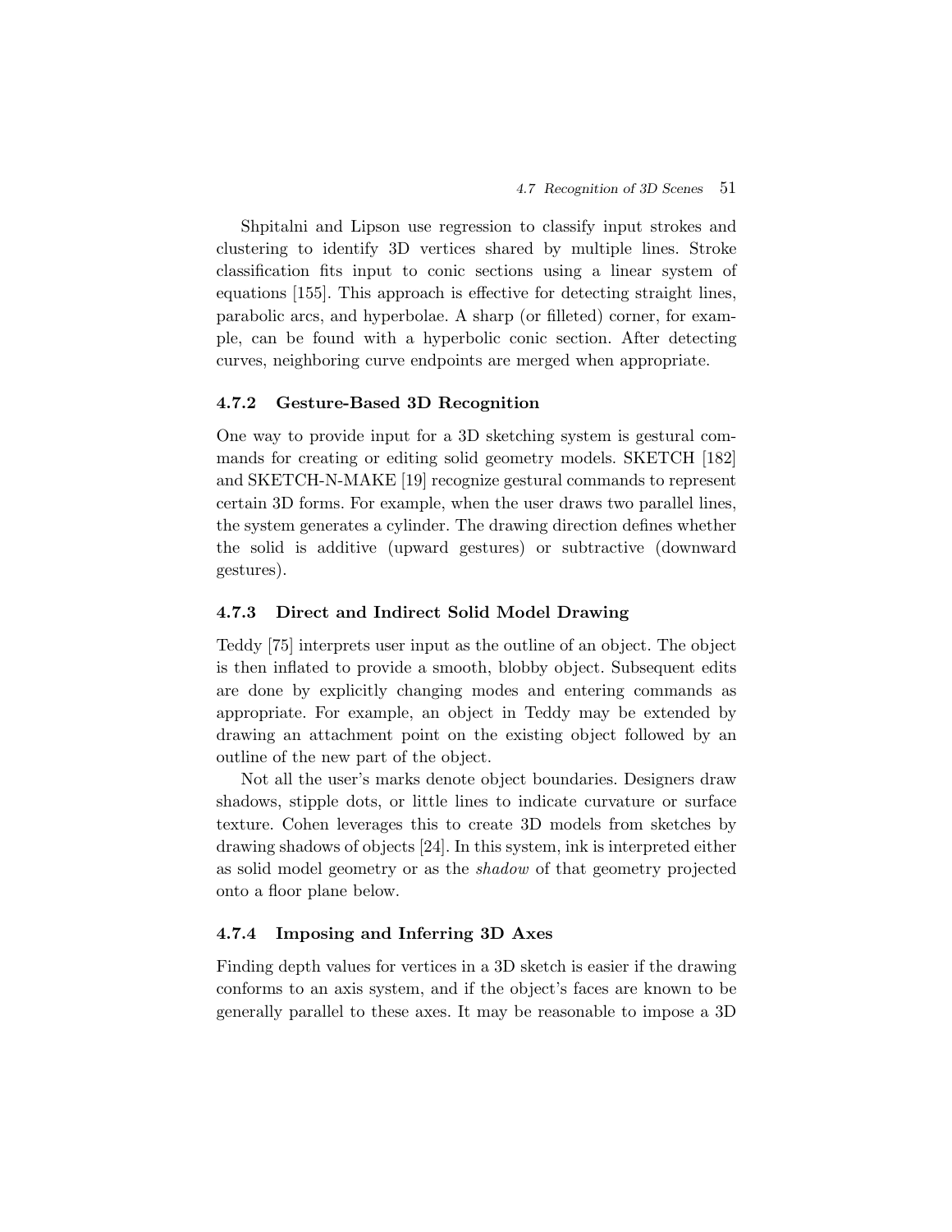Shpitalni and Lipson use regression to classify input strokes and clustering to identify 3D vertices shared by multiple lines. Stroke classification fits input to conic sections using a linear system of equations [155]. This approach is effective for detecting straight lines, parabolic arcs, and hyperbolae. A sharp (or filleted) corner, for example, can be found with a hyperbolic conic section. After detecting curves, neighboring curve endpoints are merged when appropriate.

### 4.7.2 Gesture-Based 3D Recognition

One way to provide input for a 3D sketching system is gestural commands for creating or editing solid geometry models. SKETCH [182] and SKETCH-N-MAKE [19] recognize gestural commands to represent certain 3D forms. For example, when the user draws two parallel lines, the system generates a cylinder. The drawing direction defines whether the solid is additive (upward gestures) or subtractive (downward gestures).

### 4.7.3 Direct and Indirect Solid Model Drawing

Teddy [75] interprets user input as the outline of an object. The object is then inflated to provide a smooth, blobby object. Subsequent edits are done by explicitly changing modes and entering commands as appropriate. For example, an object in Teddy may be extended by drawing an attachment point on the existing object followed by an outline of the new part of the object.

Not all the user's marks denote object boundaries. Designers draw shadows, stipple dots, or little lines to indicate curvature or surface texture. Cohen leverages this to create 3D models from sketches by drawing shadows of objects [24]. In this system, ink is interpreted either as solid model geometry or as the *shadow* of that geometry projected onto a floor plane below.

### 4.7.4 Imposing and Inferring 3D Axes

Finding depth values for vertices in a 3D sketch is easier if the drawing conforms to an axis system, and if the object's faces are known to be generally parallel to these axes. It may be reasonable to impose a 3D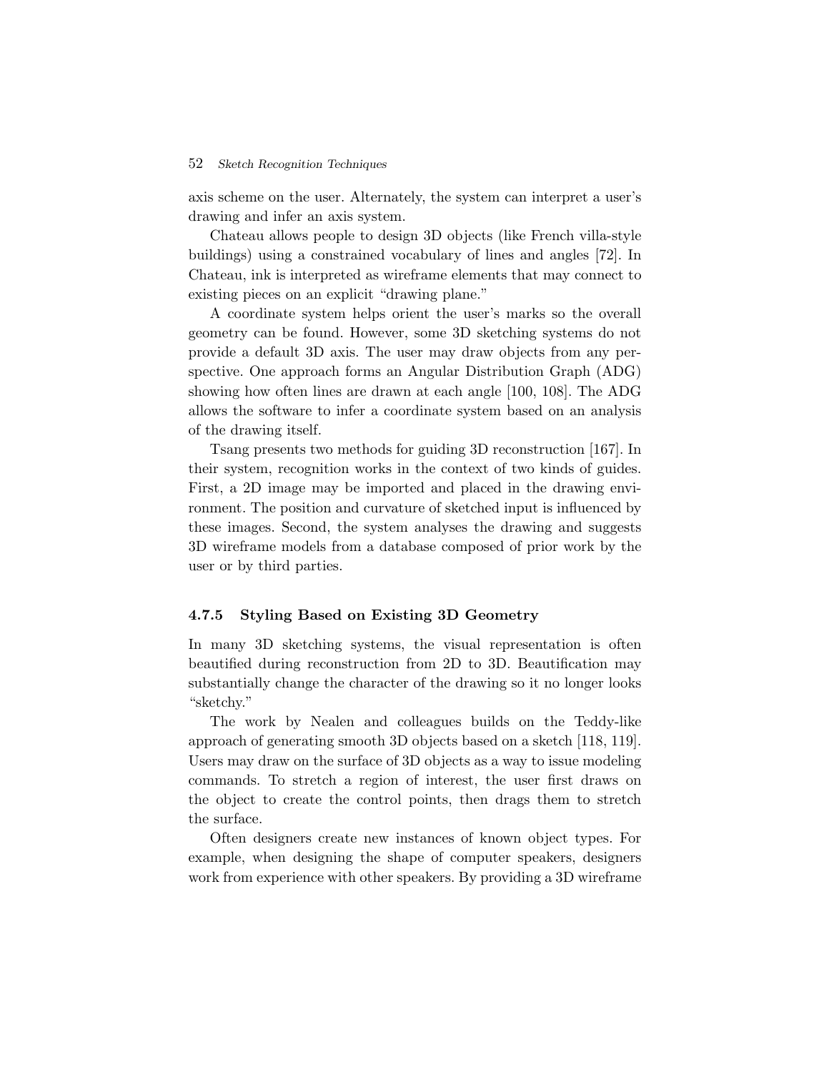axis scheme on the user. Alternately, the system can interpret a user's drawing and infer an axis system.

Chateau allows people to design 3D objects (like French villa-style buildings) using a constrained vocabulary of lines and angles [72]. In Chateau, ink is interpreted as wireframe elements that may connect to existing pieces on an explicit "drawing plane."

A coordinate system helps orient the user's marks so the overall geometry can be found. However, some 3D sketching systems do not provide a default 3D axis. The user may draw objects from any perspective. One approach forms an Angular Distribution Graph (ADG) showing how often lines are drawn at each angle [100, 108]. The ADG allows the software to infer a coordinate system based on an analysis of the drawing itself.

Tsang presents two methods for guiding 3D reconstruction [167]. In their system, recognition works in the context of two kinds of guides. First, a 2D image may be imported and placed in the drawing environment. The position and curvature of sketched input is influenced by these images. Second, the system analyses the drawing and suggests 3D wireframe models from a database composed of prior work by the user or by third parties.

### 4.7.5 Styling Based on Existing 3D Geometry

In many 3D sketching systems, the visual representation is often beautified during reconstruction from 2D to 3D. Beautification may substantially change the character of the drawing so it no longer looks "sketchy."

The work by Nealen and colleagues builds on the Teddy-like approach of generating smooth 3D objects based on a sketch [118, 119]. Users may draw on the surface of 3D objects as a way to issue modeling commands. To stretch a region of interest, the user first draws on the object to create the control points, then drags them to stretch the surface.

Often designers create new instances of known object types. For example, when designing the shape of computer speakers, designers work from experience with other speakers. By providing a 3D wireframe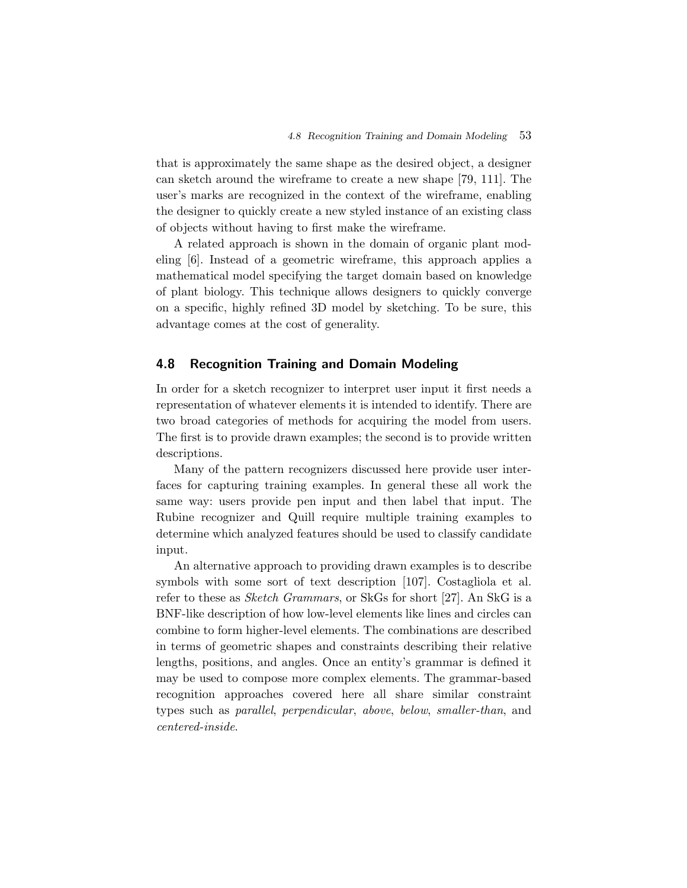that is approximately the same shape as the desired object, a designer can sketch around the wireframe to create a new shape [79, 111]. The user's marks are recognized in the context of the wireframe, enabling the designer to quickly create a new styled instance of an existing class of objects without having to first make the wireframe.

A related approach is shown in the domain of organic plant modeling [6]. Instead of a geometric wireframe, this approach applies a mathematical model specifying the target domain based on knowledge of plant biology. This technique allows designers to quickly converge on a specific, highly refined 3D model by sketching. To be sure, this advantage comes at the cost of generality.

## 4.8 Recognition Training and Domain Modeling

In order for a sketch recognizer to interpret user input it first needs a representation of whatever elements it is intended to identify. There are two broad categories of methods for acquiring the model from users. The first is to provide drawn examples; the second is to provide written descriptions.

Many of the pattern recognizers discussed here provide user interfaces for capturing training examples. In general these all work the same way: users provide pen input and then label that input. The Rubine recognizer and Quill require multiple training examples to determine which analyzed features should be used to classify candidate input.

An alternative approach to providing drawn examples is to describe symbols with some sort of text description [107]. Costagliola et al. refer to these as *Sketch Grammars*, or SkGs for short [27]. An SkG is a BNF-like description of how low-level elements like lines and circles can combine to form higher-level elements. The combinations are described in terms of geometric shapes and constraints describing their relative lengths, positions, and angles. Once an entity's grammar is defined it may be used to compose more complex elements. The grammar-based recognition approaches covered here all share similar constraint types such as *parallel*, *perpendicular*, *above*, *below*, *smaller-than*, and *centered-inside*.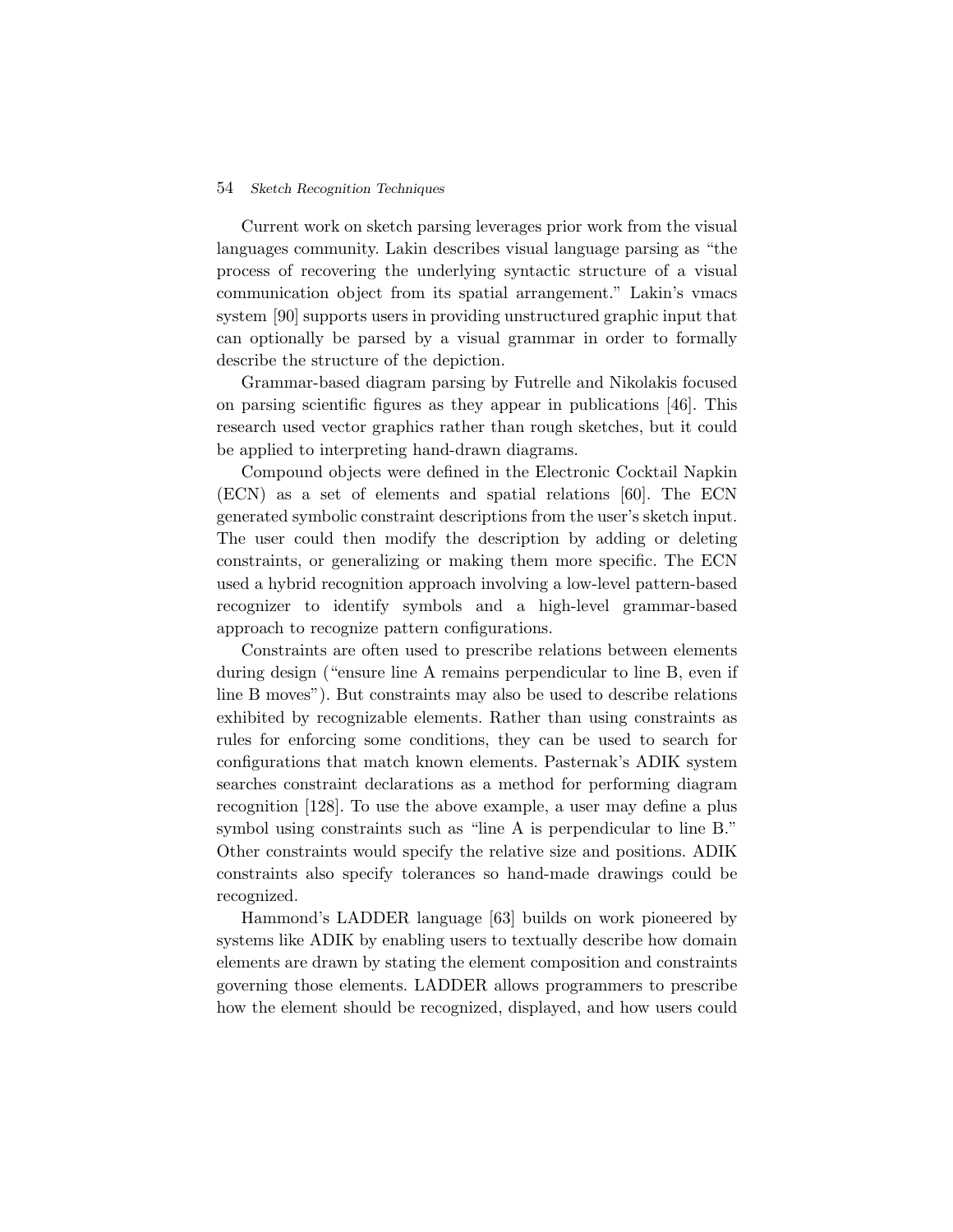Current work on sketch parsing leverages prior work from the visual languages community. Lakin describes visual language parsing as "the process of recovering the underlying syntactic structure of a visual communication object from its spatial arrangement." Lakin's vmacs system [90] supports users in providing unstructured graphic input that can optionally be parsed by a visual grammar in order to formally describe the structure of the depiction.

Grammar-based diagram parsing by Futrelle and Nikolakis focused on parsing scientific figures as they appear in publications [46]. This research used vector graphics rather than rough sketches, but it could be applied to interpreting hand-drawn diagrams.

Compound objects were defined in the Electronic Cocktail Napkin (ECN) as a set of elements and spatial relations [60]. The ECN generated symbolic constraint descriptions from the user's sketch input. The user could then modify the description by adding or deleting constraints, or generalizing or making them more specific. The ECN used a hybrid recognition approach involving a low-level pattern-based recognizer to identify symbols and a high-level grammar-based approach to recognize pattern configurations.

Constraints are often used to prescribe relations between elements during design ("ensure line A remains perpendicular to line B, even if line B moves"). But constraints may also be used to describe relations exhibited by recognizable elements. Rather than using constraints as rules for enforcing some conditions, they can be used to search for configurations that match known elements. Pasternak's ADIK system searches constraint declarations as a method for performing diagram recognition [128]. To use the above example, a user may define a plus symbol using constraints such as "line A is perpendicular to line B." Other constraints would specify the relative size and positions. ADIK constraints also specify tolerances so hand-made drawings could be recognized.

Hammond's LADDER language [63] builds on work pioneered by systems like ADIK by enabling users to textually describe how domain elements are drawn by stating the element composition and constraints governing those elements. LADDER allows programmers to prescribe how the element should be recognized, displayed, and how users could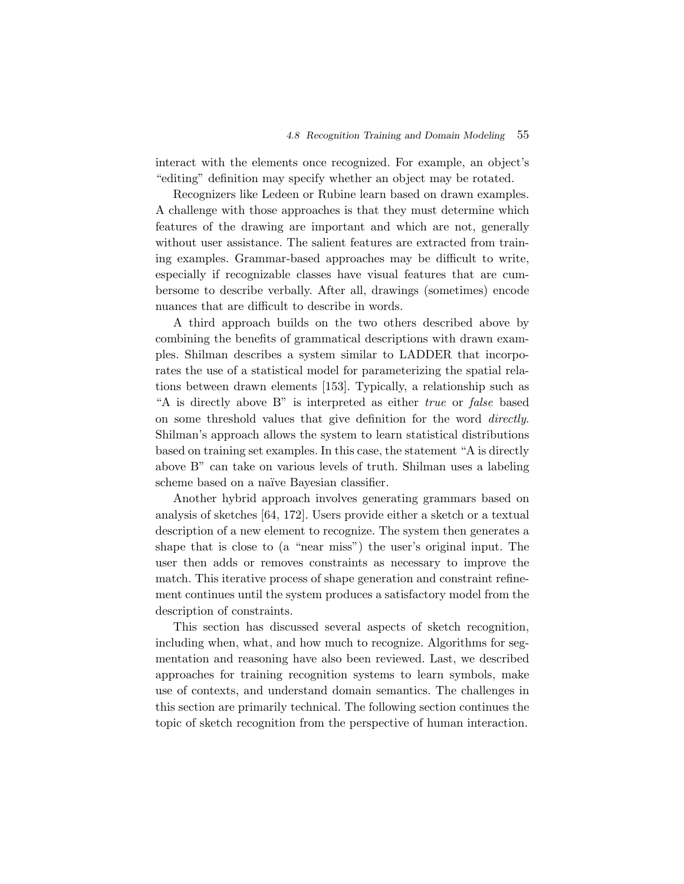interact with the elements once recognized. For example, an object's "editing" definition may specify whether an object may be rotated.

Recognizers like Ledeen or Rubine learn based on drawn examples. A challenge with those approaches is that they must determine which features of the drawing are important and which are not, generally without user assistance. The salient features are extracted from training examples. Grammar-based approaches may be difficult to write, especially if recognizable classes have visual features that are cumbersome to describe verbally. After all, drawings (sometimes) encode nuances that are difficult to describe in words.

A third approach builds on the two others described above by combining the benefits of grammatical descriptions with drawn examples. Shilman describes a system similar to LADDER that incorporates the use of a statistical model for parameterizing the spatial relations between drawn elements [153]. Typically, a relationship such as "A is directly above B" is interpreted as either *true* or *false* based on some threshold values that give definition for the word *directly*. Shilman's approach allows the system to learn statistical distributions based on training set examples. In this case, the statement "A is directly above B" can take on various levels of truth. Shilman uses a labeling scheme based on a naïve Bayesian classifier.

Another hybrid approach involves generating grammars based on analysis of sketches [64, 172]. Users provide either a sketch or a textual description of a new element to recognize. The system then generates a shape that is close to (a "near miss") the user's original input. The user then adds or removes constraints as necessary to improve the match. This iterative process of shape generation and constraint refinement continues until the system produces a satisfactory model from the description of constraints.

This section has discussed several aspects of sketch recognition, including when, what, and how much to recognize. Algorithms for segmentation and reasoning have also been reviewed. Last, we described approaches for training recognition systems to learn symbols, make use of contexts, and understand domain semantics. The challenges in this section are primarily technical. The following section continues the topic of sketch recognition from the perspective of human interaction.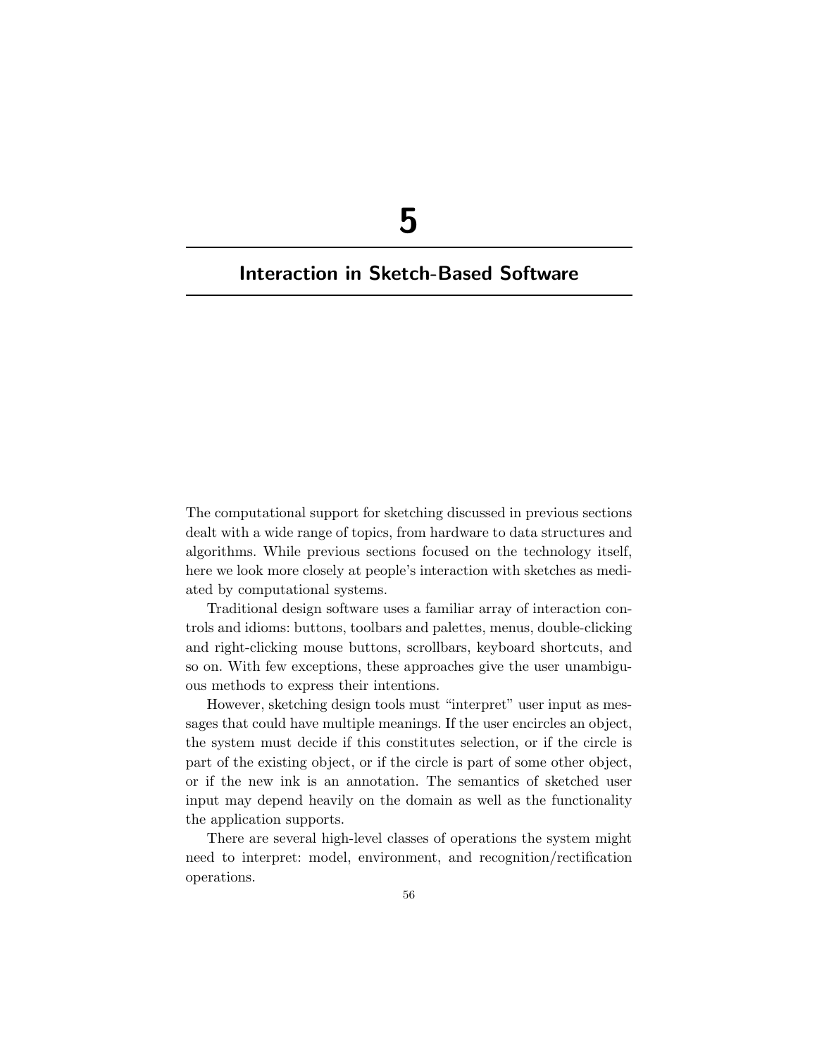# 5

# Interaction in Sketch-Based Software

The computational support for sketching discussed in previous sections dealt with a wide range of topics, from hardware to data structures and algorithms. While previous sections focused on the technology itself, here we look more closely at people's interaction with sketches as mediated by computational systems.

Traditional design software uses a familiar array of interaction controls and idioms: buttons, toolbars and palettes, menus, double-clicking and right-clicking mouse buttons, scrollbars, keyboard shortcuts, and so on. With few exceptions, these approaches give the user unambiguous methods to express their intentions.

However, sketching design tools must "interpret" user input as messages that could have multiple meanings. If the user encircles an object, the system must decide if this constitutes selection, or if the circle is part of the existing object, or if the circle is part of some other object, or if the new ink is an annotation. The semantics of sketched user input may depend heavily on the domain as well as the functionality the application supports.

There are several high-level classes of operations the system might need to interpret: model, environment, and recognition/rectification operations.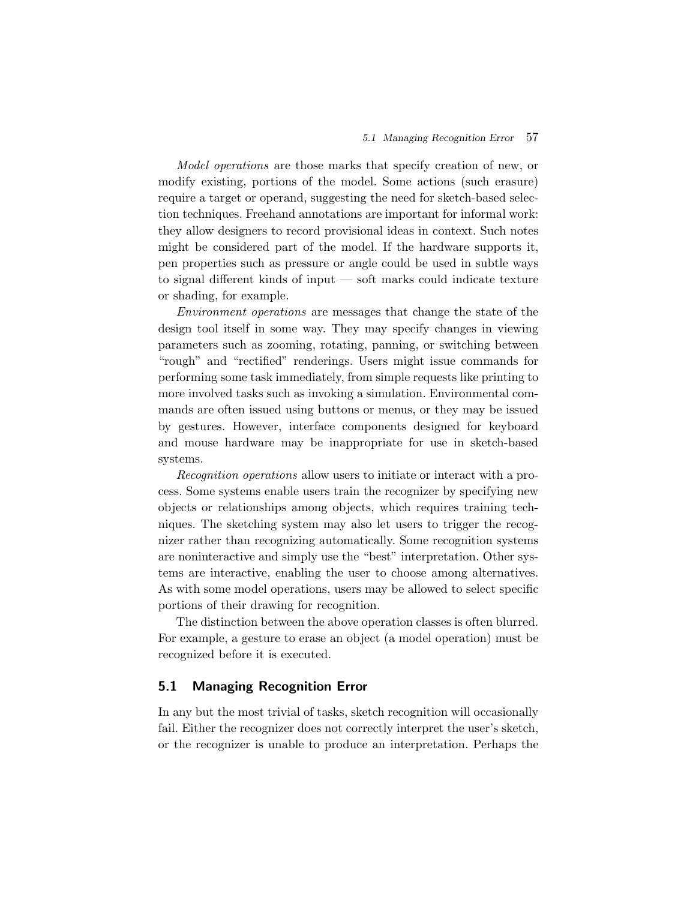*Model operations* are those marks that specify creation of new, or modify existing, portions of the model. Some actions (such erasure) require a target or operand, suggesting the need for sketch-based selection techniques. Freehand annotations are important for informal work: they allow designers to record provisional ideas in context. Such notes might be considered part of the model. If the hardware supports it, pen properties such as pressure or angle could be used in subtle ways to signal different kinds of input — soft marks could indicate texture or shading, for example.

*Environment operations* are messages that change the state of the design tool itself in some way. They may specify changes in viewing parameters such as zooming, rotating, panning, or switching between "rough" and "rectified" renderings. Users might issue commands for performing some task immediately, from simple requests like printing to more involved tasks such as invoking a simulation. Environmental commands are often issued using buttons or menus, or they may be issued by gestures. However, interface components designed for keyboard and mouse hardware may be inappropriate for use in sketch-based systems.

*Recognition operations* allow users to initiate or interact with a process. Some systems enable users train the recognizer by specifying new objects or relationships among objects, which requires training techniques. The sketching system may also let users to trigger the recognizer rather than recognizing automatically. Some recognition systems are noninteractive and simply use the "best" interpretation. Other systems are interactive, enabling the user to choose among alternatives. As with some model operations, users may be allowed to select specific portions of their drawing for recognition.

The distinction between the above operation classes is often blurred. For example, a gesture to erase an object (a model operation) must be recognized before it is executed.

## 5.1 Managing Recognition Error

In any but the most trivial of tasks, sketch recognition will occasionally fail. Either the recognizer does not correctly interpret the user's sketch, or the recognizer is unable to produce an interpretation. Perhaps the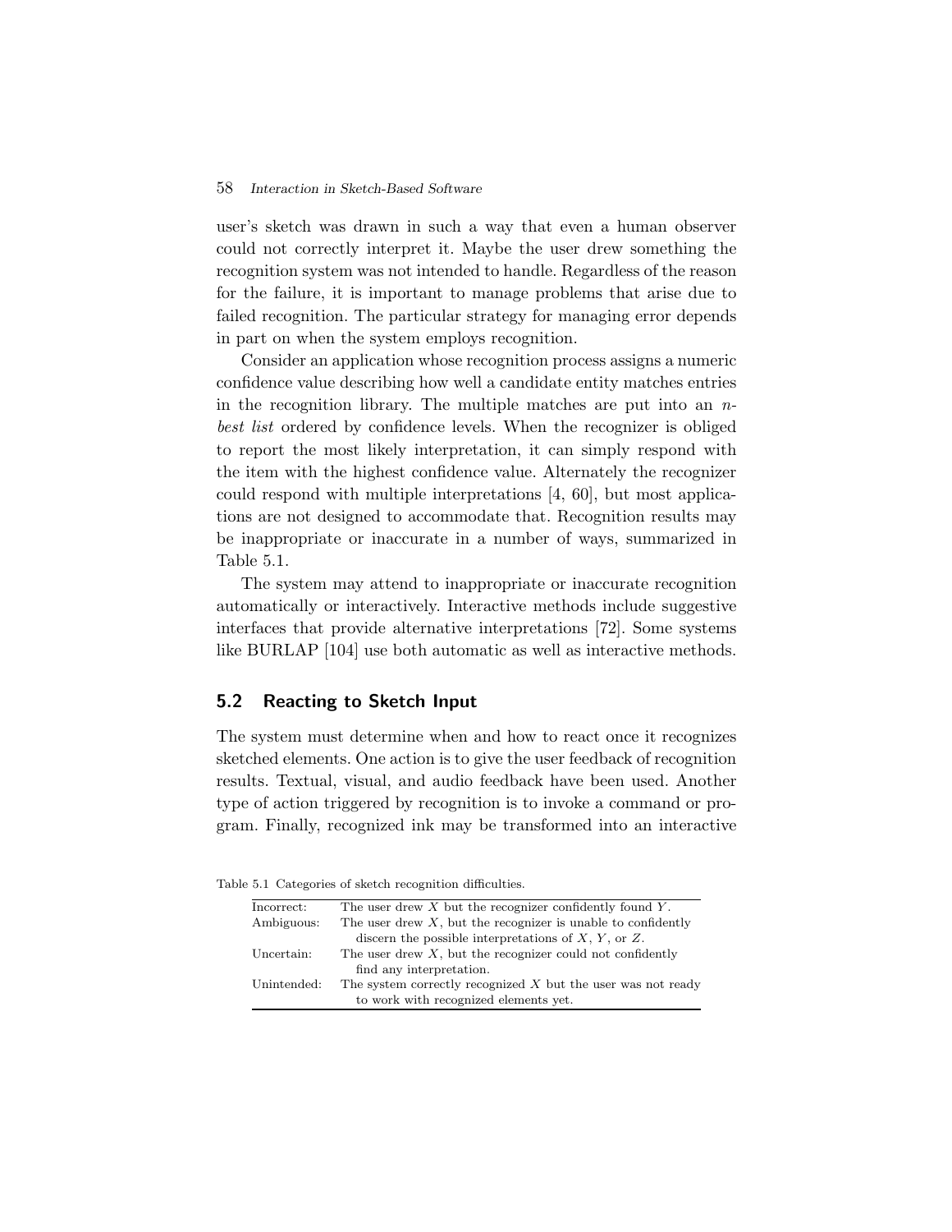user's sketch was drawn in such a way that even a human observer could not correctly interpret it. Maybe the user drew something the recognition system was not intended to handle. Regardless of the reason for the failure, it is important to manage problems that arise due to failed recognition. The particular strategy for managing error depends in part on when the system employs recognition.

Consider an application whose recognition process assigns a numeric confidence value describing how well a candidate entity matches entries in the recognition library. The multiple matches are put into an *n-best list* ordered by confidence levels. When the recognizer is obliged to report the most likely interpretation, it can simply respond with the item with the highest confidence value. Alternately the recognizer could respond with multiple interpretations [4, 60], but most applications are not designed to accommodate that. Recognition results may be inappropriate or inaccurate in a number of ways, summarized in Table 5.1.

The system may attend to inappropriate or inaccurate recognition automatically or interactively. Interactive methods include suggestive interfaces that provide alternative interpretations [72]. Some systems like BURLAP [104] use both automatic as well as interactive methods.

## 5.2 Reacting to Sketch Input

The system must determine when and how to react once it recognizes sketched elements. One action is to give the user feedback of recognition results. Textual, visual, and audio feedback have been used. Another type of action triggered by recognition is to invoke a command or program. Finally, recognized ink may be transformed into an interactive

Table 5.1 Categories of sketch recognition difficulties.

| | |
|---|---|
| Incorrect: | The user drew $X$ but the recognizer confidently found $Y$. |
| Ambiguous: | The user drew $X$, but the recognizer is unable to confidently discern the possible interpretations of $X$, $Y$, or $Z$. |
| Uncertain: | The user drew $X$, but the recognizer could not confidently find any interpretation. |
| Unintended: | The system correctly recognized $X$ but the user was not ready to work with recognized elements yet. |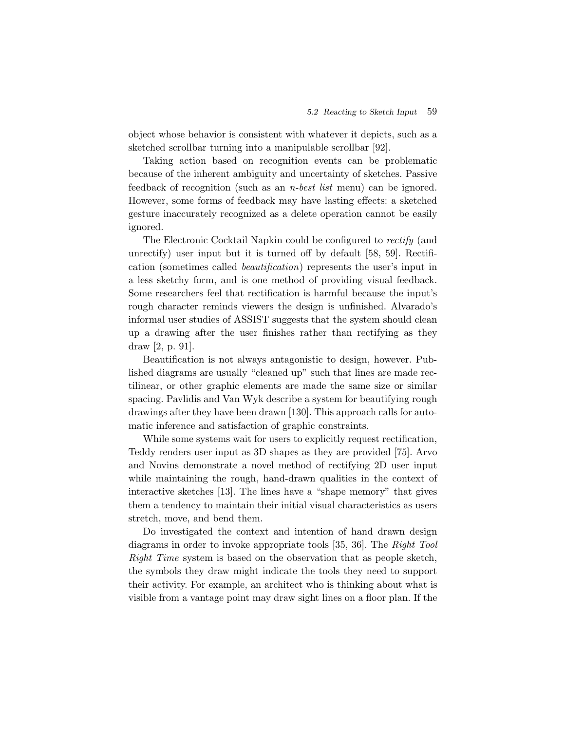object whose behavior is consistent with whatever it depicts, such as a sketched scrollbar turning into a manipulable scrollbar [92].

Taking action based on recognition events can be problematic because of the inherent ambiguity and uncertainty of sketches. Passive feedback of recognition (such as an *n-best list* menu) can be ignored. However, some forms of feedback may have lasting effects: a sketched gesture inaccurately recognized as a delete operation cannot be easily ignored.

The Electronic Cocktail Napkin could be configured to *rectify* (and unrectify) user input but it is turned off by default [58, 59]. Rectification (sometimes called *beautification*) represents the user's input in a less sketchy form, and is one method of providing visual feedback. Some researchers feel that rectification is harmful because the input's rough character reminds viewers the design is unfinished. Alvarado's informal user studies of ASSIST suggests that the system should clean up a drawing after the user finishes rather than rectifying as they draw [2, p. 91].

Beautification is not always antagonistic to design, however. Published diagrams are usually "cleaned up" such that lines are made rectilinear, or other graphic elements are made the same size or similar spacing. Pavlidis and Van Wyk describe a system for beautifying rough drawings after they have been drawn [130]. This approach calls for automatic inference and satisfaction of graphic constraints.

While some systems wait for users to explicitly request rectification, Teddy renders user input as 3D shapes as they are provided [75]. Arvo and Novins demonstrate a novel method of rectifying 2D user input while maintaining the rough, hand-drawn qualities in the context of interactive sketches [13]. The lines have a "shape memory" that gives them a tendency to maintain their initial visual characteristics as users stretch, move, and bend them.

Do investigated the context and intention of hand drawn design diagrams in order to invoke appropriate tools [35, 36]. The *Right Tool Right Time* system is based on the observation that as people sketch, the symbols they draw might indicate the tools they need to support their activity. For example, an architect who is thinking about what is visible from a vantage point may draw sight lines on a floor plan. If the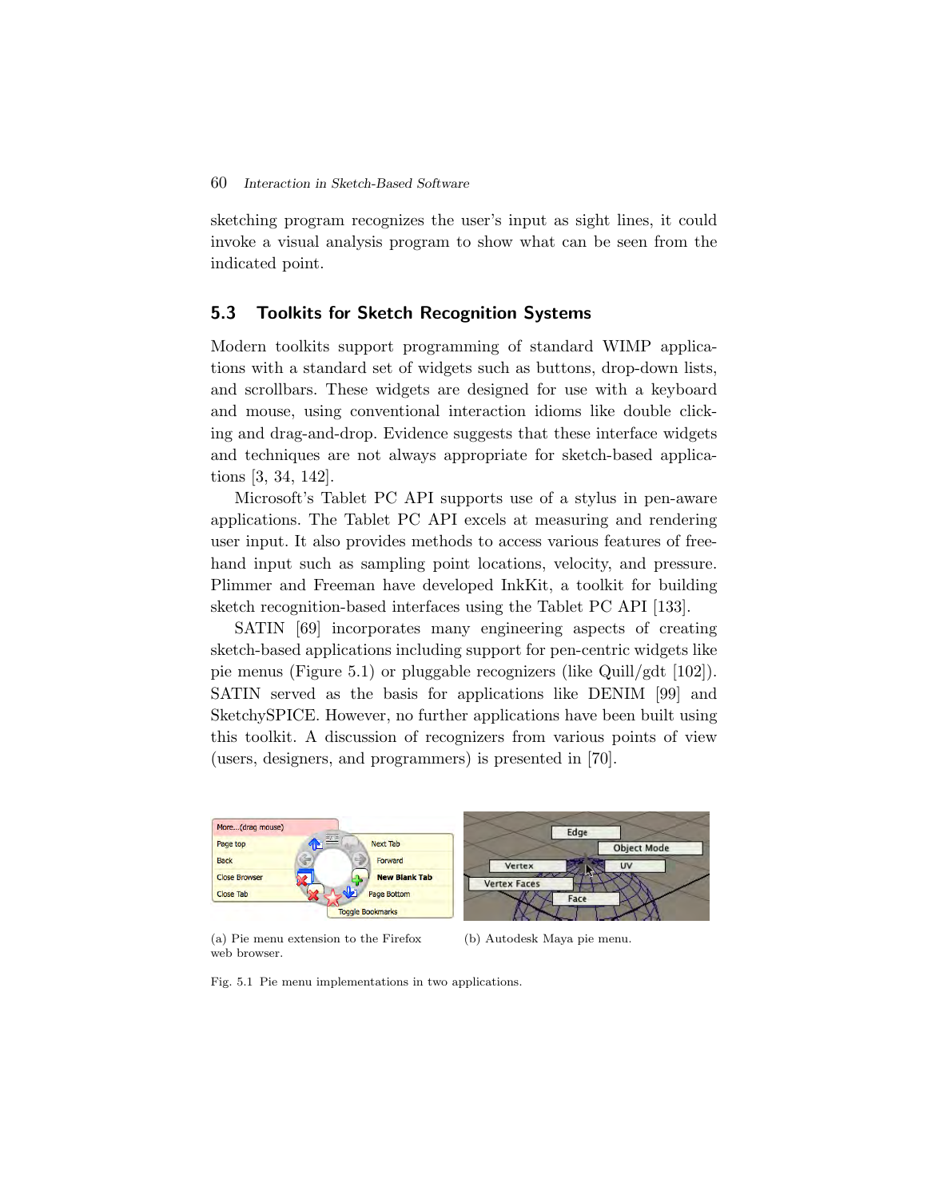sketching program recognizes the user's input as sight lines, it could invoke a visual analysis program to show what can be seen from the indicated point.

## 5.3 Toolkits for Sketch Recognition Systems

Modern toolkits support programming of standard WIMP applications with a standard set of widgets such as buttons, drop-down lists, and scrollbars. These widgets are designed for use with a keyboard and mouse, using conventional interaction idioms like double clicking and drag-and-drop. Evidence suggests that these interface widgets and techniques are not always appropriate for sketch-based applications [3, 34, 142].

Microsoft's Tablet PC API supports use of a stylus in pen-aware applications. The Tablet PC API excels at measuring and rendering user input. It also provides methods to access various features of freehand input such as sampling point locations, velocity, and pressure. Plimmer and Freeman have developed InkKit, a toolkit for building sketch recognition-based interfaces using the Tablet PC API [133].

SATIN [69] incorporates many engineering aspects of creating sketch-based applications including support for pen-centric widgets like pie menus (Figure 5.1) or pluggable recognizers (like Quill/gdt [102]). SATIN served as the basis for applications like DENIM [99] and SketchySPICE. However, no further applications have been built using this toolkit. A discussion of recognizers from various points of view (users, designers, and programmers) is presented in [70].

(a) Pie menu extension to the Firefox web browser.

(b) Autodesk Maya pie menu.

Fig. 5.1 Pie menu implementations in two applications.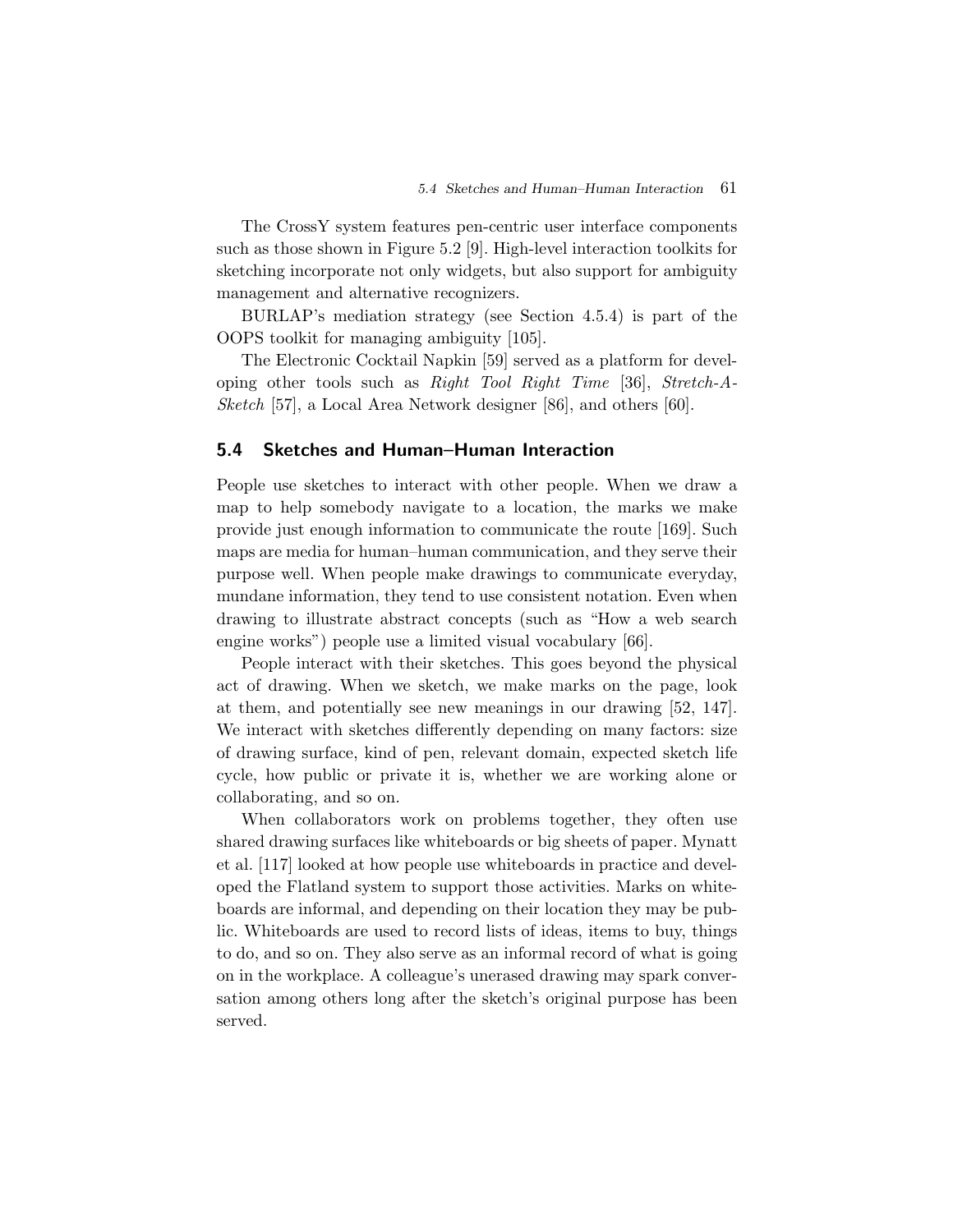The CrossY system features pen-centric user interface components such as those shown in Figure 5.2 [9]. High-level interaction toolkits for sketching incorporate not only widgets, but also support for ambiguity management and alternative recognizers.

BURLAP's mediation strategy (see Section 4.5.4) is part of the OOPS toolkit for managing ambiguity [105].

The Electronic Cocktail Napkin [59] served as a platform for developing other tools such as *Right Tool Right Time* [36], *Stretch-A-Sketch* [57], a Local Area Network designer [86], and others [60].

## 5.4 Sketches and Human–Human Interaction

People use sketches to interact with other people. When we draw a map to help somebody navigate to a location, the marks we make provide just enough information to communicate the route [169]. Such maps are media for human–human communication, and they serve their purpose well. When people make drawings to communicate everyday, mundane information, they tend to use consistent notation. Even when drawing to illustrate abstract concepts (such as "How a web search engine works") people use a limited visual vocabulary [66].

People interact with their sketches. This goes beyond the physical act of drawing. When we sketch, we make marks on the page, look at them, and potentially see new meanings in our drawing [52, 147]. We interact with sketches differently depending on many factors: size of drawing surface, kind of pen, relevant domain, expected sketch life cycle, how public or private it is, whether we are working alone or collaborating, and so on.

When collaborators work on problems together, they often use shared drawing surfaces like whiteboards or big sheets of paper. Mynatt et al. [117] looked at how people use whiteboards in practice and developed the Flatland system to support those activities. Marks on whiteboards are informal, and depending on their location they may be public. Whiteboards are used to record lists of ideas, items to buy, things to do, and so on. They also serve as an informal record of what is going on in the workplace. A colleague's unerased drawing may spark conversation among others long after the sketch's original purpose has been served.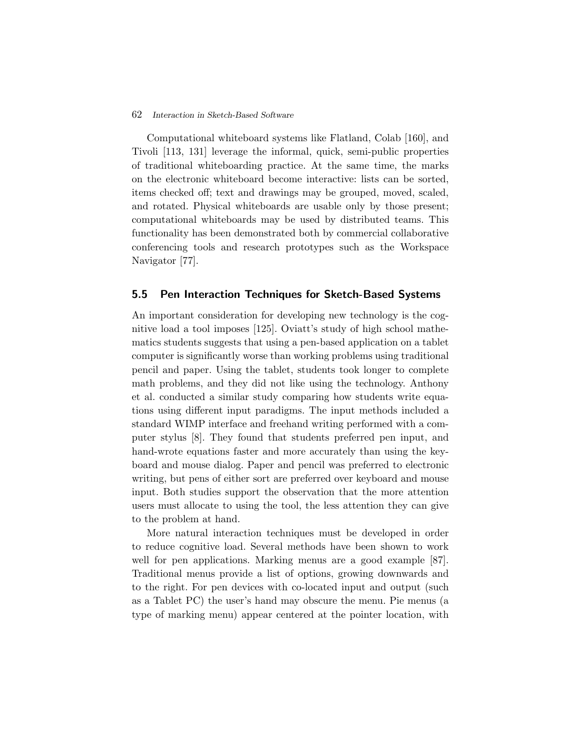Computational whiteboard systems like Flatland, Colab [160], and Tivoli [113, 131] leverage the informal, quick, semi-public properties of traditional whiteboarding practice. At the same time, the marks on the electronic whiteboard become interactive: lists can be sorted, items checked off; text and drawings may be grouped, moved, scaled, and rotated. Physical whiteboards are usable only by those present; computational whiteboards may be used by distributed teams. This functionality has been demonstrated both by commercial collaborative conferencing tools and research prototypes such as the Workspace Navigator [77].

## 5.5 Pen Interaction Techniques for Sketch-Based Systems

An important consideration for developing new technology is the cognitive load a tool imposes [125]. Oviatt's study of high school mathematics students suggests that using a pen-based application on a tablet computer is significantly worse than working problems using traditional pencil and paper. Using the tablet, students took longer to complete math problems, and they did not like using the technology. Anthony et al. conducted a similar study comparing how students write equations using different input paradigms. The input methods included a standard WIMP interface and freehand writing performed with a computer stylus [8]. They found that students preferred pen input, and hand-wrote equations faster and more accurately than using the keyboard and mouse dialog. Paper and pencil was preferred to electronic writing, but pens of either sort are preferred over keyboard and mouse input. Both studies support the observation that the more attention users must allocate to using the tool, the less attention they can give to the problem at hand.

More natural interaction techniques must be developed in order to reduce cognitive load. Several methods have been shown to work well for pen applications. Marking menus are a good example [87]. Traditional menus provide a list of options, growing downwards and to the right. For pen devices with co-located input and output (such as a Tablet PC) the user's hand may obscure the menu. Pie menus (a type of marking menu) appear centered at the pointer location, with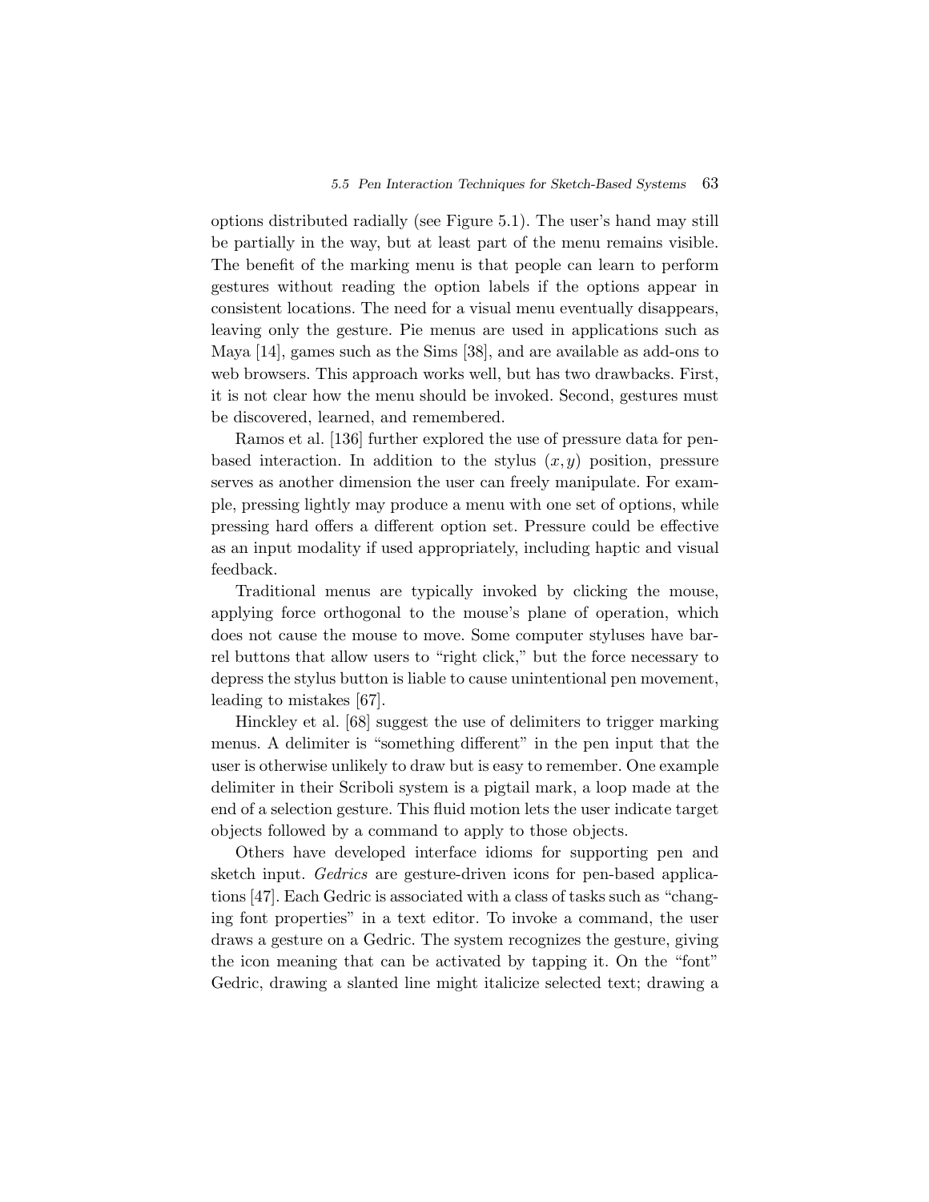options distributed radially (see Figure 5.1). The user's hand may still be partially in the way, but at least part of the menu remains visible. The benefit of the marking menu is that people can learn to perform gestures without reading the option labels if the options appear in consistent locations. The need for a visual menu eventually disappears, leaving only the gesture. Pie menus are used in applications such as Maya [14], games such as the Sims [38], and are available as add-ons to web browsers. This approach works well, but has two drawbacks. First, it is not clear how the menu should be invoked. Second, gestures must be discovered, learned, and remembered.

Ramos et al. [136] further explored the use of pressure data for pen-based interaction. In addition to the stylus $(x, y)$ position, pressure serves as another dimension the user can freely manipulate. For example, pressing lightly may produce a menu with one set of options, while pressing hard offers a different option set. Pressure could be effective as an input modality if used appropriately, including haptic and visual feedback.

Traditional menus are typically invoked by clicking the mouse, applying force orthogonal to the mouse's plane of operation, which does not cause the mouse to move. Some computer styluses have barrel buttons that allow users to "right click," but the force necessary to depress the stylus button is liable to cause unintentional pen movement, leading to mistakes [67].

Hinckley et al. [68] suggest the use of delimiters to trigger marking menus. A delimiter is "something different" in the pen input that the user is otherwise unlikely to draw but is easy to remember. One example delimiter in their Scriboli system is a pigtail mark, a loop made at the end of a selection gesture. This fluid motion lets the user indicate target objects followed by a command to apply to those objects.

Others have developed interface idioms for supporting pen and sketch input. *Gedrics* are gesture-driven icons for pen-based applications [47]. Each Gedric is associated with a class of tasks such as "changing font properties" in a text editor. To invoke a command, the user draws a gesture on a Gedric. The system recognizes the gesture, giving the icon meaning that can be activated by tapping it. On the "font" Gedric, drawing a slanted line might italicize selected text; drawing a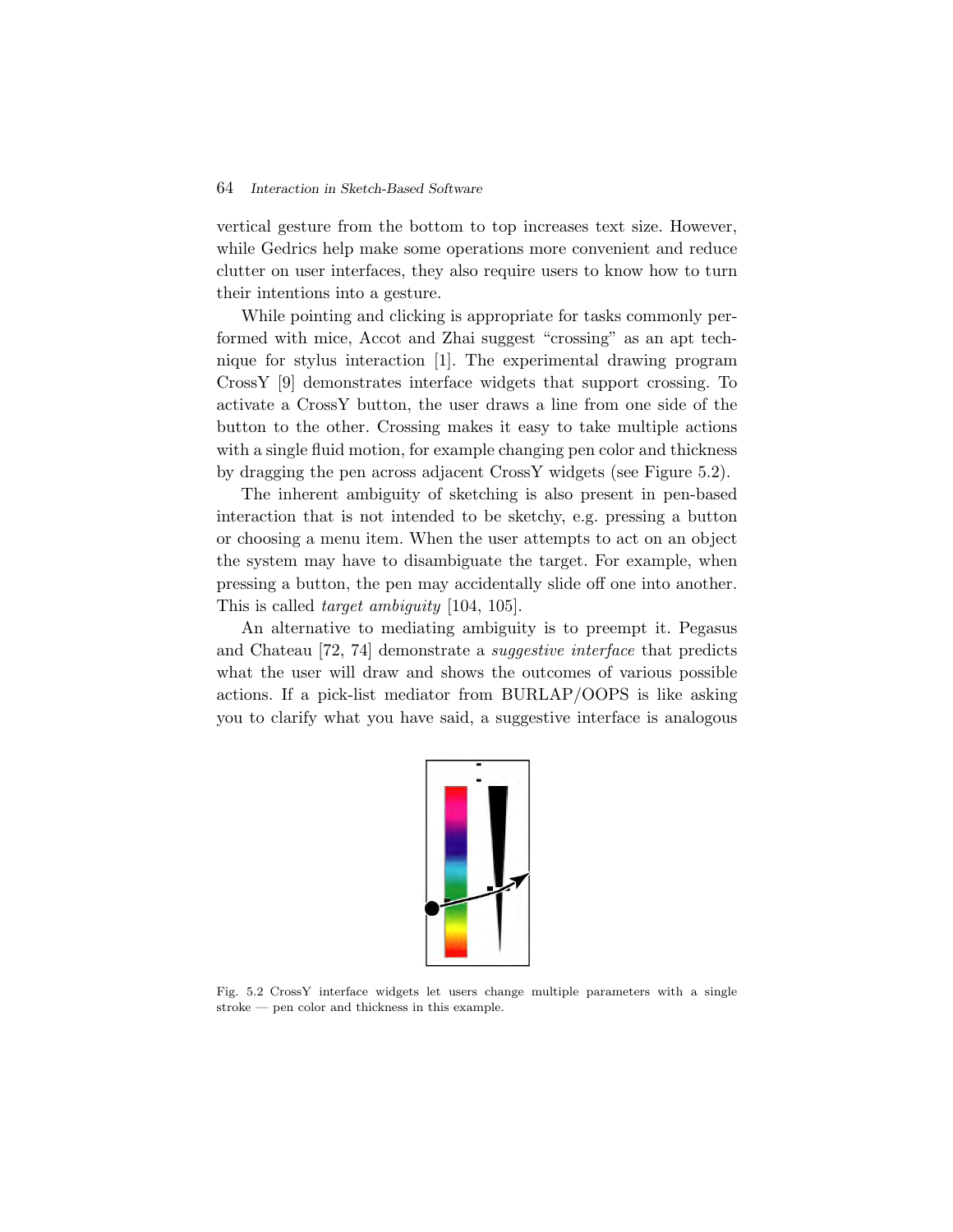vertical gesture from the bottom to top increases text size. However, while Gedrics help make some operations more convenient and reduce clutter on user interfaces, they also require users to know how to turn their intentions into a gesture.

While pointing and clicking is appropriate for tasks commonly performed with mice, Accot and Zhai suggest "crossing" as an apt technique for stylus interaction [1]. The experimental drawing program CrossY [9] demonstrates interface widgets that support crossing. To activate a CrossY button, the user draws a line from one side of the button to the other. Crossing makes it easy to take multiple actions with a single fluid motion, for example changing pen color and thickness by dragging the pen across adjacent CrossY widgets (see Figure 5.2).

The inherent ambiguity of sketching is also present in pen-based interaction that is not intended to be sketchy, e.g. pressing a button or choosing a menu item. When the user attempts to act on an object the system may have to disambiguate the target. For example, when pressing a button, the pen may accidentally slide off one into another. This is called *target ambiguity* [104, 105].

An alternative to mediating ambiguity is to preempt it. Pegasus and Chateau [72, 74] demonstrate a *suggestive interface* that predicts what the user will draw and shows the outcomes of various possible actions. If a pick-list mediator from BURLAP/OOPS is like asking you to clarify what you have said, a suggestive interface is analogous

Fig. 5.2 CrossY interface widgets let users change multiple parameters with a single stroke — pen color and thickness in this example.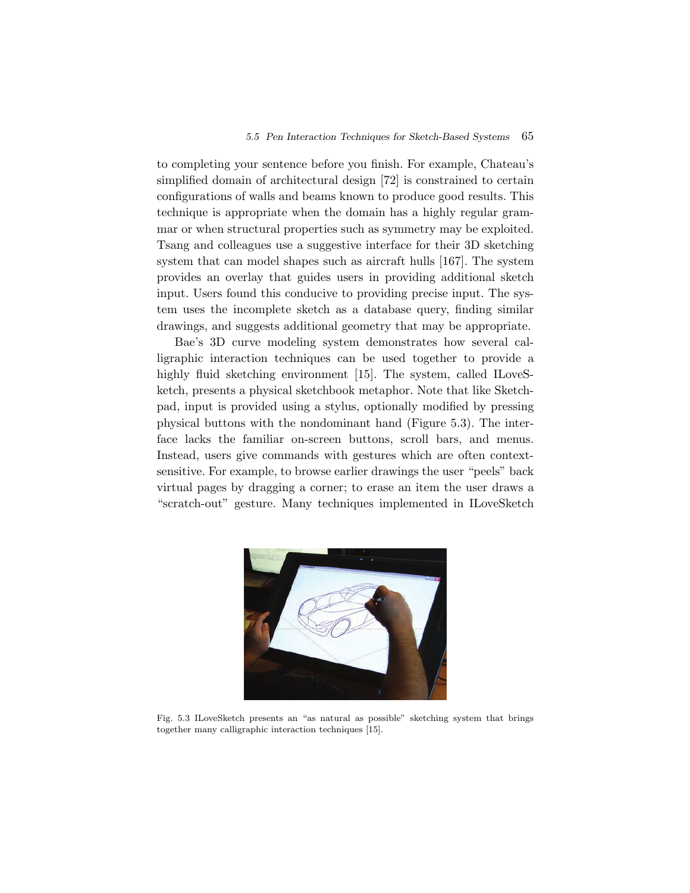to completing your sentence before you finish. For example, Chateau's simplified domain of architectural design [72] is constrained to certain configurations of walls and beams known to produce good results. This technique is appropriate when the domain has a highly regular grammar or when structural properties such as symmetry may be exploited. Tsang and colleagues use a suggestive interface for their 3D sketching system that can model shapes such as aircraft hulls [167]. The system provides an overlay that guides users in providing additional sketch input. Users found this conducive to providing precise input. The system uses the incomplete sketch as a database query, finding similar drawings, and suggests additional geometry that may be appropriate.

Bae's 3D curve modeling system demonstrates how several calligraphic interaction techniques can be used together to provide a highly fluid sketching environment [15]. The system, called ILoveSketch, presents a physical sketchbook metaphor. Note that like Sketchpad, input is provided using a stylus, optionally modified by pressing physical buttons with the nondominant hand (Figure 5.3). The interface lacks the familiar on-screen buttons, scroll bars, and menus. Instead, users give commands with gestures which are often context-sensitive. For example, to browse earlier drawings the user "peels" back virtual pages by dragging a corner; to erase an item the user draws a "scratch-out" gesture. Many techniques implemented in ILoveSketch

Fig. 5.3 ILoveSketch presents an "as natural as possible" sketching system that brings together many calligraphic interaction techniques [15].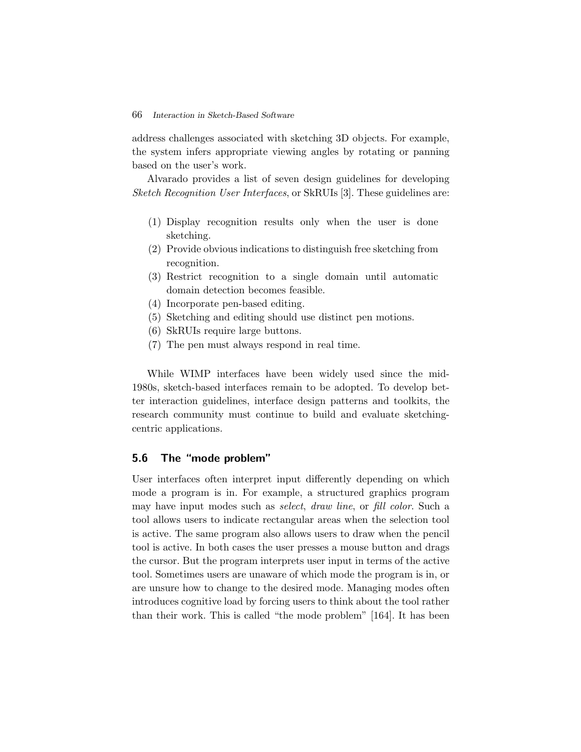address challenges associated with sketching 3D objects. For example, the system infers appropriate viewing angles by rotating or panning based on the user's work.

Alvarado provides a list of seven design guidelines for developing *Sketch Recognition User Interfaces*, or SkRUIs [3]. These guidelines are:

1. Display recognition results only when the user is done sketching.
2. Provide obvious indications to distinguish free sketching from recognition.
3. Restrict recognition to a single domain until automatic domain detection becomes feasible.
4. Incorporate pen-based editing.
5. Sketching and editing should use distinct pen motions.
6. SkRUIs require large buttons.
7. The pen must always respond in real time.

While WIMP interfaces have been widely used since the mid-1980s, sketch-based interfaces remain to be adopted. To develop better interaction guidelines, interface design patterns and toolkits, the research community must continue to build and evaluate sketching-centric applications.

## 5.6 The "mode problem"

User interfaces often interpret input differently depending on which mode a program is in. For example, a structured graphics program may have input modes such as *select*, *draw line*, or *fill color*. Such a tool allows users to indicate rectangular areas when the selection tool is active. The same program also allows users to draw when the pencil tool is active. In both cases the user presses a mouse button and drags the cursor. But the program interprets user input in terms of the active tool. Sometimes users are unaware of which mode the program is in, or are unsure how to change to the desired mode. Managing modes often introduces cognitive load by forcing users to think about the tool rather than their work. This is called "the mode problem" [164]. It has been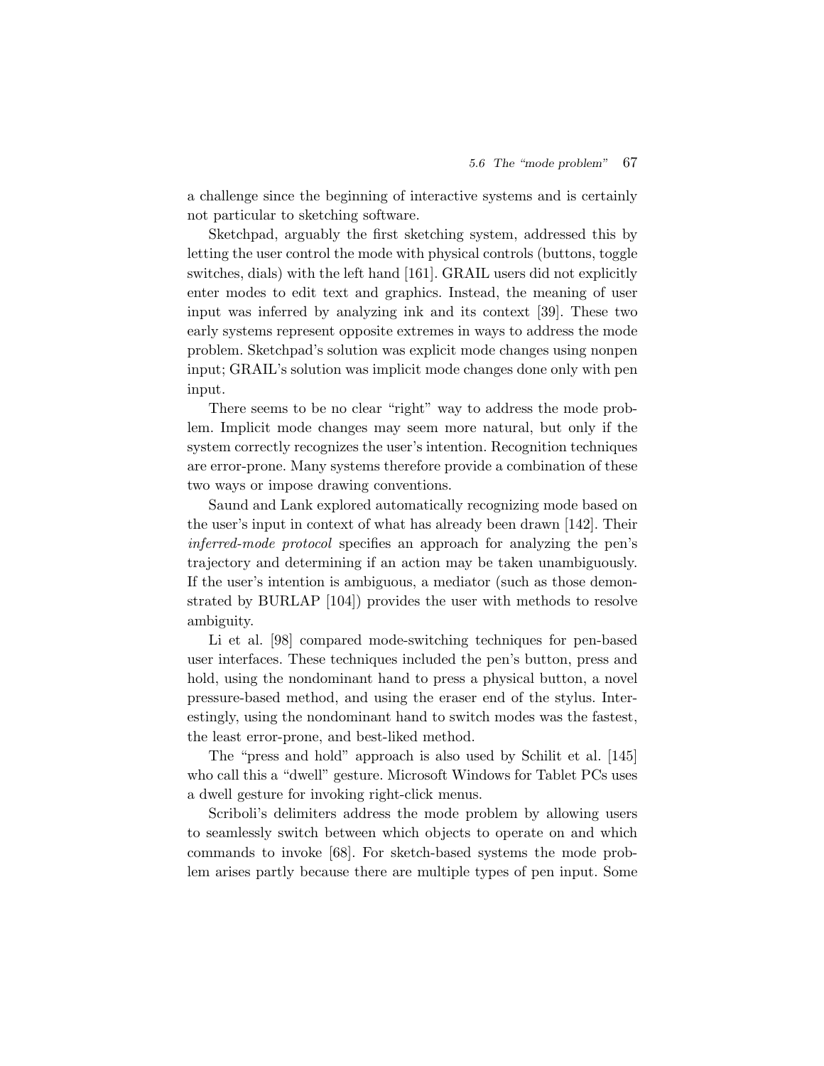a challenge since the beginning of interactive systems and is certainly not particular to sketching software.

Sketchpad, arguably the first sketching system, addressed this by letting the user control the mode with physical controls (buttons, toggle switches, dials) with the left hand [161]. GRAIL users did not explicitly enter modes to edit text and graphics. Instead, the meaning of user input was inferred by analyzing ink and its context [39]. These two early systems represent opposite extremes in ways to address the mode problem. Sketchpad's solution was explicit mode changes using nonpen input; GRAIL's solution was implicit mode changes done only with pen input.

There seems to be no clear "right" way to address the mode problem. Implicit mode changes may seem more natural, but only if the system correctly recognizes the user's intention. Recognition techniques are error-prone. Many systems therefore provide a combination of these two ways or impose drawing conventions.

Saund and Lank explored automatically recognizing mode based on the user's input in context of what has already been drawn [142]. Their *inferred-mode protocol* specifies an approach for analyzing the pen's trajectory and determining if an action may be taken unambiguously. If the user's intention is ambiguous, a mediator (such as those demonstrated by BURLAP [104]) provides the user with methods to resolve ambiguity.

Li et al. [98] compared mode-switching techniques for pen-based user interfaces. These techniques included the pen's button, press and hold, using the nondominant hand to press a physical button, a novel pressure-based method, and using the eraser end of the stylus. Interestingly, using the nondominant hand to switch modes was the fastest, the least error-prone, and best-liked method.

The "press and hold" approach is also used by Schilit et al. [145] who call this a "dwell" gesture. Microsoft Windows for Tablet PCs uses a dwell gesture for invoking right-click menus.

Scriboli's delimiters address the mode problem by allowing users to seamlessly switch between which objects to operate on and which commands to invoke [68]. For sketch-based systems the mode problem arises partly because there are multiple types of pen input. Some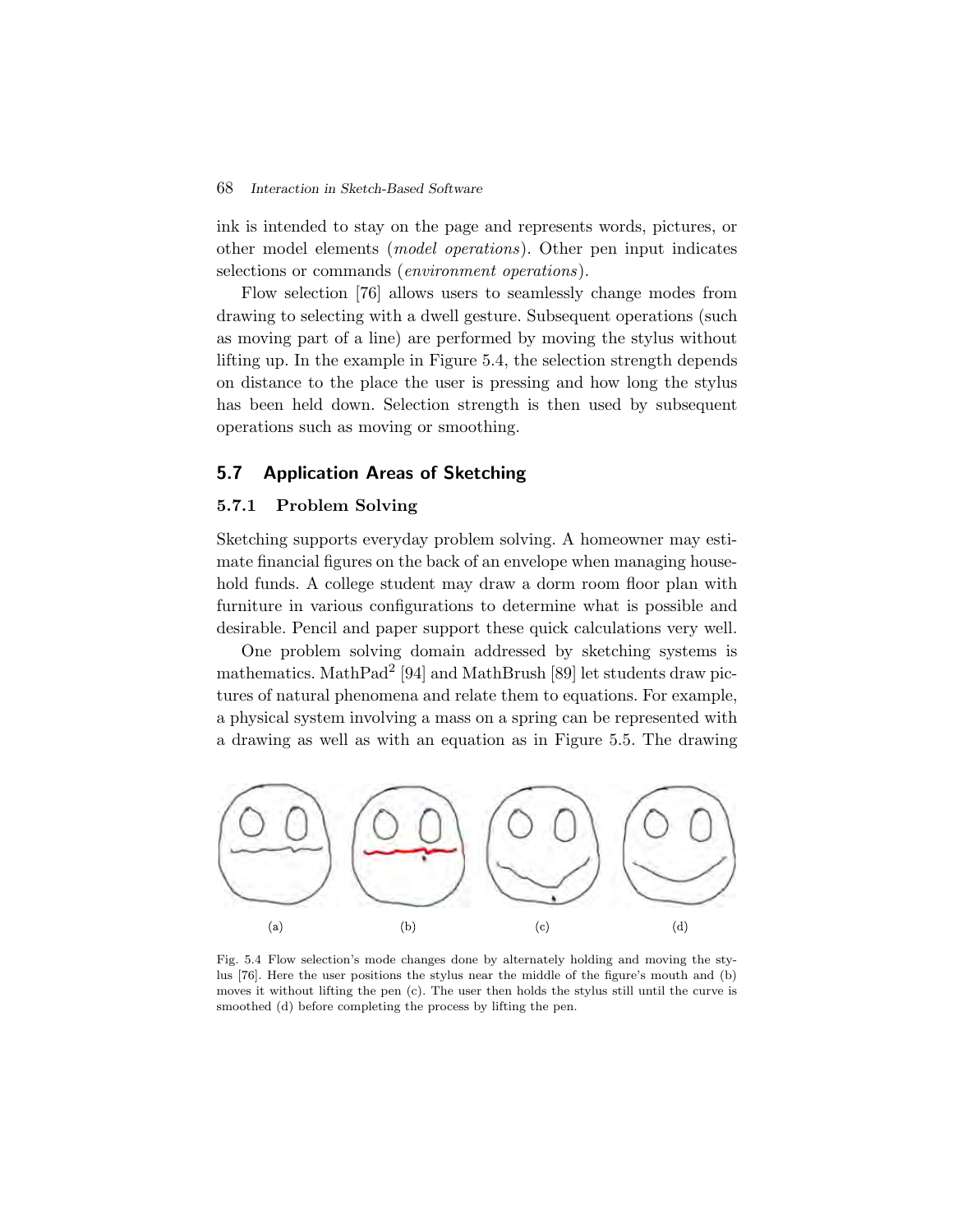ink is intended to stay on the page and represents words, pictures, or other model elements (*model operations*). Other pen input indicates selections or commands (*environment operations*).

Flow selection [76] allows users to seamlessly change modes from drawing to selecting with a dwell gesture. Subsequent operations (such as moving part of a line) are performed by moving the stylus without lifting up. In the example in Figure 5.4, the selection strength depends on distance to the place the user is pressing and how long the stylus has been held down. Selection strength is then used by subsequent operations such as moving or smoothing.

## 5.7 Application Areas of Sketching

### 5.7.1 Problem Solving

Sketching supports everyday problem solving. A homeowner may estimate financial figures on the back of an envelope when managing household funds. A college student may draw a dorm room floor plan with furniture in various configurations to determine what is possible and desirable. Pencil and paper support these quick calculations very well.

One problem solving domain addressed by sketching systems is mathematics. MathPad$^2$ [94] and MathBrush [89] let students draw pictures of natural phenomena and relate them to equations. For example, a physical system involving a mass on a spring can be represented with a drawing as well as with an equation as in Figure 5.5. The drawing

(a) (b) (c) (d)

Fig. 5.4 Flow selection's mode changes done by alternately holding and moving the stylus [76]. Here the user positions the stylus near the middle of the figure's mouth and (b) moves it without lifting the pen (c). The user then holds the stylus still until the curve is smoothed (d) before completing the process by lifting the pen.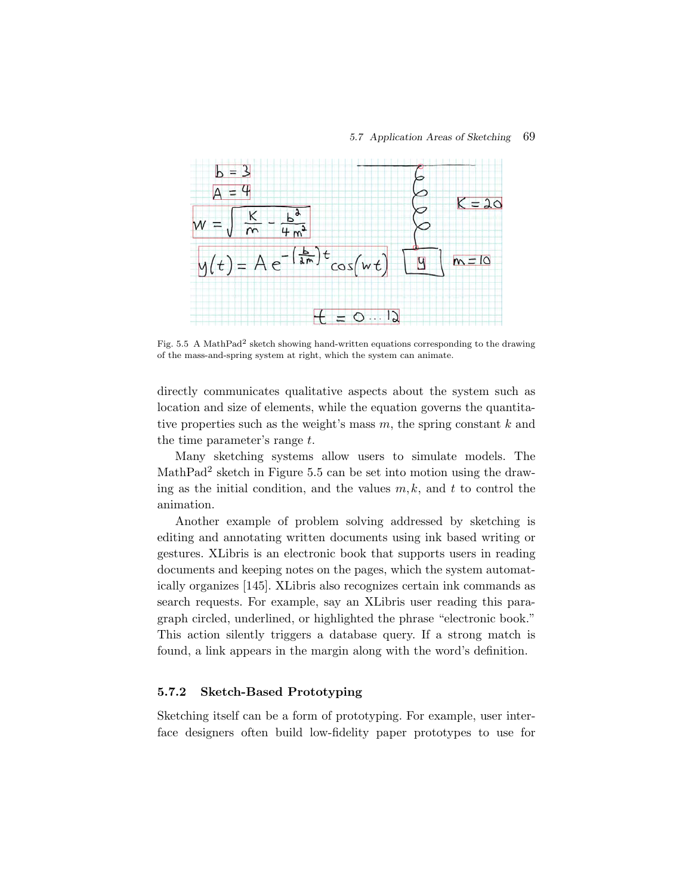Fig. 5.5 A MathPad[2] sketch showing hand-written equations corresponding to the drawing of the mass-and-spring system at right, which the system can animate.

directly communicates qualitative aspects about the system such as location and size of elements, while the equation governs the quantitative properties such as the weight's mass $m$, the spring constant $k$ and the time parameter's range $t$.

Many sketching systems allow users to simulate models. The MathPad[2] sketch in Figure 5.5 can be set into motion using the drawing as the initial condition, and the values $m, k$, and $t$ to control the animation.

Another example of problem solving addressed by sketching is editing and annotating written documents using ink based writing or gestures. XLibris is an electronic book that supports users in reading documents and keeping notes on the pages, which the system automatically organizes [145]. XLibris also recognizes certain ink commands as search requests. For example, say an XLibris user reading this paragraph circled, underlined, or highlighted the phrase "electronic book." This action silently triggers a database query. If a strong match is found, a link appears in the margin along with the word's definition.

### 5.7.2 Sketch-Based Prototyping

Sketching itself can be a form of prototyping. For example, user interface designers often build low-fidelity paper prototypes to use for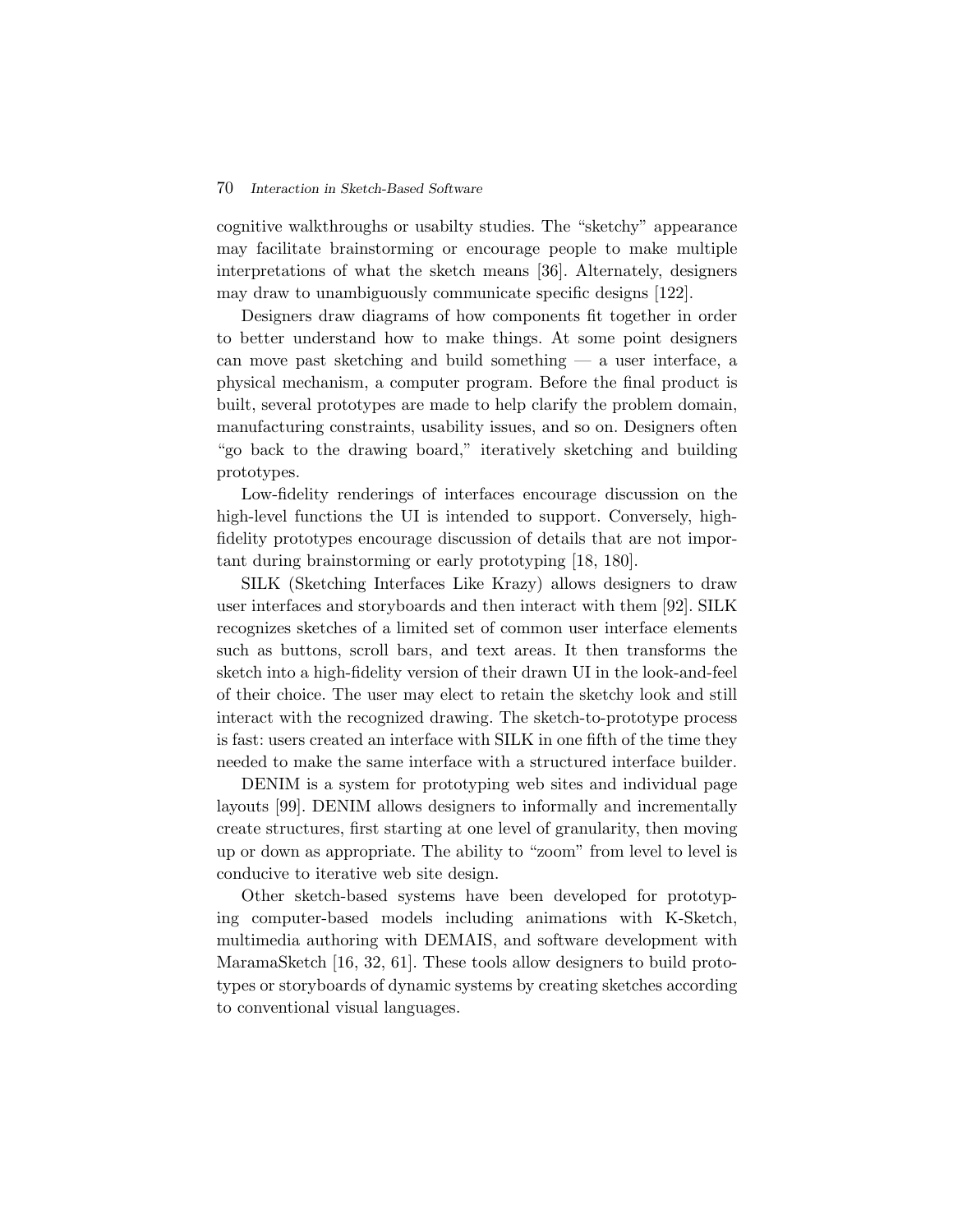cognitive walkthroughs or usabilty studies. The “sketchy” appearance may facilitate brainstorming or encourage people to make multiple interpretations of what the sketch means [36]. Alternately, designers may draw to unambiguously communicate specific designs [122].

Designers draw diagrams of how components fit together in order to better understand how to make things. At some point designers can move past sketching and build something — a user interface, a physical mechanism, a computer program. Before the final product is built, several prototypes are made to help clarify the problem domain, manufacturing constraints, usability issues, and so on. Designers often “go back to the drawing board,” iteratively sketching and building prototypes.

Low-fidelity renderings of interfaces encourage discussion on the high-level functions the UI is intended to support. Conversely, high-fidelity prototypes encourage discussion of details that are not important during brainstorming or early prototyping [18, 180].

SILK (Sketching Interfaces Like Krazy) allows designers to draw user interfaces and storyboards and then interact with them [92]. SILK recognizes sketches of a limited set of common user interface elements such as buttons, scroll bars, and text areas. It then transforms the sketch into a high-fidelity version of their drawn UI in the look-and-feel of their choice. The user may elect to retain the sketchy look and still interact with the recognized drawing. The sketch-to-prototype process is fast: users created an interface with SILK in one fifth of the time they needed to make the same interface with a structured interface builder.

DENIM is a system for prototyping web sites and individual page layouts [99]. DENIM allows designers to informally and incrementally create structures, first starting at one level of granularity, then moving up or down as appropriate. The ability to “zoom” from level to level is conducive to iterative web site design.

Other sketch-based systems have been developed for prototyping computer-based models including animations with K-Sketch, multimedia authoring with DEMAIS, and software development with MaramaSketch [16, 32, 61]. These tools allow designers to build prototypes or storyboards of dynamic systems by creating sketches according to conventional visual languages.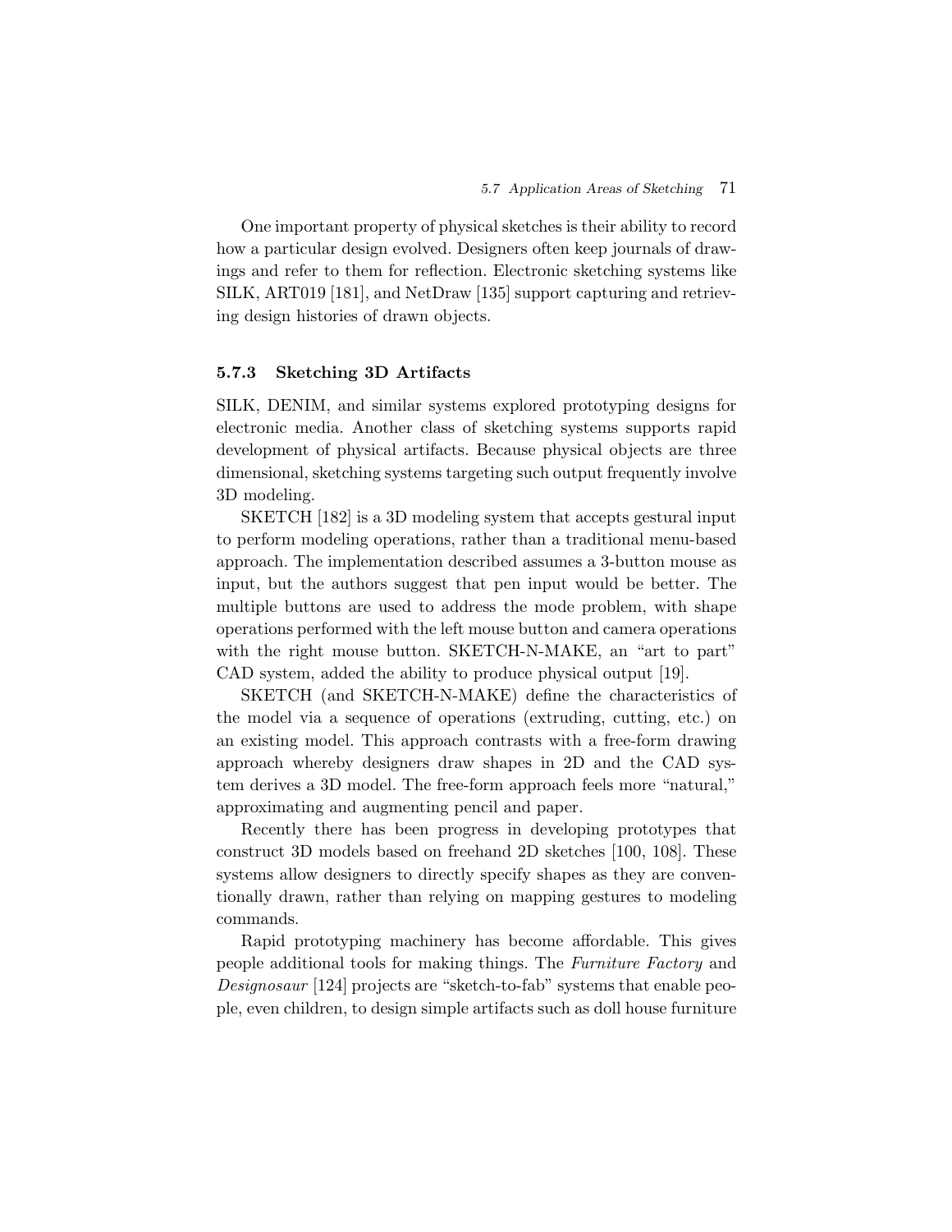One important property of physical sketches is their ability to record how a particular design evolved. Designers often keep journals of drawings and refer to them for reflection. Electronic sketching systems like SILK, ART019 [181], and NetDraw [135] support capturing and retrieving design histories of drawn objects.

### 5.7.3 Sketching 3D Artifacts

SILK, DENIM, and similar systems explored prototyping designs for electronic media. Another class of sketching systems supports rapid development of physical artifacts. Because physical objects are three dimensional, sketching systems targeting such output frequently involve 3D modeling.

SKETCH [182] is a 3D modeling system that accepts gestural input to perform modeling operations, rather than a traditional menu-based approach. The implementation described assumes a 3-button mouse as input, but the authors suggest that pen input would be better. The multiple buttons are used to address the mode problem, with shape operations performed with the left mouse button and camera operations with the right mouse button. SKETCH-N-MAKE, an "art to part" CAD system, added the ability to produce physical output [19].

SKETCH (and SKETCH-N-MAKE) define the characteristics of the model via a sequence of operations (extruding, cutting, etc.) on an existing model. This approach contrasts with a free-form drawing approach whereby designers draw shapes in 2D and the CAD system derives a 3D model. The free-form approach feels more "natural," approximating and augmenting pencil and paper.

Recently there has been progress in developing prototypes that construct 3D models based on freehand 2D sketches [100, 108]. These systems allow designers to directly specify shapes as they are conventionally drawn, rather than relying on mapping gestures to modeling commands.

Rapid prototyping machinery has become affordable. This gives people additional tools for making things. The *Furniture Factory* and *Designosaur* [124] projects are "sketch-to-fab" systems that enable people, even children, to design simple artifacts such as doll house furniture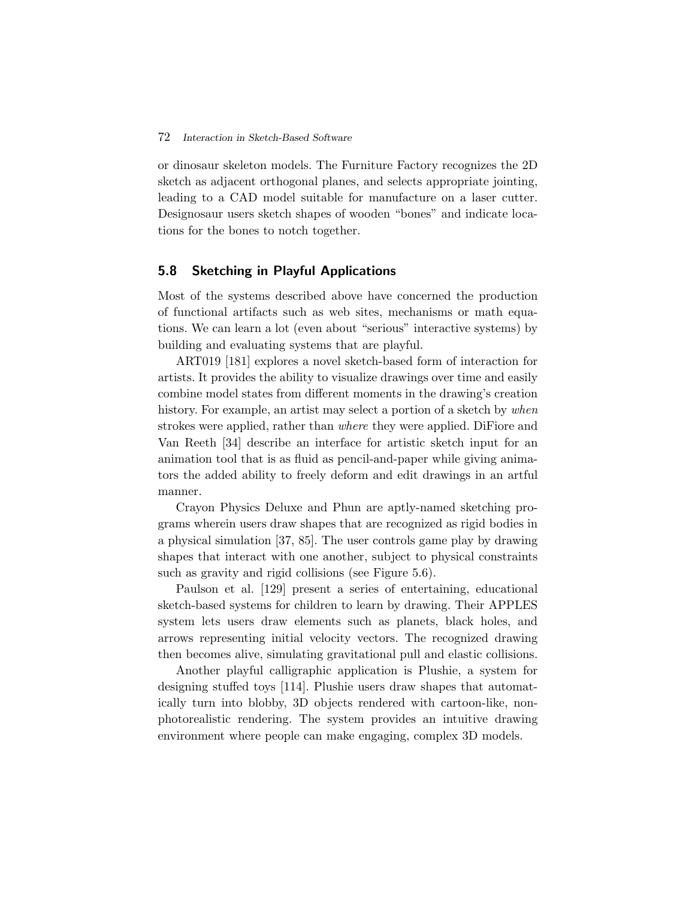or dinosaur skeleton models. The Furniture Factory recognizes the 2D sketch as adjacent orthogonal planes, and selects appropriate jointing, leading to a CAD model suitable for manufacture on a laser cutter. Designosaur users sketch shapes of wooden "bones" and indicate locations for the bones to notch together.

## 5.8 Sketching in Playful Applications

Most of the systems described above have concerned the production of functional artifacts such as web sites, mechanisms or math equations. We can learn a lot (even about "serious" interactive systems) by building and evaluating systems that are playful.

ART019 [181] explores a novel sketch-based form of interaction for artists. It provides the ability to visualize drawings over time and easily combine model states from different moments in the drawing's creation history. For example, an artist may select a portion of a sketch by *when* strokes were applied, rather than *where* they were applied. DiFiore and Van Reeth [34] describe an interface for artistic sketch input for an animation tool that is as fluid as pencil-and-paper while giving animators the added ability to freely deform and edit drawings in an artful manner.

Crayon Physics Deluxe and Phun are aptly-named sketching programs wherein users draw shapes that are recognized as rigid bodies in a physical simulation [37, 85]. The user controls game play by drawing shapes that interact with one another, subject to physical constraints such as gravity and rigid collisions (see Figure 5.6).

Paulson et al. [129] present a series of entertaining, educational sketch-based systems for children to learn by drawing. Their APPLES system lets users draw elements such as planets, black holes, and arrows representing initial velocity vectors. The recognized drawing then becomes alive, simulating gravitational pull and elastic collisions.

Another playful calligraphic application is Plushie, a system for designing stuffed toys [114]. Plushie users draw shapes that automatically turn into blobby, 3D objects rendered with cartoon-like, non-photorealistic rendering. The system provides an intuitive drawing environment where people can make engaging, complex 3D models.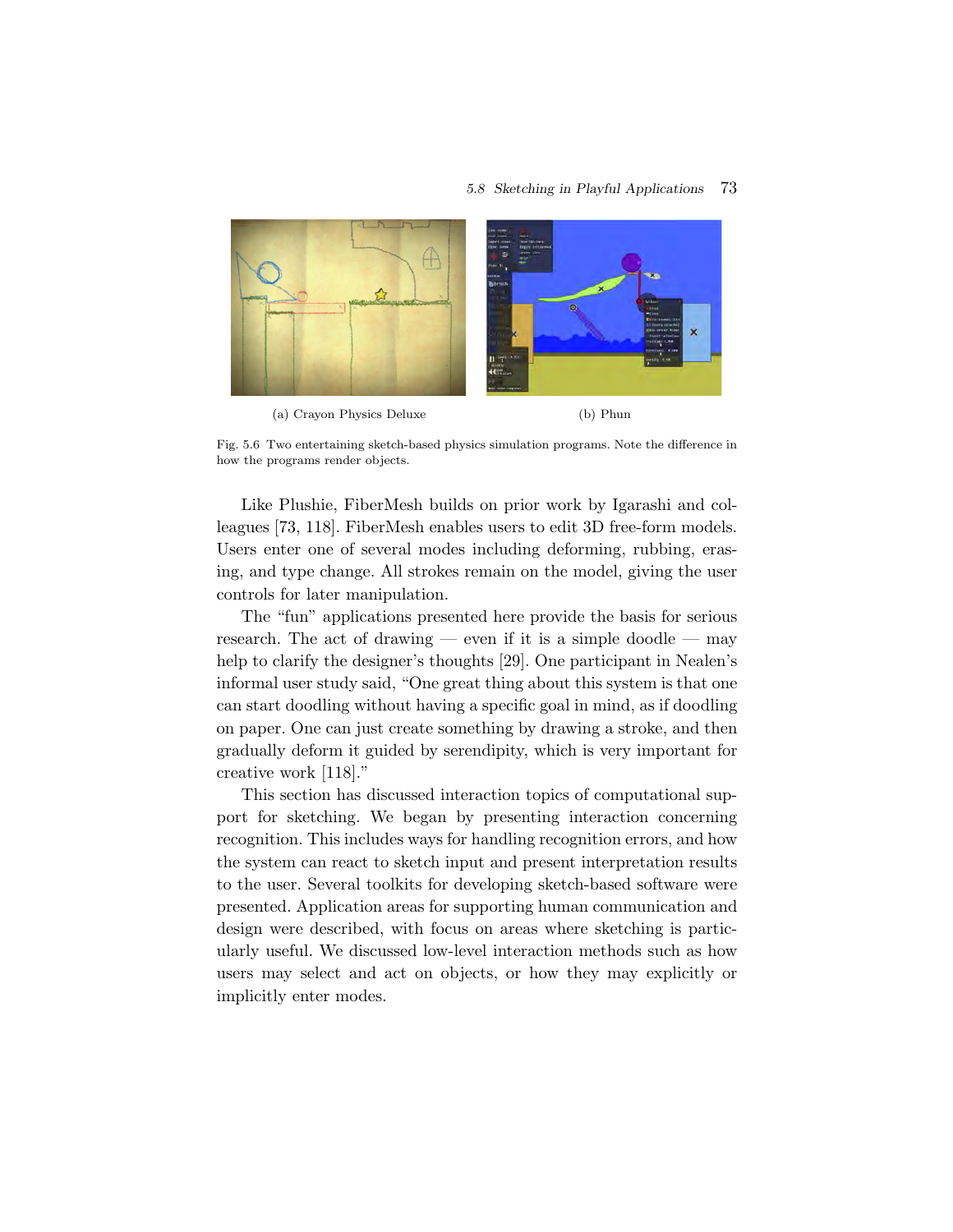(a) Crayon Physics Deluxe

(b) Phun

Fig. 5.6 Two entertaining sketch-based physics simulation programs. Note the difference in how the programs render objects.

Like Plushie, FiberMesh builds on prior work by Igarashi and colleagues [73, 118]. FiberMesh enables users to edit 3D free-form models. Users enter one of several modes including deforming, rubbing, erasing, and type change. All strokes remain on the model, giving the user controls for later manipulation.

The "fun" applications presented here provide the basis for serious research. The act of drawing — even if it is a simple doodle — may help to clarify the designer's thoughts [29]. One participant in Nealen's informal user study said, "One great thing about this system is that one can start doodling without having a specific goal in mind, as if doodling on paper. One can just create something by drawing a stroke, and then gradually deform it guided by serendipity, which is very important for creative work [118]."

This section has discussed interaction topics of computational support for sketching. We began by presenting interaction concerning recognition. This includes ways for handling recognition errors, and how the system can react to sketch input and present interpretation results to the user. Several toolkits for developing sketch-based software were presented. Application areas for supporting human communication and design were described, with focus on areas where sketching is particularly useful. We discussed low-level interaction methods such as how users may select and act on objects, or how they may explicitly or implicitly enter modes.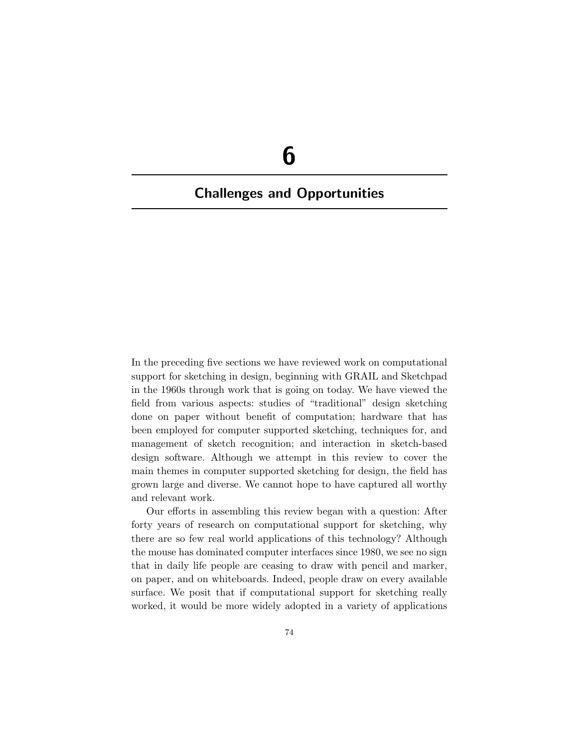# 6

# Challenges and Opportunities

In the preceding five sections we have reviewed work on computational support for sketching in design, beginning with GRAIL and Sketchpad in the 1960s through work that is going on today. We have viewed the field from various aspects: studies of "traditional" design sketching done on paper without benefit of computation; hardware that has been employed for computer supported sketching, techniques for, and management of sketch recognition; and interaction in sketch-based design software. Although we attempt in this review to cover the main themes in computer supported sketching for design, the field has grown large and diverse. We cannot hope to have captured all worthy and relevant work.

Our efforts in assembling this review began with a question: After forty years of research on computational support for sketching, why there are so few real world applications of this technology? Although the mouse has dominated computer interfaces since 1980, we see no sign that in daily life people are ceasing to draw with pencil and marker, on paper, and on whiteboards. Indeed, people draw on every available surface. We posit that if computational support for sketching really worked, it would be more widely adopted in a variety of applications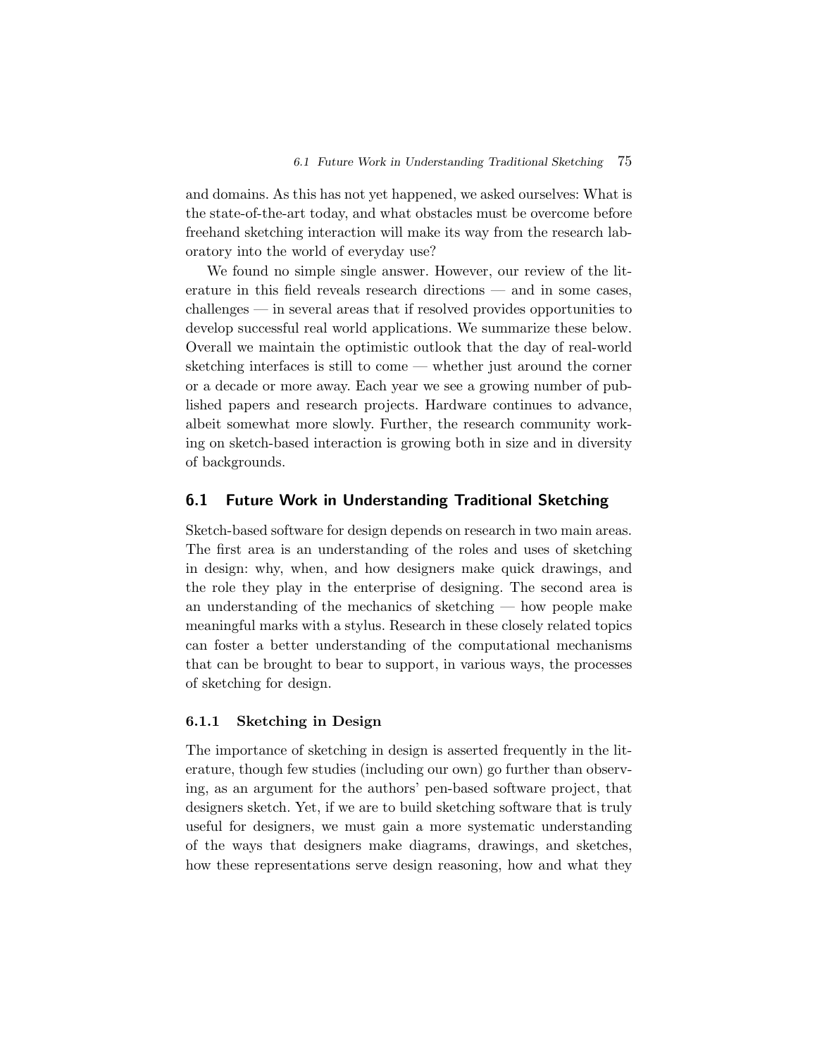and domains. As this has not yet happened, we asked ourselves: What is the state-of-the-art today, and what obstacles must be overcome before freehand sketching interaction will make its way from the research laboratory into the world of everyday use?

We found no simple single answer. However, our review of the literature in this field reveals research directions — and in some cases, challenges — in several areas that if resolved provides opportunities to develop successful real world applications. We summarize these below. Overall we maintain the optimistic outlook that the day of real-world sketching interfaces is still to come — whether just around the corner or a decade or more away. Each year we see a growing number of published papers and research projects. Hardware continues to advance, albeit somewhat more slowly. Further, the research community working on sketch-based interaction is growing both in size and in diversity of backgrounds.

## 6.1 Future Work in Understanding Traditional Sketching

Sketch-based software for design depends on research in two main areas. The first area is an understanding of the roles and uses of sketching in design: why, when, and how designers make quick drawings, and the role they play in the enterprise of designing. The second area is an understanding of the mechanics of sketching — how people make meaningful marks with a stylus. Research in these closely related topics can foster a better understanding of the computational mechanisms that can be brought to bear to support, in various ways, the processes of sketching for design.

### 6.1.1 Sketching in Design

The importance of sketching in design is asserted frequently in the literature, though few studies (including our own) go further than observing, as an argument for the authors' pen-based software project, that designers sketch. Yet, if we are to build sketching software that is truly useful for designers, we must gain a more systematic understanding of the ways that designers make diagrams, drawings, and sketches, how these representations serve design reasoning, how and what they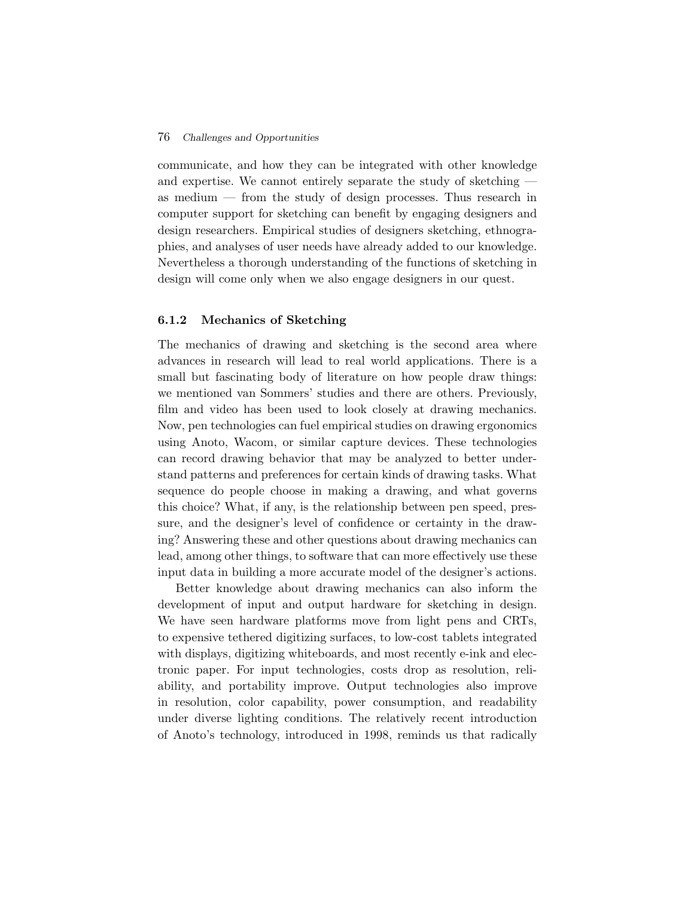communicate, and how they can be integrated with other knowledge and expertise. We cannot entirely separate the study of sketching — as medium — from the study of design processes. Thus research in computer support for sketching can benefit by engaging designers and design researchers. Empirical studies of designers sketching, ethnographies, and analyses of user needs have already added to our knowledge. Nevertheless a thorough understanding of the functions of sketching in design will come only when we also engage designers in our quest.

### 6.1.2 Mechanics of Sketching

The mechanics of drawing and sketching is the second area where advances in research will lead to real world applications. There is a small but fascinating body of literature on how people draw things: we mentioned van Sommers' studies and there are others. Previously, film and video has been used to look closely at drawing mechanics. Now, pen technologies can fuel empirical studies on drawing ergonomics using Anoto, Wacom, or similar capture devices. These technologies can record drawing behavior that may be analyzed to better understand patterns and preferences for certain kinds of drawing tasks. What sequence do people choose in making a drawing, and what governs this choice? What, if any, is the relationship between pen speed, pressure, and the designer's level of confidence or certainty in the drawing? Answering these and other questions about drawing mechanics can lead, among other things, to software that can more effectively use these input data in building a more accurate model of the designer's actions.

Better knowledge about drawing mechanics can also inform the development of input and output hardware for sketching in design. We have seen hardware platforms move from light pens and CRTs, to expensive tethered digitizing surfaces, to low-cost tablets integrated with displays, digitizing whiteboards, and most recently e-ink and electronic paper. For input technologies, costs drop as resolution, reliability, and portability improve. Output technologies also improve in resolution, color capability, power consumption, and readability under diverse lighting conditions. The relatively recent introduction of Anoto's technology, introduced in 1998, reminds us that radically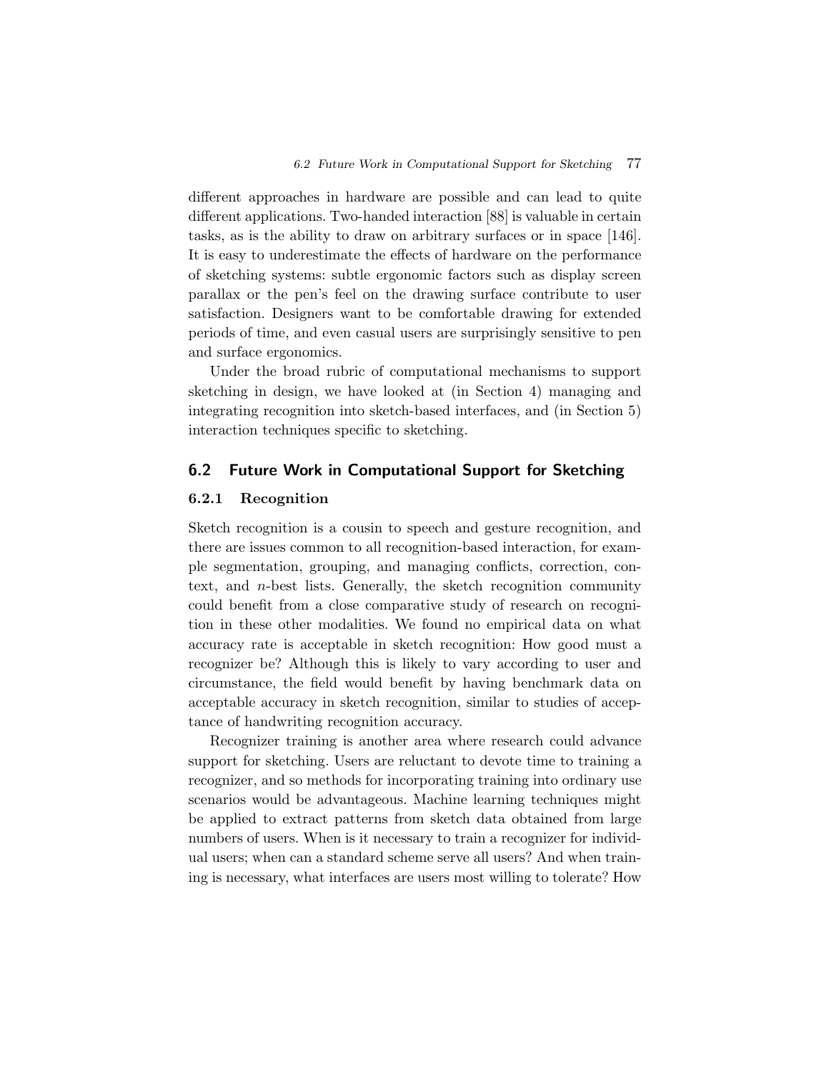different approaches in hardware are possible and can lead to quite different applications. Two-handed interaction [88] is valuable in certain tasks, as is the ability to draw on arbitrary surfaces or in space [146]. It is easy to underestimate the effects of hardware on the performance of sketching systems: subtle ergonomic factors such as display screen parallax or the pen's feel on the drawing surface contribute to user satisfaction. Designers want to be comfortable drawing for extended periods of time, and even casual users are surprisingly sensitive to pen and surface ergonomics.

Under the broad rubric of computational mechanisms to support sketching in design, we have looked at (in Section 4) managing and integrating recognition into sketch-based interfaces, and (in Section 5) interaction techniques specific to sketching.

## 6.2 Future Work in Computational Support for Sketching

### 6.2.1 Recognition

Sketch recognition is a cousin to speech and gesture recognition, and there are issues common to all recognition-based interaction, for example segmentation, grouping, and managing conflicts, correction, context, and $n$-best lists. Generally, the sketch recognition community could benefit from a close comparative study of research on recognition in these other modalities. We found no empirical data on what accuracy rate is acceptable in sketch recognition: How good must a recognizer be? Although this is likely to vary according to user and circumstance, the field would benefit by having benchmark data on acceptable accuracy in sketch recognition, similar to studies of acceptance of handwriting recognition accuracy.

Recognizer training is another area where research could advance support for sketching. Users are reluctant to devote time to training a recognizer, and so methods for incorporating training into ordinary use scenarios would be advantageous. Machine learning techniques might be applied to extract patterns from sketch data obtained from large numbers of users. When is it necessary to train a recognizer for individual users; when can a standard scheme serve all users? And when training is necessary, what interfaces are users most willing to tolerate? How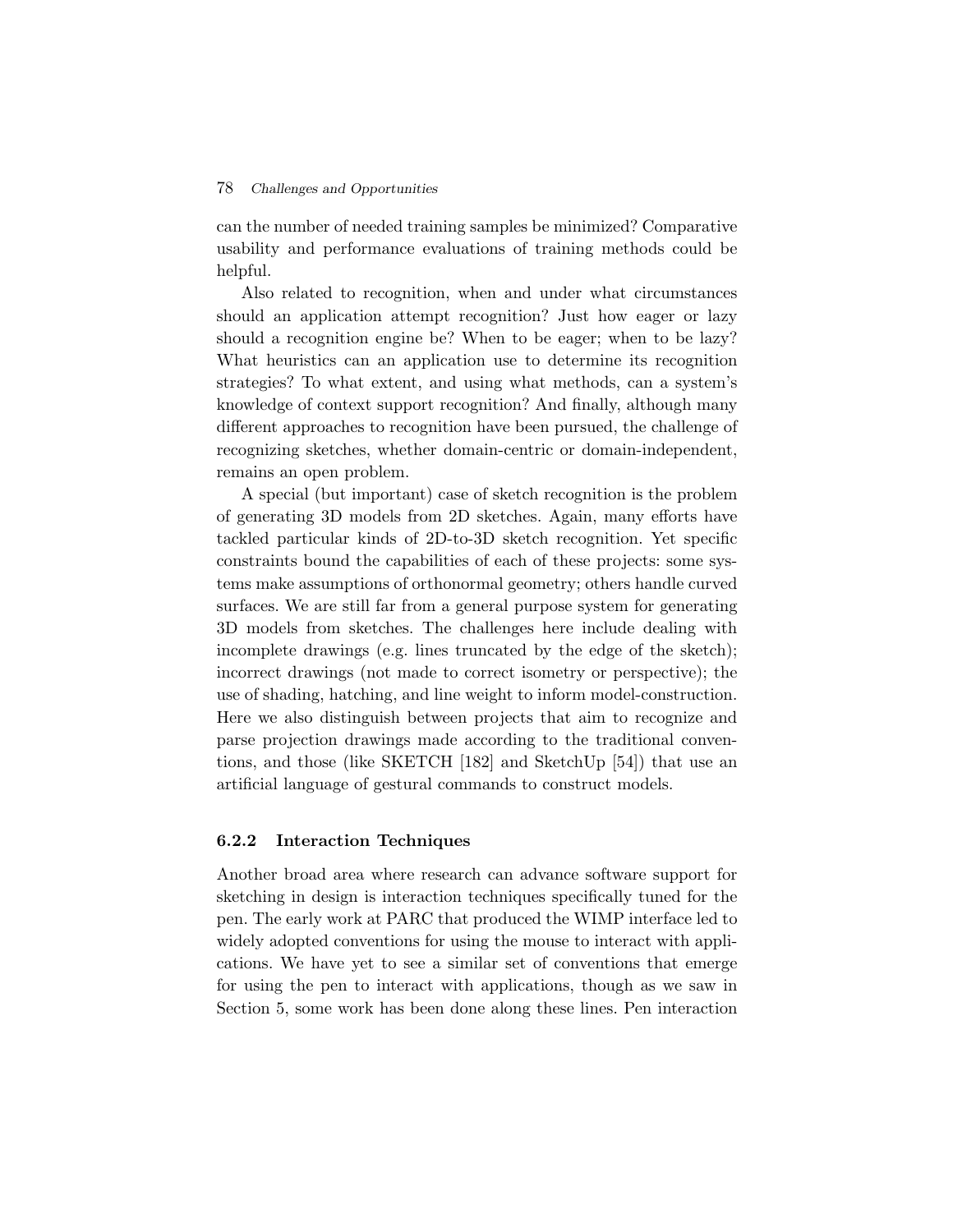can the number of needed training samples be minimized? Comparative usability and performance evaluations of training methods could be helpful.

Also related to recognition, when and under what circumstances should an application attempt recognition? Just how eager or lazy should a recognition engine be? When to be eager; when to be lazy? What heuristics can an application use to determine its recognition strategies? To what extent, and using what methods, can a system's knowledge of context support recognition? And finally, although many different approaches to recognition have been pursued, the challenge of recognizing sketches, whether domain-centric or domain-independent, remains an open problem.

A special (but important) case of sketch recognition is the problem of generating 3D models from 2D sketches. Again, many efforts have tackled particular kinds of 2D-to-3D sketch recognition. Yet specific constraints bound the capabilities of each of these projects: some systems make assumptions of orthonormal geometry; others handle curved surfaces. We are still far from a general purpose system for generating 3D models from sketches. The challenges here include dealing with incomplete drawings (e.g. lines truncated by the edge of the sketch); incorrect drawings (not made to correct isometry or perspective); the use of shading, hatching, and line weight to inform model-construction. Here we also distinguish between projects that aim to recognize and parse projection drawings made according to the traditional conventions, and those (like SKETCH [182] and SketchUp [54]) that use an artificial language of gestural commands to construct models.

### 6.2.2 Interaction Techniques

Another broad area where research can advance software support for sketching in design is interaction techniques specifically tuned for the pen. The early work at PARC that produced the WIMP interface led to widely adopted conventions for using the mouse to interact with applications. We have yet to see a similar set of conventions that emerge for using the pen to interact with applications, though as we saw in Section 5, some work has been done along these lines. Pen interaction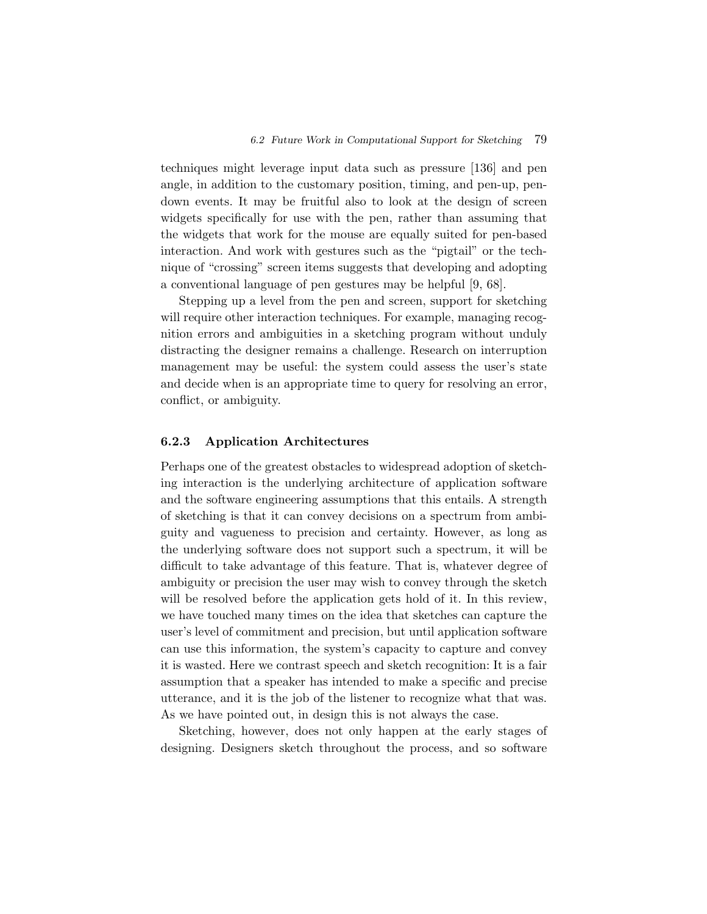techniques might leverage input data such as pressure [136] and pen angle, in addition to the customary position, timing, and pen-up, pen-down events. It may be fruitful also to look at the design of screen widgets specifically for use with the pen, rather than assuming that the widgets that work for the mouse are equally suited for pen-based interaction. And work with gestures such as the "pigtail" or the technique of "crossing" screen items suggests that developing and adopting a conventional language of pen gestures may be helpful [9, 68].

Stepping up a level from the pen and screen, support for sketching will require other interaction techniques. For example, managing recognition errors and ambiguities in a sketching program without unduly distracting the designer remains a challenge. Research on interruption management may be useful: the system could assess the user's state and decide when is an appropriate time to query for resolving an error, conflict, or ambiguity.

### 6.2.3 Application Architectures

Perhaps one of the greatest obstacles to widespread adoption of sketching interaction is the underlying architecture of application software and the software engineering assumptions that this entails. A strength of sketching is that it can convey decisions on a spectrum from ambiguity and vagueness to precision and certainty. However, as long as the underlying software does not support such a spectrum, it will be difficult to take advantage of this feature. That is, whatever degree of ambiguity or precision the user may wish to convey through the sketch will be resolved before the application gets hold of it. In this review, we have touched many times on the idea that sketches can capture the user's level of commitment and precision, but until application software can use this information, the system's capacity to capture and convey it is wasted. Here we contrast speech and sketch recognition: It is a fair assumption that a speaker has intended to make a specific and precise utterance, and it is the job of the listener to recognize what that was. As we have pointed out, in design this is not always the case.

Sketching, however, does not only happen at the early stages of designing. Designers sketch throughout the process, and so software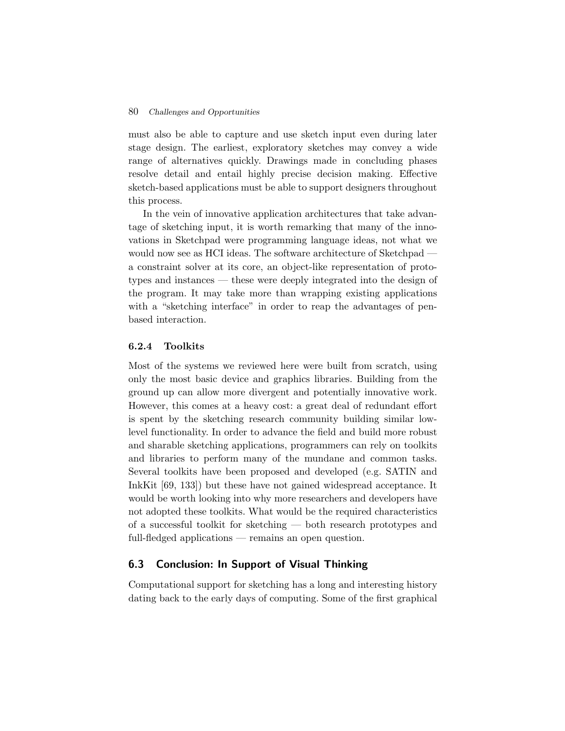must also be able to capture and use sketch input even during later stage design. The earliest, exploratory sketches may convey a wide range of alternatives quickly. Drawings made in concluding phases resolve detail and entail highly precise decision making. Effective sketch-based applications must be able to support designers throughout this process.

In the vein of innovative application architectures that take advantage of sketching input, it is worth remarking that many of the innovations in Sketchpad were programming language ideas, not what we would now see as HCI ideas. The software architecture of Sketchpad — a constraint solver at its core, an object-like representation of prototypes and instances — these were deeply integrated into the design of the program. It may take more than wrapping existing applications with a "sketching interface" in order to reap the advantages of pen-based interaction.

### 6.2.4 Toolkits

Most of the systems we reviewed here were built from scratch, using only the most basic device and graphics libraries. Building from the ground up can allow more divergent and potentially innovative work. However, this comes at a heavy cost: a great deal of redundant effort is spent by the sketching research community building similar low-level functionality. In order to advance the field and build more robust and sharable sketching applications, programmers can rely on toolkits and libraries to perform many of the mundane and common tasks. Several toolkits have been proposed and developed (e.g. SATIN and InkKit [69, 133]) but these have not gained widespread acceptance. It would be worth looking into why more researchers and developers have not adopted these toolkits. What would be the required characteristics of a successful toolkit for sketching — both research prototypes and full-fledged applications — remains an open question.

## 6.3 Conclusion: In Support of Visual Thinking

Computational support for sketching has a long and interesting history dating back to the early days of computing. Some of the first graphical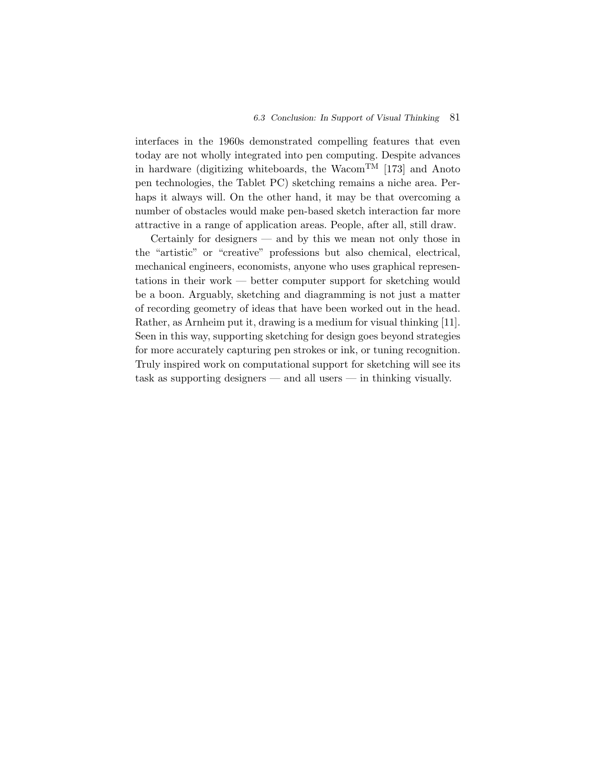interfaces in the 1960s demonstrated compelling features that even today are not wholly integrated into pen computing. Despite advances in hardware (digitizing whiteboards, the Wacom$^{TM}$ [173] and Anoto pen technologies, the Tablet PC) sketching remains a niche area. Perhaps it always will. On the other hand, it may be that overcoming a number of obstacles would make pen-based sketch interaction far more attractive in a range of application areas. People, after all, still draw.

Certainly for designers — and by this we mean not only those in the "artistic" or "creative" professions but also chemical, electrical, mechanical engineers, economists, anyone who uses graphical representations in their work — better computer support for sketching would be a boon. Arguably, sketching and diagramming is not just a matter of recording geometry of ideas that have been worked out in the head. Rather, as Arnheim put it, drawing is a medium for visual thinking [11]. Seen in this way, supporting sketching for design goes beyond strategies for more accurately capturing pen strokes or ink, or tuning recognition. Truly inspired work on computational support for sketching will see its task as supporting designers — and all users — in thinking visually.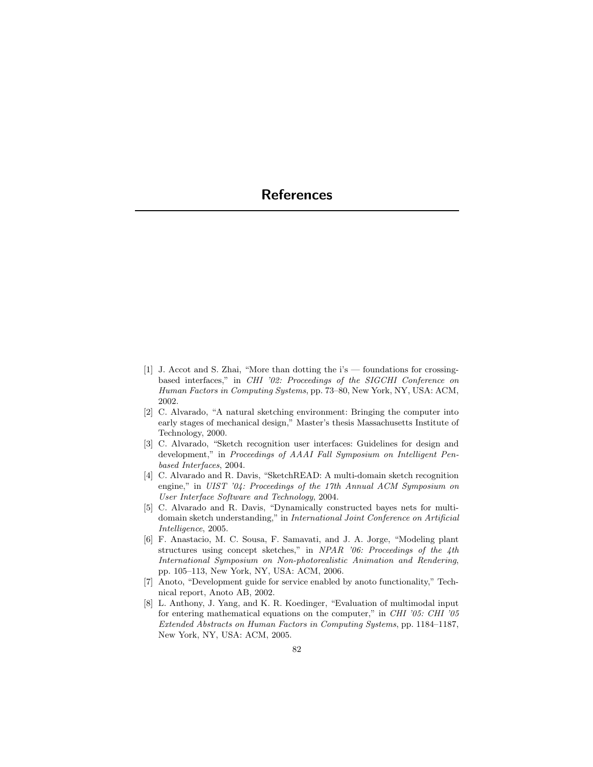# References

[1] J. Accot and S. Zhai, "More than dotting the i's — foundations for crossing-based interfaces," in *CHI '02: Proceedings of the SIGCHI Conference on Human Factors in Computing Systems*, pp. 73–80, New York, NY, USA: ACM, 2002.

[2] C. Alvarado, "A natural sketching environment: Bringing the computer into early stages of mechanical design," Master's thesis Massachusetts Institute of Technology, 2000.

[3] C. Alvarado, "Sketch recognition user interfaces: Guidelines for design and development," in *Proceedings of AAAI Fall Symposium on Intelligent Pen-based Interfaces*, 2004.

[4] C. Alvarado and R. Davis, "SketchREAD: A multi-domain sketch recognition engine," in *UIST '04: Proceedings of the 17th Annual ACM Symposium on User Interface Software and Technology*, 2004.

[5] C. Alvarado and R. Davis, "Dynamically constructed bayes nets for multi-domain sketch understanding," in *International Joint Conference on Artificial Intelligence*, 2005.

[6] F. Anastacio, M. C. Sousa, F. Samavati, and J. A. Jorge, "Modeling plant structures using concept sketches," in *NPAR '06: Proceedings of the 4th International Symposium on Non-photorealistic Animation and Rendering*, pp. 105–113, New York, NY, USA: ACM, 2006.

[7] Anoto, "Development guide for service enabled by anoto functionality," Technical report, Anoto AB, 2002.

[8] L. Anthony, J. Yang, and K. R. Koedinger, "Evaluation of multimodal input for entering mathematical equations on the computer," in *CHI '05: CHI '05 Extended Abstracts on Human Factors in Computing Systems*, pp. 1184–1187, New York, NY, USA: ACM, 2005.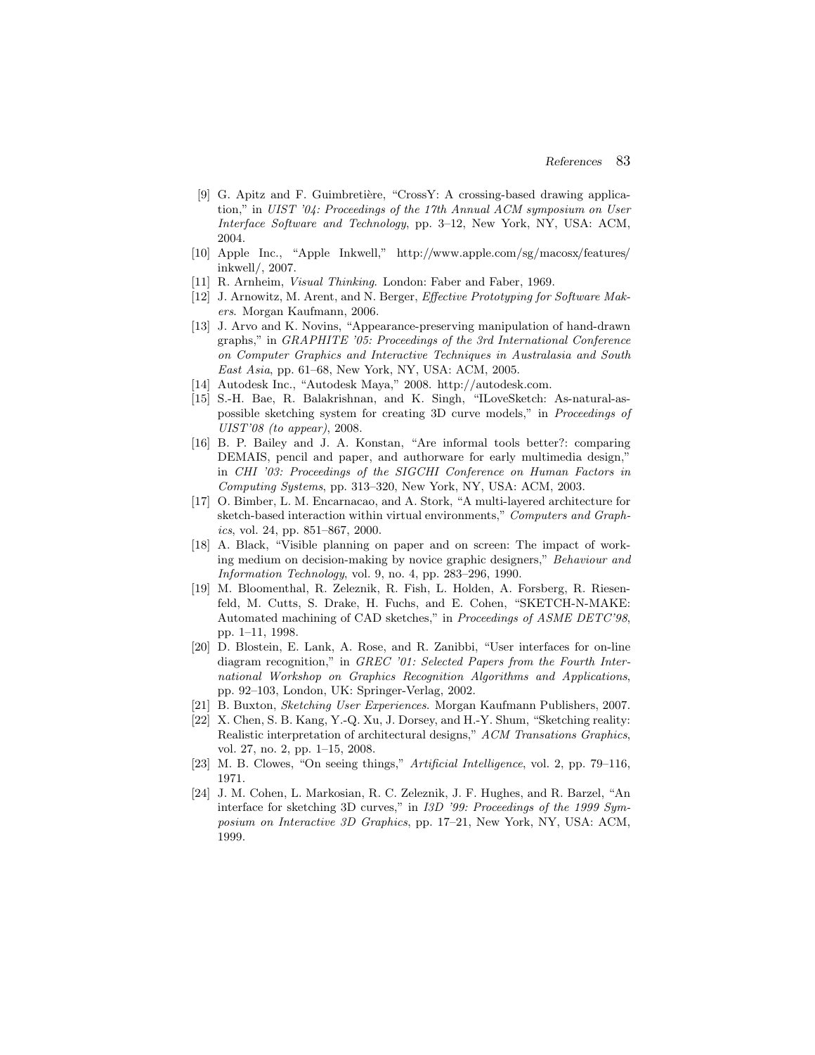[9] G. Apitz and F. Guimbretière, "CrossY: A crossing-based drawing application," in *UIST '04: Proceedings of the 17th Annual ACM symposium on User Interface Software and Technology*, pp. 3–12, New York, NY, USA: ACM, 2004.

[10] Apple Inc., "Apple Inkwell," http://www.apple.com/sg/macosx/features/inkwell/, 2007.

[11] R. Arnheim, *Visual Thinking*. London: Faber and Faber, 1969.

[12] J. Arnowitz, M. Arent, and N. Berger, *Effective Prototyping for Software Makers*. Morgan Kaufmann, 2006.

[13] J. Arvo and K. Novins, "Appearance-preserving manipulation of hand-drawn graphs," in *GRAPHITE '05: Proceedings of the 3rd International Conference on Computer Graphics and Interactive Techniques in Australasia and South East Asia*, pp. 61–68, New York, NY, USA: ACM, 2005.

[14] Autodesk Inc., "Autodesk Maya," 2008. http://autodesk.com.

[15] S.-H. Bae, R. Balakrishnan, and K. Singh, "ILoveSketch: As-natural-as-possible sketching system for creating 3D curve models," in *Proceedings of UIST'08 (to appear)*, 2008.

[16] B. P. Bailey and J. A. Konstan, "Are informal tools better?: comparing DEMAIS, pencil and paper, and authorware for early multimedia design," in *CHI '03: Proceedings of the SIGCHI Conference on Human Factors in Computing Systems*, pp. 313–320, New York, NY, USA: ACM, 2003.

[17] O. Bimber, L. M. Encarnacao, and A. Stork, "A multi-layered architecture for sketch-based interaction within virtual environments," *Computers and Graphics*, vol. 24, pp. 851–867, 2000.

[18] A. Black, "Visible planning on paper and on screen: The impact of working medium on decision-making by novice graphic designers," *Behaviour and Information Technology*, vol. 9, no. 4, pp. 283–296, 1990.

[19] M. Bloomenthal, R. Zeleznik, R. Fish, L. Holden, A. Forsberg, R. Riesenfeld, M. Cutts, S. Drake, H. Fuchs, and E. Cohen, "SKETCH-N-MAKE: Automated machining of CAD sketches," in *Proceedings of ASME DETC'98*, pp. 1–11, 1998.

[20] D. Blostein, E. Lank, A. Rose, and R. Zanibbi, "User interfaces for on-line diagram recognition," in *GREC '01: Selected Papers from the Fourth International Workshop on Graphics Recognition Algorithms and Applications*, pp. 92–103, London, UK: Springer-Verlag, 2002.

[21] B. Buxton, *Sketching User Experiences*. Morgan Kaufmann Publishers, 2007.

[22] X. Chen, S. B. Kang, Y.-Q. Xu, J. Dorsey, and H.-Y. Shum, "Sketching reality: Realistic interpretation of architectural designs," *ACM Transations Graphics*, vol. 27, no. 2, pp. 1–15, 2008.

[23] M. B. Clowes, "On seeing things," *Artificial Intelligence*, vol. 2, pp. 79–116, 1971.

[24] J. M. Cohen, L. Markosian, R. C. Zeleznik, J. F. Hughes, and R. Barzel, "An interface for sketching 3D curves," in *I3D '99: Proceedings of the 1999 Symposium on Interactive 3D Graphics*, pp. 17–21, New York, NY, USA: ACM, 1999.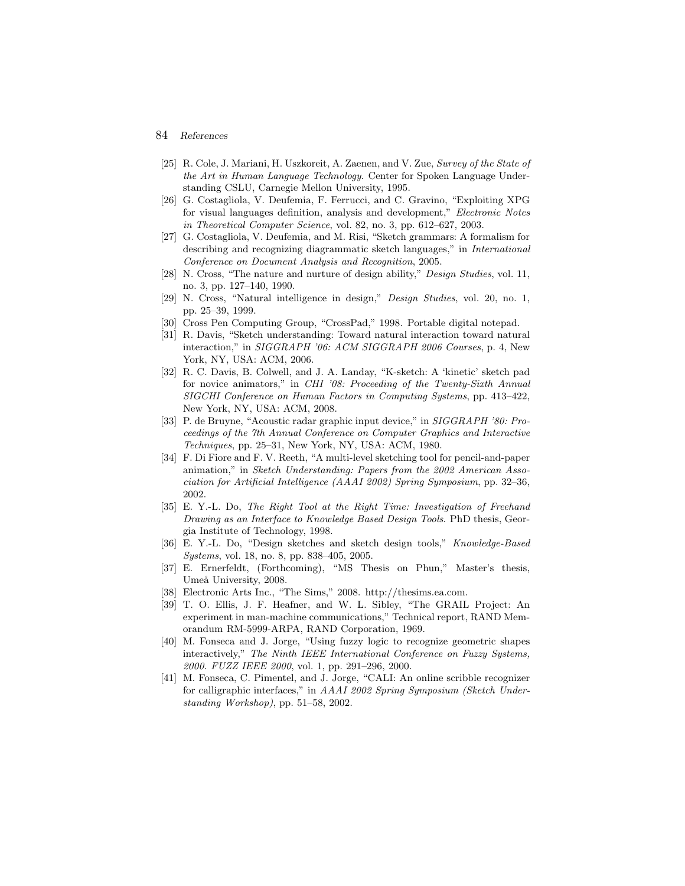[25] R. Cole, J. Mariani, H. Uszkoreit, A. Zaenen, and V. Zue, *Survey of the State of the Art in Human Language Technology*. Center for Spoken Language Understanding CSLU, Carnegie Mellon University, 1995.

[26] G. Costagliola, V. Deufemia, F. Ferrucci, and C. Gravino, "Exploiting XPG for visual languages definition, analysis and development," *Electronic Notes in Theoretical Computer Science*, vol. 82, no. 3, pp. 612–627, 2003.

[27] G. Costagliola, V. Deufemia, and M. Risi, "Sketch grammars: A formalism for describing and recognizing diagrammatic sketch languages," in *International Conference on Document Analysis and Recognition*, 2005.

[28] N. Cross, "The nature and nurture of design ability," *Design Studies*, vol. 11, no. 3, pp. 127–140, 1990.

[29] N. Cross, "Natural intelligence in design," *Design Studies*, vol. 20, no. 1, pp. 25–39, 1999.

[30] Cross Pen Computing Group, "CrossPad," 1998. Portable digital notepad.

[31] R. Davis, "Sketch understanding: Toward natural interaction toward natural interaction," in *SIGGRAPH '06: ACM SIGGRAPH 2006 Courses*, p. 4, New York, NY, USA: ACM, 2006.

[32] R. C. Davis, B. Colwell, and J. A. Landay, "K-sketch: A 'kinetic' sketch pad for novice animators," in *CHI '08: Proceeding of the Twenty-Sixth Annual SIGCHI Conference on Human Factors in Computing Systems*, pp. 413–422, New York, NY, USA: ACM, 2008.

[33] P. de Bruyne, "Acoustic radar graphic input device," in *SIGGRAPH '80: Proceedings of the 7th Annual Conference on Computer Graphics and Interactive Techniques*, pp. 25–31, New York, NY, USA: ACM, 1980.

[34] F. Di Fiore and F. V. Reeth, "A multi-level sketching tool for pencil-and-paper animation," in *Sketch Understanding: Papers from the 2002 American Association for Artificial Intelligence (AAAI 2002) Spring Symposium*, pp. 32–36, 2002.

[35] E. Y.-L. Do, *The Right Tool at the Right Time: Investigation of Freehand Drawing as an Interface to Knowledge Based Design Tools*. PhD thesis, Georgia Institute of Technology, 1998.

[36] E. Y.-L. Do, "Design sketches and sketch design tools," *Knowledge-Based Systems*, vol. 18, no. 8, pp. 838–405, 2005.

[37] E. Ernerfeldt, (Forthcoming), "MS Thesis on Phun," Master's thesis, Umeå University, 2008.

[38] Electronic Arts Inc., "The Sims," 2008. http://thesims.ea.com.

[39] T. O. Ellis, J. F. Heafner, and W. L. Sibley, "The GRAIL Project: An experiment in man-machine communications," Technical report, RAND Memorandum RM-5999-ARPA, RAND Corporation, 1969.

[40] M. Fonseca and J. Jorge, "Using fuzzy logic to recognize geometric shapes interactively," *The Ninth IEEE International Conference on Fuzzy Systems, 2000. FUZZ IEEE 2000*, vol. 1, pp. 291–296, 2000.

[41] M. Fonseca, C. Pimentel, and J. Jorge, "CALI: An online scribble recognizer for calligraphic interfaces," in *AAAI 2002 Spring Symposium (Sketch Understanding Workshop)*, pp. 51–58, 2002.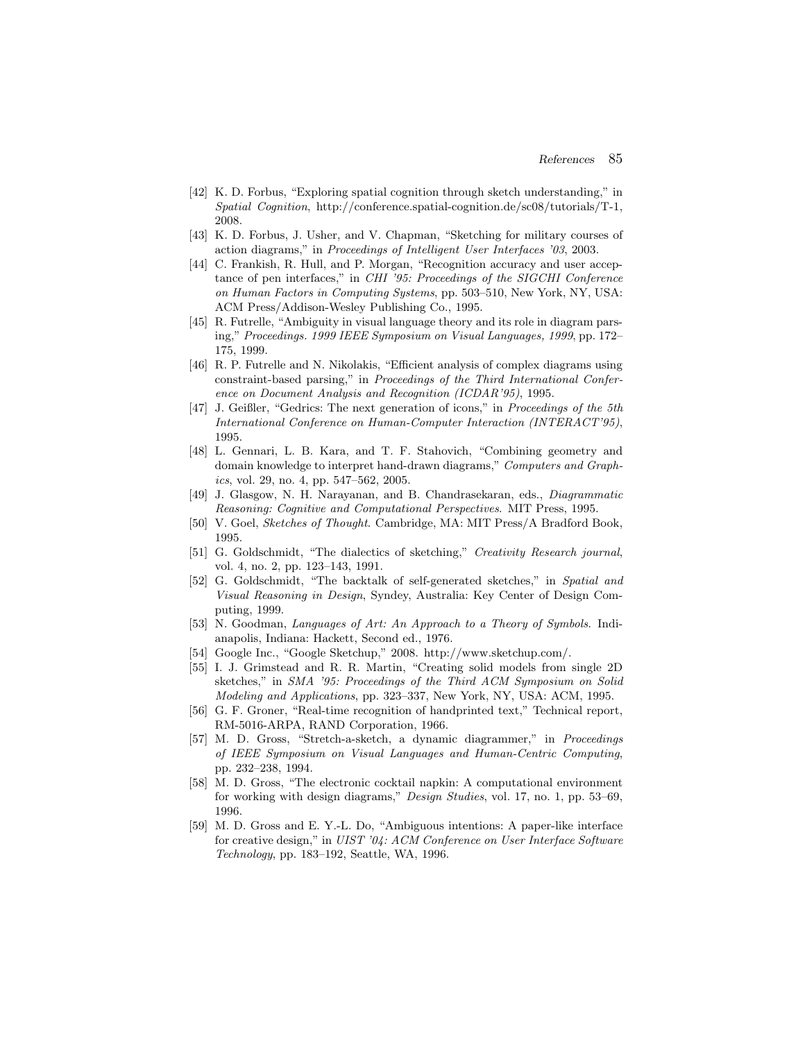[42] K. D. Forbus, "Exploring spatial cognition through sketch understanding," in *Spatial Cognition*, http://conference.spatial-cognition.de/sc08/tutorials/T-1, 2008.

[43] K. D. Forbus, J. Usher, and V. Chapman, "Sketching for military courses of action diagrams," in *Proceedings of Intelligent User Interfaces '03*, 2003.

[44] C. Frankish, R. Hull, and P. Morgan, "Recognition accuracy and user acceptance of pen interfaces," in *CHI '95: Proceedings of the SIGCHI Conference on Human Factors in Computing Systems*, pp. 503–510, New York, NY, USA: ACM Press/Addison-Wesley Publishing Co., 1995.

[45] R. Futrelle, "Ambiguity in visual language theory and its role in diagram parsing," *Proceedings. 1999 IEEE Symposium on Visual Languages, 1999*, pp. 172–175, 1999.

[46] R. P. Futrelle and N. Nikolakis, "Efficient analysis of complex diagrams using constraint-based parsing," in *Proceedings of the Third International Conference on Document Analysis and Recognition (ICDAR'95)*, 1995.

[47] J. Geißler, "Gedrics: The next generation of icons," in *Proceedings of the 5th International Conference on Human-Computer Interaction (INTERACT'95)*, 1995.

[48] L. Gennari, L. B. Kara, and T. F. Stahovich, "Combining geometry and domain knowledge to interpret hand-drawn diagrams," *Computers and Graphics*, vol. 29, no. 4, pp. 547–562, 2005.

[49] J. Glasgow, N. H. Narayanan, and B. Chandrasekaran, eds., *Diagrammatic Reasoning: Cognitive and Computational Perspectives*. MIT Press, 1995.

[50] V. Goel, *Sketches of Thought*. Cambridge, MA: MIT Press/A Bradford Book, 1995.

[51] G. Goldschmidt, "The dialectics of sketching," *Creativity Research journal*, vol. 4, no. 2, pp. 123–143, 1991.

[52] G. Goldschmidt, "The backtalk of self-generated sketches," in *Spatial and Visual Reasoning in Design*, Syndey, Australia: Key Center of Design Computing, 1999.

[53] N. Goodman, *Languages of Art: An Approach to a Theory of Symbols*. Indianapolis, Indiana: Hackett, Second ed., 1976.

[54] Google Inc., "Google Sketchup," 2008. http://www.sketchup.com/.

[55] I. J. Grimstead and R. R. Martin, "Creating solid models from single 2D sketches," in *SMA '95: Proceedings of the Third ACM Symposium on Solid Modeling and Applications*, pp. 323–337, New York, NY, USA: ACM, 1995.

[56] G. F. Groner, "Real-time recognition of handprinted text," Technical report, RM-5016-ARPA, RAND Corporation, 1966.

[57] M. D. Gross, "Stretch-a-sketch, a dynamic diagrammer," in *Proceedings of IEEE Symposium on Visual Languages and Human-Centric Computing*, pp. 232–238, 1994.

[58] M. D. Gross, "The electronic cocktail napkin: A computational environment for working with design diagrams," *Design Studies*, vol. 17, no. 1, pp. 53–69, 1996.

[59] M. D. Gross and E. Y.-L. Do, "Ambiguous intentions: A paper-like interface for creative design," in *UIST '04: ACM Conference on User Interface Software Technology*, pp. 183–192, Seattle, WA, 1996.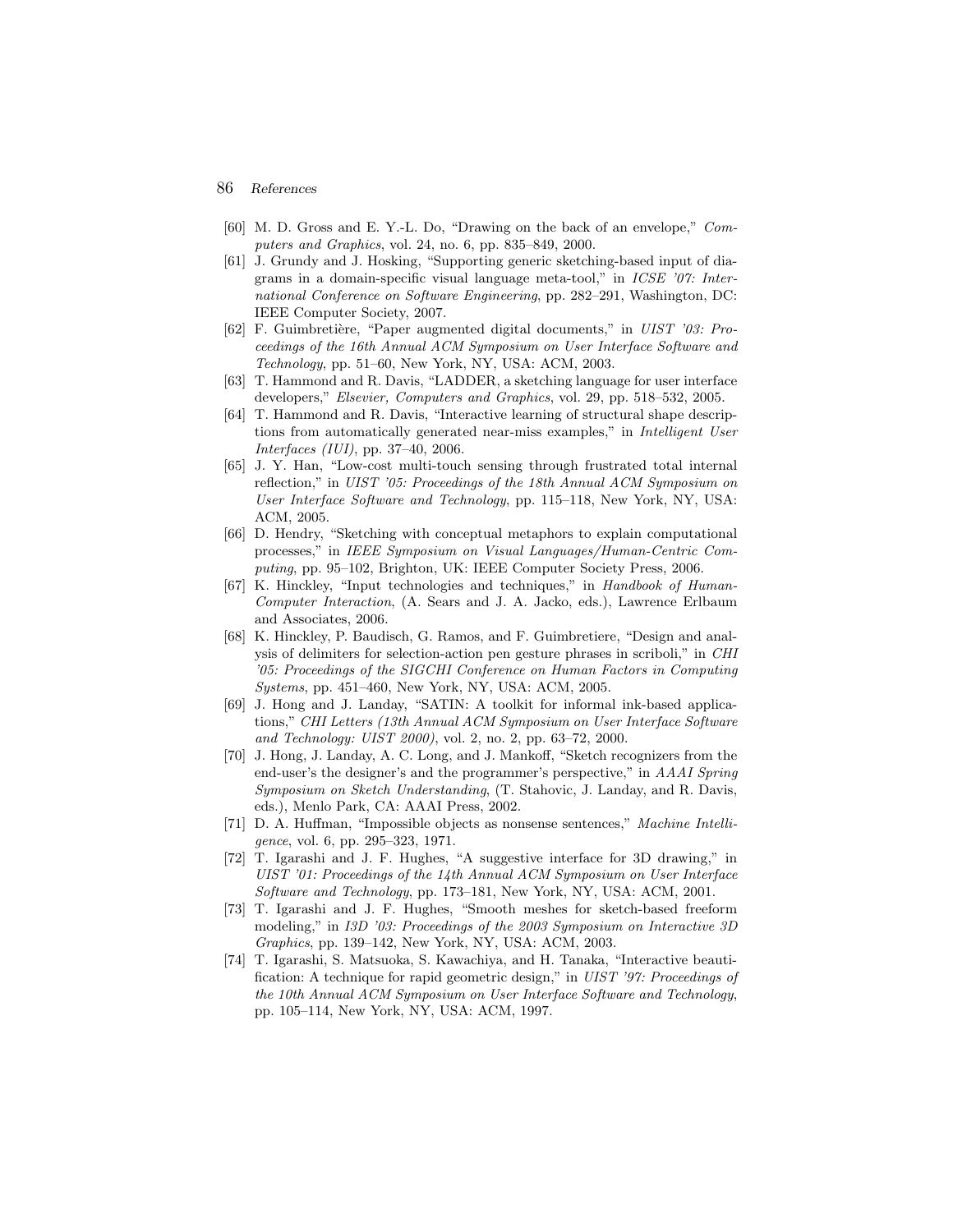[60] M. D. Gross and E. Y.-L. Do, "Drawing on the back of an envelope," *Computers and Graphics*, vol. 24, no. 6, pp. 835–849, 2000.

[61] J. Grundy and J. Hosking, "Supporting generic sketching-based input of diagrams in a domain-specific visual language meta-tool," in *ICSE '07: International Conference on Software Engineering*, pp. 282–291, Washington, DC: IEEE Computer Society, 2007.

[62] F. Guimbretière, "Paper augmented digital documents," in *UIST '03: Proceedings of the 16th Annual ACM Symposium on User Interface Software and Technology*, pp. 51–60, New York, NY, USA: ACM, 2003.

[63] T. Hammond and R. Davis, "LADDER, a sketching language for user interface developers," *Elsevier, Computers and Graphics*, vol. 29, pp. 518–532, 2005.

[64] T. Hammond and R. Davis, "Interactive learning of structural shape descriptions from automatically generated near-miss examples," in *Intelligent User Interfaces (IUI)*, pp. 37–40, 2006.

[65] J. Y. Han, "Low-cost multi-touch sensing through frustrated total internal reflection," in *UIST '05: Proceedings of the 18th Annual ACM Symposium on User Interface Software and Technology*, pp. 115–118, New York, NY, USA: ACM, 2005.

[66] D. Hendry, "Sketching with conceptual metaphors to explain computational processes," in *IEEE Symposium on Visual Languages/Human-Centric Computing*, pp. 95–102, Brighton, UK: IEEE Computer Society Press, 2006.

[67] K. Hinckley, "Input technologies and techniques," in *Handbook of Human-Computer Interaction*, (A. Sears and J. A. Jacko, eds.), Lawrence Erlbaum and Associates, 2006.

[68] K. Hinckley, P. Baudisch, G. Ramos, and F. Guimbretiere, "Design and analysis of delimiters for selection-action pen gesture phrases in scriboli," in *CHI '05: Proceedings of the SIGCHI Conference on Human Factors in Computing Systems*, pp. 451–460, New York, NY, USA: ACM, 2005.

[69] J. Hong and J. Landay, "SATIN: A toolkit for informal ink-based applications," *CHI Letters (13th Annual ACM Symposium on User Interface Software and Technology: UIST 2000)*, vol. 2, no. 2, pp. 63–72, 2000.

[70] J. Hong, J. Landay, A. C. Long, and J. Mankoff, "Sketch recognizers from the end-user's the designer's and the programmer's perspective," in *AAAI Spring Symposium on Sketch Understanding*, (T. Stahovic, J. Landay, and R. Davis, eds.), Menlo Park, CA: AAAI Press, 2002.

[71] D. A. Huffman, "Impossible objects as nonsense sentences," *Machine Intelligence*, vol. 6, pp. 295–323, 1971.

[72] T. Igarashi and J. F. Hughes, "A suggestive interface for 3D drawing," in *UIST '01: Proceedings of the 14th Annual ACM Symposium on User Interface Software and Technology*, pp. 173–181, New York, NY, USA: ACM, 2001.

[73] T. Igarashi and J. F. Hughes, "Smooth meshes for sketch-based freeform modeling," in *I3D '03: Proceedings of the 2003 Symposium on Interactive 3D Graphics*, pp. 139–142, New York, NY, USA: ACM, 2003.

[74] T. Igarashi, S. Matsuoka, S. Kawachiya, and H. Tanaka, "Interactive beautification: A technique for rapid geometric design," in *UIST '97: Proceedings of the 10th Annual ACM Symposium on User Interface Software and Technology*, pp. 105–114, New York, NY, USA: ACM, 1997.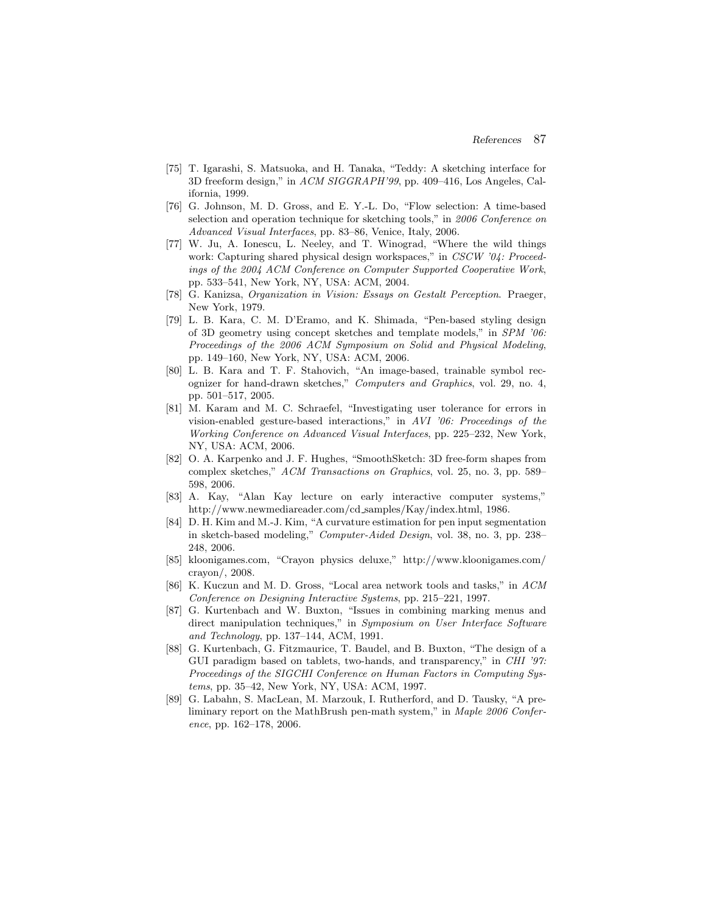[75] T. Igarashi, S. Matsuoka, and H. Tanaka, "Teddy: A sketching interface for 3D freeform design," in *ACM SIGGRAPH'99*, pp. 409–416, Los Angeles, California, 1999.

[76] G. Johnson, M. D. Gross, and E. Y.-L. Do, "Flow selection: A time-based selection and operation technique for sketching tools," in *2006 Conference on Advanced Visual Interfaces*, pp. 83–86, Venice, Italy, 2006.

[77] W. Ju, A. Ionescu, L. Neeley, and T. Winograd, "Where the wild things work: Capturing shared physical design workspaces," in *CSCW '04: Proceedings of the 2004 ACM Conference on Computer Supported Cooperative Work*, pp. 533–541, New York, NY, USA: ACM, 2004.

[78] G. Kanizsa, *Organization in Vision: Essays on Gestalt Perception*. Praeger, New York, 1979.

[79] L. B. Kara, C. M. D'Eramo, and K. Shimada, "Pen-based styling design of 3D geometry using concept sketches and template models," in *SPM '06: Proceedings of the 2006 ACM Symposium on Solid and Physical Modeling*, pp. 149–160, New York, NY, USA: ACM, 2006.

[80] L. B. Kara and T. F. Stahovich, "An image-based, trainable symbol recognizer for hand-drawn sketches," *Computers and Graphics*, vol. 29, no. 4, pp. 501–517, 2005.

[81] M. Karam and M. C. Schraefel, "Investigating user tolerance for errors in vision-enabled gesture-based interactions," in *AVI '06: Proceedings of the Working Conference on Advanced Visual Interfaces*, pp. 225–232, New York, NY, USA: ACM, 2006.

[82] O. A. Karpenko and J. F. Hughes, "SmoothSketch: 3D free-form shapes from complex sketches," *ACM Transactions on Graphics*, vol. 25, no. 3, pp. 589–598, 2006.

[83] A. Kay, "Alan Kay lecture on early interactive computer systems," http://www.newmediareader.com/cd_samples/Kay/index.html, 1986.

[84] D. H. Kim and M.-J. Kim, "A curvature estimation for pen input segmentation in sketch-based modeling," *Computer-Aided Design*, vol. 38, no. 3, pp. 238–248, 2006.

[85] kloonigames.com, "Crayon physics deluxe," http://www.kloonigames.com/crayon/, 2008.

[86] K. Kuczun and M. D. Gross, "Local area network tools and tasks," in *ACM Conference on Designing Interactive Systems*, pp. 215–221, 1997.

[87] G. Kurtenbach and W. Buxton, "Issues in combining marking menus and direct manipulation techniques," in *Symposium on User Interface Software and Technology*, pp. 137–144, ACM, 1991.

[88] G. Kurtenbach, G. Fitzmaurice, T. Baudel, and B. Buxton, "The design of a GUI paradigm based on tablets, two-hands, and transparency," in *CHI '97: Proceedings of the SIGCHI Conference on Human Factors in Computing Systems*, pp. 35–42, New York, NY, USA: ACM, 1997.

[89] G. Labahn, S. MacLean, M. Marzouk, I. Rutherford, and D. Tausky, "A preliminary report on the MathBrush pen-math system," in *Maple 2006 Conference*, pp. 162–178, 2006.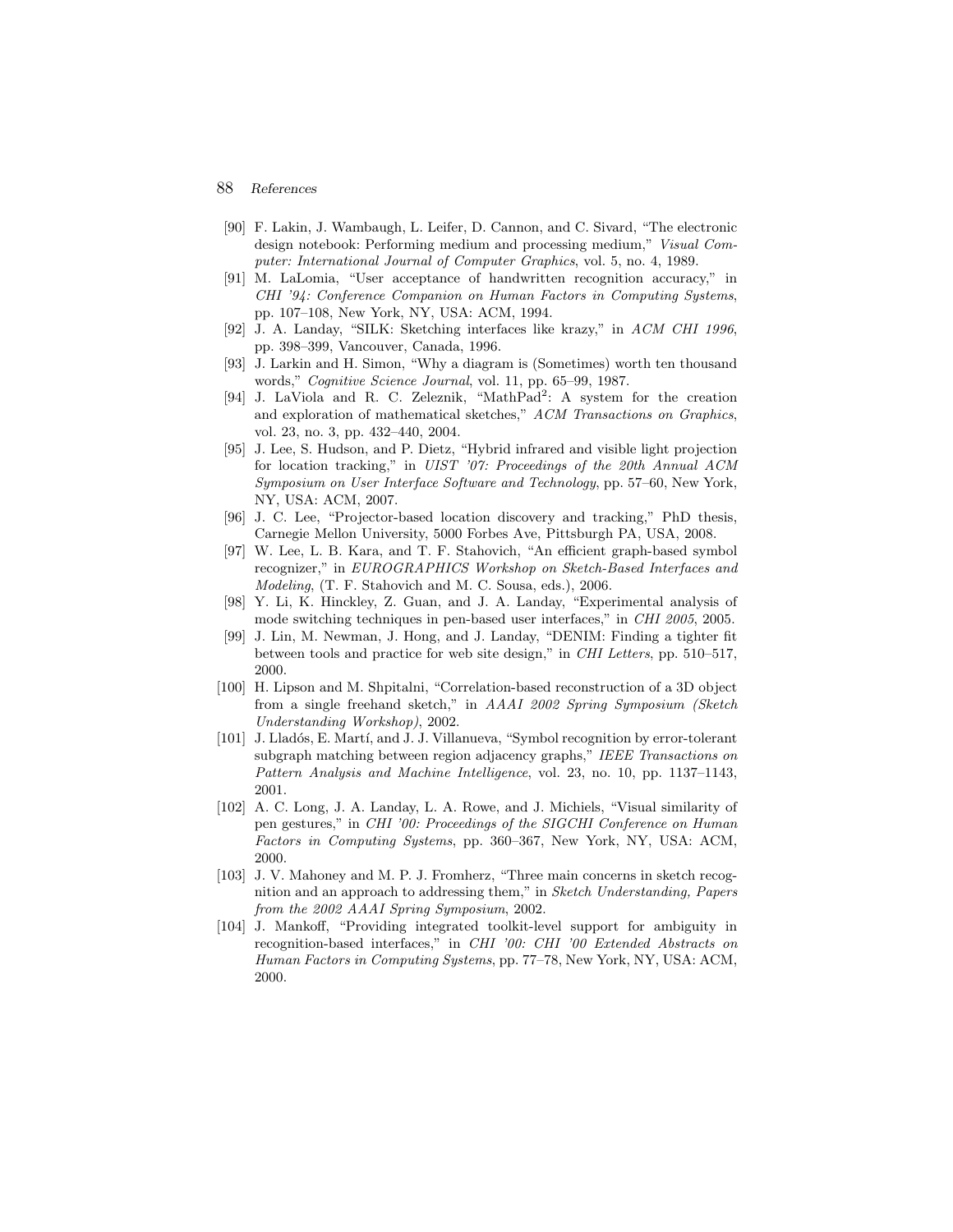[90] F. Lakin, J. Wambaugh, L. Leifer, D. Cannon, and C. Sivard, "The electronic design notebook: Performing medium and processing medium," *Visual Computer: International Journal of Computer Graphics*, vol. 5, no. 4, 1989.

[91] M. LaLomia, "User acceptance of handwritten recognition accuracy," in *CHI '94: Conference Companion on Human Factors in Computing Systems*, pp. 107–108, New York, NY, USA: ACM, 1994.

[92] J. A. Landay, "SILK: Sketching interfaces like krazy," in *ACM CHI 1996*, pp. 398–399, Vancouver, Canada, 1996.

[93] J. Larkin and H. Simon, "Why a diagram is (Sometimes) worth ten thousand words," *Cognitive Science Journal*, vol. 11, pp. 65–99, 1987.

[94] J. LaViola and R. C. Zeleznik, "MathPad$^2$: A system for the creation and exploration of mathematical sketches," *ACM Transactions on Graphics*, vol. 23, no. 3, pp. 432–440, 2004.

[95] J. Lee, S. Hudson, and P. Dietz, "Hybrid infrared and visible light projection for location tracking," in *UIST '07: Proceedings of the 20th Annual ACM Symposium on User Interface Software and Technology*, pp. 57–60, New York, NY, USA: ACM, 2007.

[96] J. C. Lee, "Projector-based location discovery and tracking," PhD thesis, Carnegie Mellon University, 5000 Forbes Ave, Pittsburgh PA, USA, 2008.

[97] W. Lee, L. B. Kara, and T. F. Stahovich, "An efficient graph-based symbol recognizer," in *EUROGRAPHICS Workshop on Sketch-Based Interfaces and Modeling*, (T. F. Stahovich and M. C. Sousa, eds.), 2006.

[98] Y. Li, K. Hinckley, Z. Guan, and J. A. Landay, "Experimental analysis of mode switching techniques in pen-based user interfaces," in *CHI 2005*, 2005.

[99] J. Lin, M. Newman, J. Hong, and J. Landay, "DENIM: Finding a tighter fit between tools and practice for web site design," in *CHI Letters*, pp. 510–517, 2000.

[100] H. Lipson and M. Shpitalni, "Correlation-based reconstruction of a 3D object from a single freehand sketch," in *AAAI 2002 Spring Symposium (Sketch Understanding Workshop)*, 2002.

[101] J. Lladós, E. Martí, and J. J. Villanueva, "Symbol recognition by error-tolerant subgraph matching between region adjacency graphs," *IEEE Transactions on Pattern Analysis and Machine Intelligence*, vol. 23, no. 10, pp. 1137–1143, 2001.

[102] A. C. Long, J. A. Landay, L. A. Rowe, and J. Michiels, "Visual similarity of pen gestures," in *CHI '00: Proceedings of the SIGCHI Conference on Human Factors in Computing Systems*, pp. 360–367, New York, NY, USA: ACM, 2000.

[103] J. V. Mahoney and M. P. J. Fromherz, "Three main concerns in sketch recognition and an approach to addressing them," in *Sketch Understanding, Papers from the 2002 AAAI Spring Symposium*, 2002.

[104] J. Mankoff, "Providing integrated toolkit-level support for ambiguity in recognition-based interfaces," in *CHI '00: CHI '00 Extended Abstracts on Human Factors in Computing Systems*, pp. 77–78, New York, NY, USA: ACM, 2000.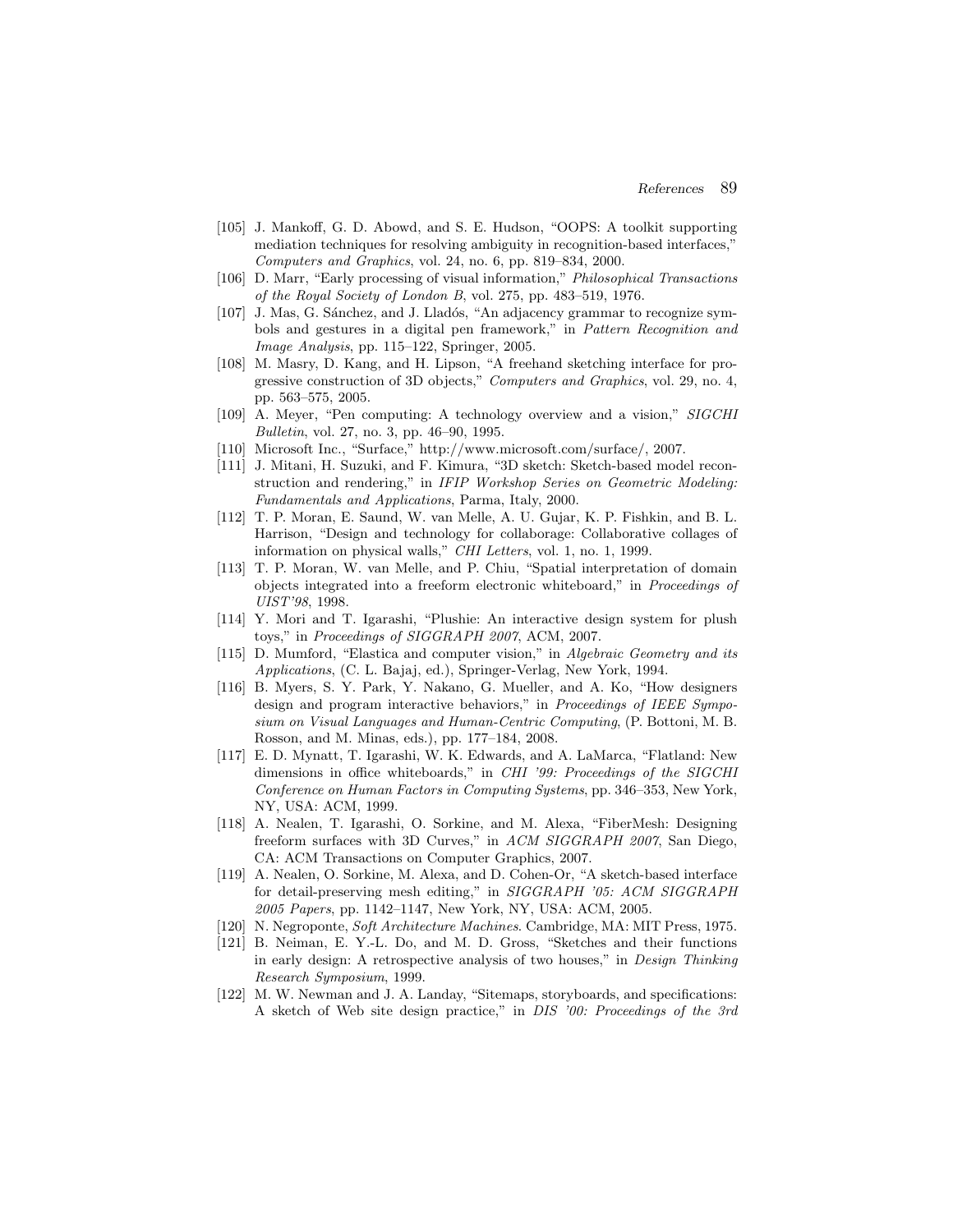[105] J. Mankoff, G. D. Abowd, and S. E. Hudson, "OOPS: A toolkit supporting mediation techniques for resolving ambiguity in recognition-based interfaces," *Computers and Graphics*, vol. 24, no. 6, pp. 819–834, 2000.

[106] D. Marr, "Early processing of visual information," *Philosophical Transactions of the Royal Society of London B*, vol. 275, pp. 483–519, 1976.

[107] J. Mas, G. Sánchez, and J. Lladós, "An adjacency grammar to recognize symbols and gestures in a digital pen framework," in *Pattern Recognition and Image Analysis*, pp. 115–122, Springer, 2005.

[108] M. Masry, D. Kang, and H. Lipson, "A freehand sketching interface for progressive construction of 3D objects," *Computers and Graphics*, vol. 29, no. 4, pp. 563–575, 2005.

[109] A. Meyer, "Pen computing: A technology overview and a vision," *SIGCHI Bulletin*, vol. 27, no. 3, pp. 46–90, 1995.

[110] Microsoft Inc., "Surface," http://www.microsoft.com/surface/, 2007.

[111] J. Mitani, H. Suzuki, and F. Kimura, "3D sketch: Sketch-based model reconstruction and rendering," in *IFIP Workshop Series on Geometric Modeling: Fundamentals and Applications*, Parma, Italy, 2000.

[112] T. P. Moran, E. Saund, W. van Melle, A. U. Gujar, K. P. Fishkin, and B. L. Harrison, "Design and technology for collaborage: Collaborative collages of information on physical walls," *CHI Letters*, vol. 1, no. 1, 1999.

[113] T. P. Moran, W. van Melle, and P. Chiu, "Spatial interpretation of domain objects integrated into a freeform electronic whiteboard," in *Proceedings of UIST'98*, 1998.

[114] Y. Mori and T. Igarashi, "Plushie: An interactive design system for plush toys," in *Proceedings of SIGGRAPH 2007*, ACM, 2007.

[115] D. Mumford, "Elastica and computer vision," in *Algebraic Geometry and its Applications*, (C. L. Bajaj, ed.), Springer-Verlag, New York, 1994.

[116] B. Myers, S. Y. Park, Y. Nakano, G. Mueller, and A. Ko, "How designers design and program interactive behaviors," in *Proceedings of IEEE Symposium on Visual Languages and Human-Centric Computing*, (P. Bottoni, M. B. Rosson, and M. Minas, eds.), pp. 177–184, 2008.

[117] E. D. Mynatt, T. Igarashi, W. K. Edwards, and A. LaMarca, "Flatland: New dimensions in office whiteboards," in *CHI '99: Proceedings of the SIGCHI Conference on Human Factors in Computing Systems*, pp. 346–353, New York, NY, USA: ACM, 1999.

[118] A. Nealen, T. Igarashi, O. Sorkine, and M. Alexa, "FiberMesh: Designing freeform surfaces with 3D Curves," in *ACM SIGGRAPH 2007*, San Diego, CA: ACM Transactions on Computer Graphics, 2007.

[119] A. Nealen, O. Sorkine, M. Alexa, and D. Cohen-Or, "A sketch-based interface for detail-preserving mesh editing," in *SIGGRAPH '05: ACM SIGGRAPH 2005 Papers*, pp. 1142–1147, New York, NY, USA: ACM, 2005.

[120] N. Negroponte, *Soft Architecture Machines*. Cambridge, MA: MIT Press, 1975.

[121] B. Neiman, E. Y.-L. Do, and M. D. Gross, "Sketches and their functions in early design: A retrospective analysis of two houses," in *Design Thinking Research Symposium*, 1999.

[122] M. W. Newman and J. A. Landay, "Sitemaps, storyboards, and specifications: A sketch of Web site design practice," in *DIS '00: Proceedings of the 3rd*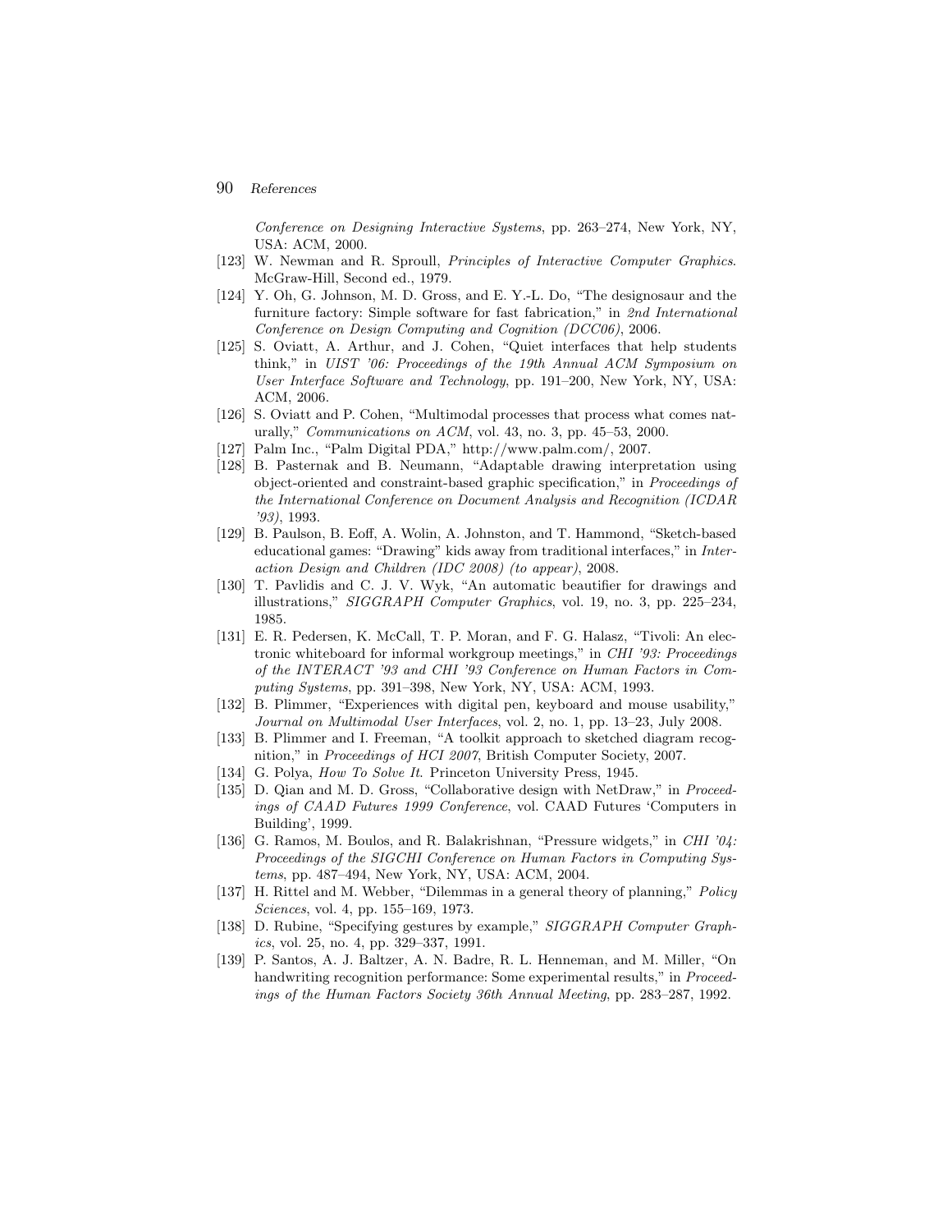*Conference on Designing Interactive Systems*, pp. 263–274, New York, NY, USA: ACM, 2000.

[123] W. Newman and R. Sproull, *Principles of Interactive Computer Graphics*. McGraw-Hill, Second ed., 1979.

[124] Y. Oh, G. Johnson, M. D. Gross, and E. Y.-L. Do, "The designosaur and the furniture factory: Simple software for fast fabrication," in *2nd International Conference on Design Computing and Cognition (DCC06)*, 2006.

[125] S. Oviatt, A. Arthur, and J. Cohen, "Quiet interfaces that help students think," in *UIST '06: Proceedings of the 19th Annual ACM Symposium on User Interface Software and Technology*, pp. 191–200, New York, NY, USA: ACM, 2006.

[126] S. Oviatt and P. Cohen, "Multimodal processes that process what comes naturally," *Communications on ACM*, vol. 43, no. 3, pp. 45–53, 2000.

[127] Palm Inc., "Palm Digital PDA," http://www.palm.com/, 2007.

[128] B. Pasternak and B. Neumann, "Adaptable drawing interpretation using object-oriented and constraint-based graphic specification," in *Proceedings of the International Conference on Document Analysis and Recognition (ICDAR '93)*, 1993.

[129] B. Paulson, B. Eoff, A. Wolin, A. Johnston, and T. Hammond, "Sketch-based educational games: "Drawing" kids away from traditional interfaces," in *Interaction Design and Children (IDC 2008) (to appear)*, 2008.

[130] T. Pavlidis and C. J. V. Wyk, "An automatic beautifier for drawings and illustrations," *SIGGRAPH Computer Graphics*, vol. 19, no. 3, pp. 225–234, 1985.

[131] E. R. Pedersen, K. McCall, T. P. Moran, and F. G. Halasz, "Tivoli: An electronic whiteboard for informal workgroup meetings," in *CHI '93: Proceedings of the INTERACT '93 and CHI '93 Conference on Human Factors in Computing Systems*, pp. 391–398, New York, NY, USA: ACM, 1993.

[132] B. Plimmer, "Experiences with digital pen, keyboard and mouse usability," *Journal on Multimodal User Interfaces*, vol. 2, no. 1, pp. 13–23, July 2008.

[133] B. Plimmer and I. Freeman, "A toolkit approach to sketched diagram recognition," in *Proceedings of HCI 2007*, British Computer Society, 2007.

[134] G. Polya, *How To Solve It.* Princeton University Press, 1945.

[135] D. Qian and M. D. Gross, "Collaborative design with NetDraw," in *Proceedings of CAAD Futures 1999 Conference*, vol. CAAD Futures 'Computers in Building', 1999.

[136] G. Ramos, M. Boulos, and R. Balakrishnan, "Pressure widgets," in *CHI '04: Proceedings of the SIGCHI Conference on Human Factors in Computing Systems*, pp. 487–494, New York, NY, USA: ACM, 2004.

[137] H. Rittel and M. Webber, "Dilemmas in a general theory of planning," *Policy Sciences*, vol. 4, pp. 155–169, 1973.

[138] D. Rubine, "Specifying gestures by example," *SIGGRAPH Computer Graphics*, vol. 25, no. 4, pp. 329–337, 1991.

[139] P. Santos, A. J. Baltzer, A. N. Badre, R. L. Henneman, and M. Miller, "On handwriting recognition performance: Some experimental results," in *Proceedings of the Human Factors Society 36th Annual Meeting*, pp. 283–287, 1992.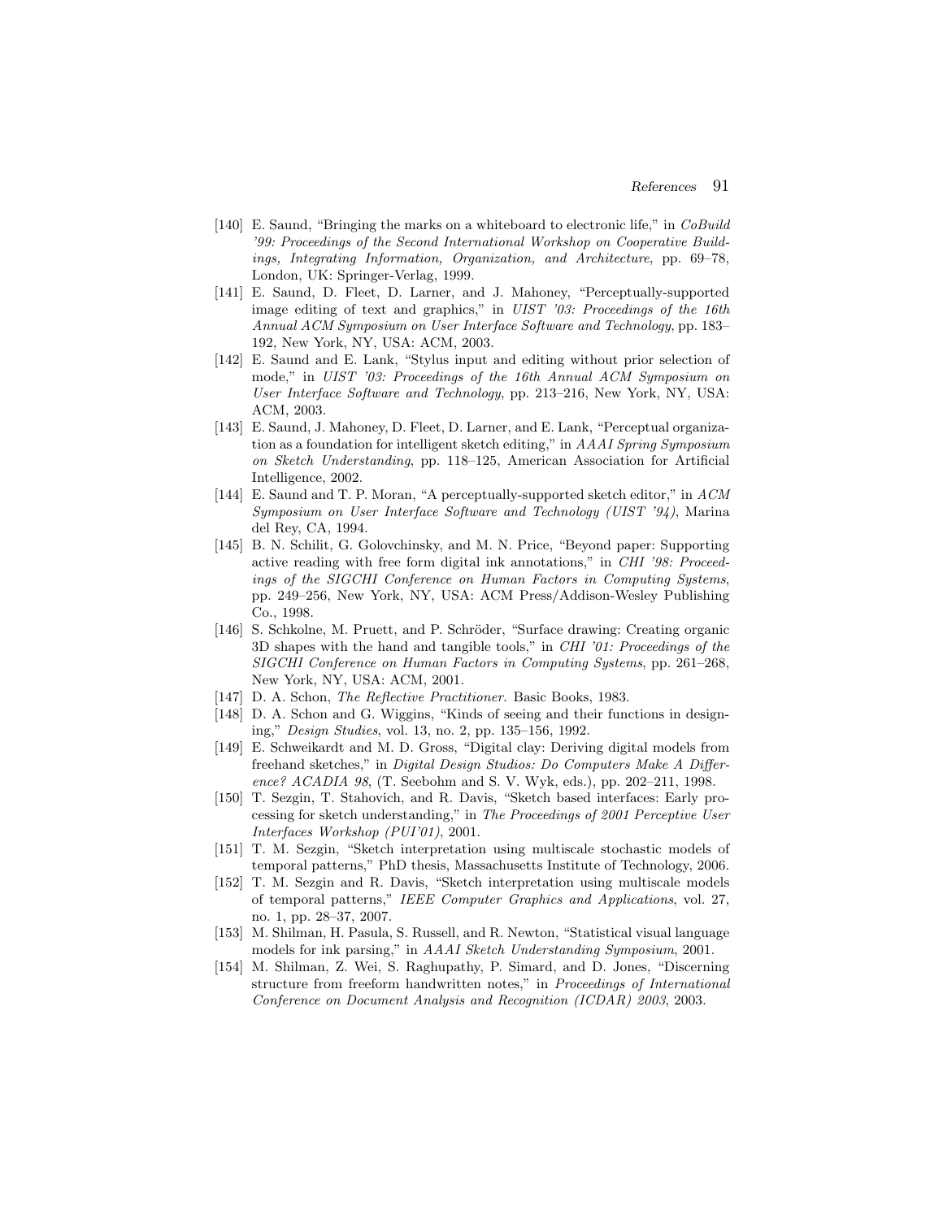[140] E. Saund, “Bringing the marks on a whiteboard to electronic life,” in *CoBuild '99: Proceedings of the Second International Workshop on Cooperative Buildings, Integrating Information, Organization, and Architecture*, pp. 69–78, London, UK: Springer-Verlag, 1999.

[141] E. Saund, D. Fleet, D. Larner, and J. Mahoney, “Perceptually-supported image editing of text and graphics,” in *UIST '03: Proceedings of the 16th Annual ACM Symposium on User Interface Software and Technology*, pp. 183–192, New York, NY, USA: ACM, 2003.

[142] E. Saund and E. Lank, “Stylus input and editing without prior selection of mode,” in *UIST '03: Proceedings of the 16th Annual ACM Symposium on User Interface Software and Technology*, pp. 213–216, New York, NY, USA: ACM, 2003.

[143] E. Saund, J. Mahoney, D. Fleet, D. Larner, and E. Lank, “Perceptual organization as a foundation for intelligent sketch editing,” in *AAAI Spring Symposium on Sketch Understanding*, pp. 118–125, American Association for Artificial Intelligence, 2002.

[144] E. Saund and T. P. Moran, “A perceptually-supported sketch editor,” in *ACM Symposium on User Interface Software and Technology (UIST '94)*, Marina del Rey, CA, 1994.

[145] B. N. Schilit, G. Golovchinsky, and M. N. Price, “Beyond paper: Supporting active reading with free form digital ink annotations,” in *CHI '98: Proceedings of the SIGCHI Conference on Human Factors in Computing Systems*, pp. 249–256, New York, NY, USA: ACM Press/Addison-Wesley Publishing Co., 1998.

[146] S. Schkolne, M. Pruett, and P. Schröder, “Surface drawing: Creating organic 3D shapes with the hand and tangible tools,” in *CHI '01: Proceedings of the SIGCHI Conference on Human Factors in Computing Systems*, pp. 261–268, New York, NY, USA: ACM, 2001.

[147] D. A. Schon, *The Reflective Practitioner*. Basic Books, 1983.

[148] D. A. Schon and G. Wiggins, “Kinds of seeing and their functions in designing,” *Design Studies*, vol. 13, no. 2, pp. 135–156, 1992.

[149] E. Schweikardt and M. D. Gross, “Digital clay: Deriving digital models from freehand sketches,” in *Digital Design Studios: Do Computers Make A Difference? ACADIA 98*, (T. Seebohm and S. V. Wyk, eds.), pp. 202–211, 1998.

[150] T. Sezgin, T. Stahovich, and R. Davis, “Sketch based interfaces: Early processing for sketch understanding,” in *The Proceedings of 2001 Perceptive User Interfaces Workshop (PUI'01)*, 2001.

[151] T. M. Sezgin, “Sketch interpretation using multiscale stochastic models of temporal patterns,” PhD thesis, Massachusetts Institute of Technology, 2006.

[152] T. M. Sezgin and R. Davis, “Sketch interpretation using multiscale models of temporal patterns,” *IEEE Computer Graphics and Applications*, vol. 27, no. 1, pp. 28–37, 2007.

[153] M. Shilman, H. Pasula, S. Russell, and R. Newton, “Statistical visual language models for ink parsing,” in *AAAI Sketch Understanding Symposium*, 2001.

[154] M. Shilman, Z. Wei, S. Raghupathy, P. Simard, and D. Jones, “Discerning structure from freeform handwritten notes,” in *Proceedings of International Conference on Document Analysis and Recognition (ICDAR) 2003*, 2003.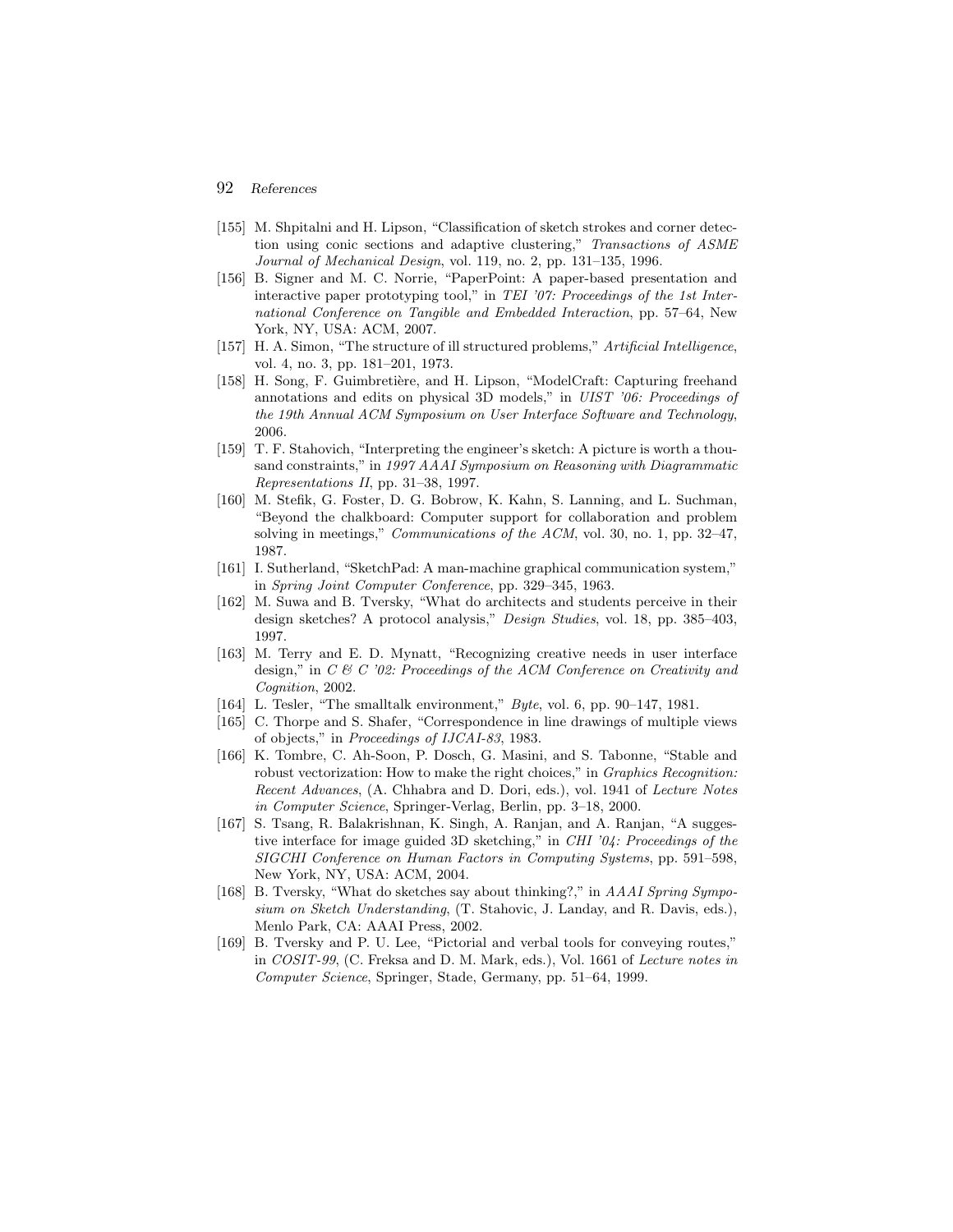[155] M. Shpitalni and H. Lipson, "Classification of sketch strokes and corner detection using conic sections and adaptive clustering," *Transactions of ASME Journal of Mechanical Design*, vol. 119, no. 2, pp. 131–135, 1996.

[156] B. Signer and M. C. Norrie, "PaperPoint: A paper-based presentation and interactive paper prototyping tool," in *TEI '07: Proceedings of the 1st International Conference on Tangible and Embedded Interaction*, pp. 57–64, New York, NY, USA: ACM, 2007.

[157] H. A. Simon, "The structure of ill structured problems," *Artificial Intelligence*, vol. 4, no. 3, pp. 181–201, 1973.

[158] H. Song, F. Guimbretière, and H. Lipson, "ModelCraft: Capturing freehand annotations and edits on physical 3D models," in *UIST '06: Proceedings of the 19th Annual ACM Symposium on User Interface Software and Technology*, 2006.

[159] T. F. Stahovich, "Interpreting the engineer's sketch: A picture is worth a thousand constraints," in *1997 AAAI Symposium on Reasoning with Diagrammatic Representations II*, pp. 31–38, 1997.

[160] M. Stefik, G. Foster, D. G. Bobrow, K. Kahn, S. Lanning, and L. Suchman, "Beyond the chalkboard: Computer support for collaboration and problem solving in meetings," *Communications of the ACM*, vol. 30, no. 1, pp. 32–47, 1987.

[161] I. Sutherland, "SketchPad: A man-machine graphical communication system," in *Spring Joint Computer Conference*, pp. 329–345, 1963.

[162] M. Suwa and B. Tversky, "What do architects and students perceive in their design sketches? A protocol analysis," *Design Studies*, vol. 18, pp. 385–403, 1997.

[163] M. Terry and E. D. Mynatt, "Recognizing creative needs in user interface design," in *C & C '02: Proceedings of the ACM Conference on Creativity and Cognition*, 2002.

[164] L. Tesler, "The smalltalk environment," *Byte*, vol. 6, pp. 90–147, 1981.

[165] C. Thorpe and S. Shafer, "Correspondence in line drawings of multiple views of objects," in *Proceedings of IJCAI-83*, 1983.

[166] K. Tombre, C. Ah-Soon, P. Dosch, G. Masini, and S. Tabonne, "Stable and robust vectorization: How to make the right choices," in *Graphics Recognition: Recent Advances*, (A. Chhabra and D. Dori, eds.), vol. 1941 of *Lecture Notes in Computer Science*, Springer-Verlag, Berlin, pp. 3–18, 2000.

[167] S. Tsang, R. Balakrishnan, K. Singh, A. Ranjan, and A. Ranjan, "A suggestive interface for image guided 3D sketching," in *CHI '04: Proceedings of the SIGCHI Conference on Human Factors in Computing Systems*, pp. 591–598, New York, NY, USA: ACM, 2004.

[168] B. Tversky, "What do sketches say about thinking?," in *AAAI Spring Symposium on Sketch Understanding*, (T. Stahovic, J. Landay, and R. Davis, eds.), Menlo Park, CA: AAAI Press, 2002.

[169] B. Tversky and P. U. Lee, "Pictorial and verbal tools for conveying routes," in *COSIT-99*, (C. Freksa and D. M. Mark, eds.), Vol. 1661 of *Lecture notes in Computer Science*, Springer, Stade, Germany, pp. 51–64, 1999.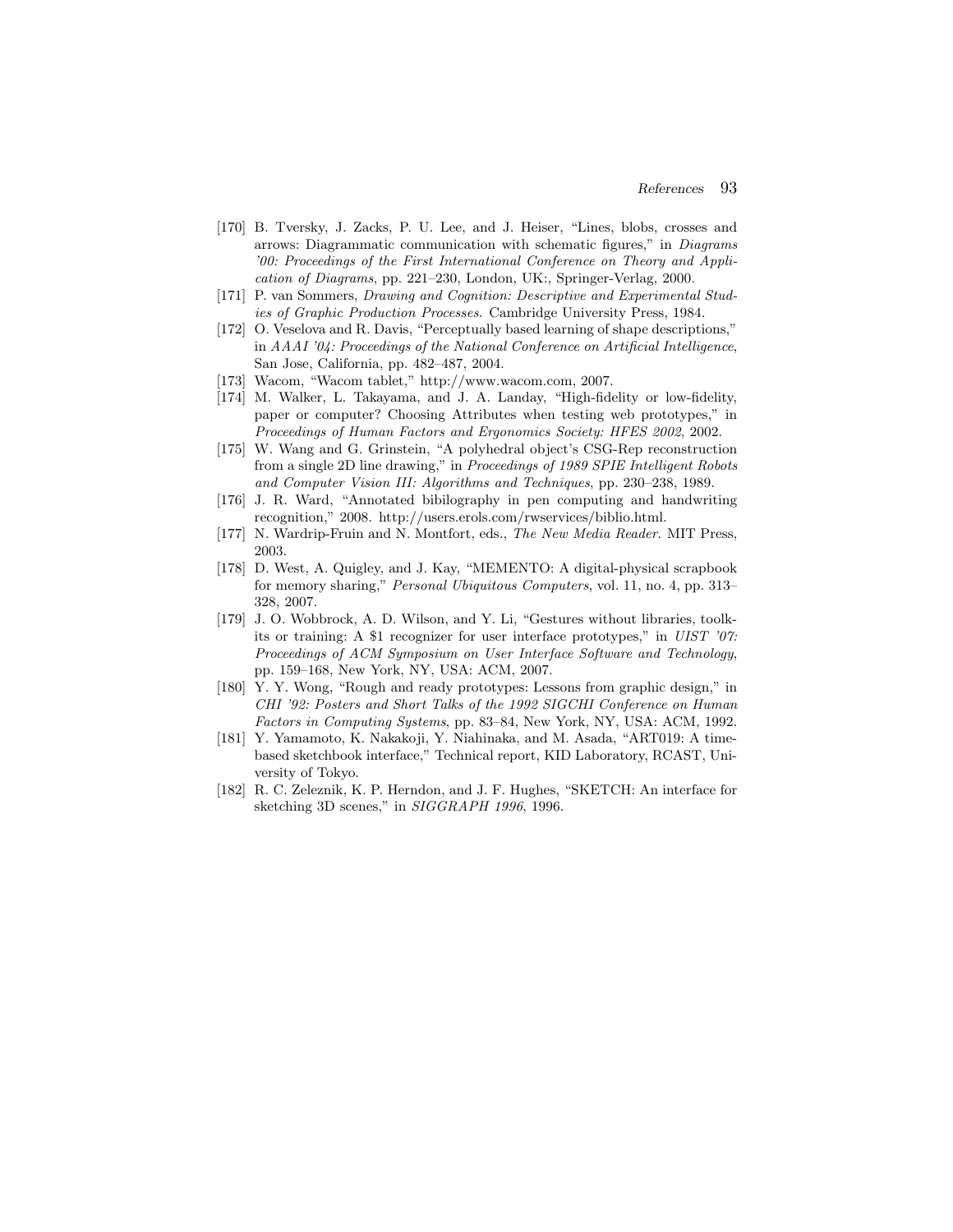[170] B. Tversky, J. Zacks, P. U. Lee, and J. Heiser, "Lines, blobs, crosses and arrows: Diagrammatic communication with schematic figures," in *Diagrams '00: Proceedings of the First International Conference on Theory and Application of Diagrams*, pp. 221–230, London, UK:, Springer-Verlag, 2000.

[171] P. van Sommers, *Drawing and Cognition: Descriptive and Experimental Studies of Graphic Production Processes*. Cambridge University Press, 1984.

[172] O. Veselova and R. Davis, "Perceptually based learning of shape descriptions," in *AAAI '04: Proceedings of the National Conference on Artificial Intelligence*, San Jose, California, pp. 482–487, 2004.

[173] Wacom, "Wacom tablet," http://www.wacom.com, 2007.

[174] M. Walker, L. Takayama, and J. A. Landay, "High-fidelity or low-fidelity, paper or computer? Choosing Attributes when testing web prototypes," in *Proceedings of Human Factors and Ergonomics Society: HFES 2002*, 2002.

[175] W. Wang and G. Grinstein, "A polyhedral object's CSG-Rep reconstruction from a single 2D line drawing," in *Proceedings of 1989 SPIE Intelligent Robots and Computer Vision III: Algorithms and Techniques*, pp. 230–238, 1989.

[176] J. R. Ward, "Annotated bibilography in pen computing and handwriting recognition," 2008. http://users.erols.com/rwservices/biblio.html.

[177] N. Wardrip-Fruin and N. Montfort, eds., *The New Media Reader*. MIT Press, 2003.

[178] D. West, A. Quigley, and J. Kay, "MEMENTO: A digital-physical scrapbook for memory sharing," *Personal Ubiquitous Computers*, vol. 11, no. 4, pp. 313–328, 2007.

[179] J. O. Wobbrock, A. D. Wilson, and Y. Li, "Gestures without libraries, toolkits or training: A $1 recognizer for user interface prototypes," in *UIST '07: Proceedings of ACM Symposium on User Interface Software and Technology*, pp. 159–168, New York, NY, USA: ACM, 2007.

[180] Y. Y. Wong, "Rough and ready prototypes: Lessons from graphic design," in *CHI '92: Posters and Short Talks of the 1992 SIGCHI Conference on Human Factors in Computing Systems*, pp. 83–84, New York, NY, USA: ACM, 1992.

[181] Y. Yamamoto, K. Nakakoji, Y. Niahinaka, and M. Asada, "ART019: A time-based sketchbook interface," Technical report, KID Laboratory, RCAST, University of Tokyo.

[182] R. C. Zeleznik, K. P. Herndon, and J. F. Hughes, "SKETCH: An interface for sketching 3D scenes," in *SIGGRAPH 1996*, 1996.